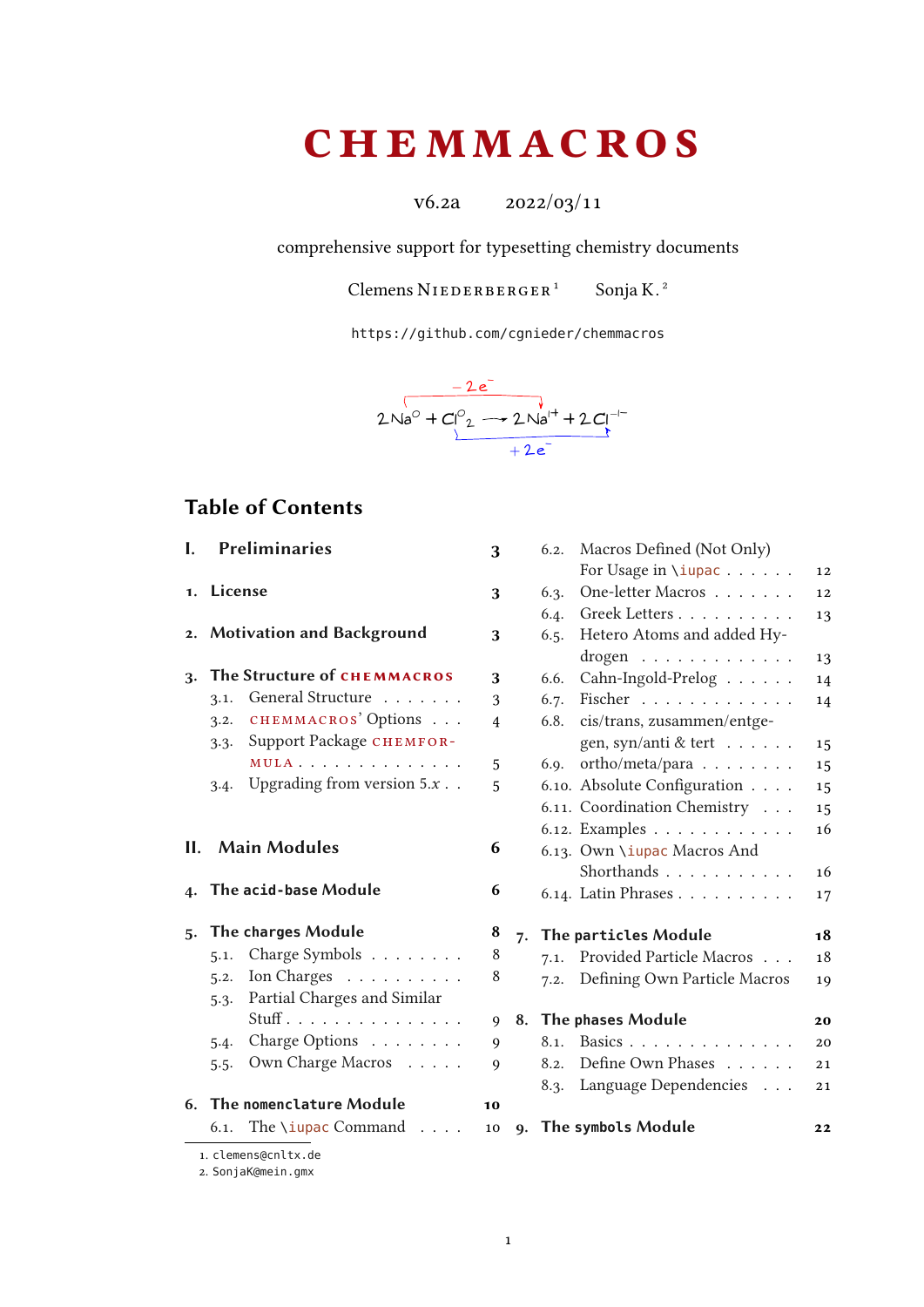# CHEMMACROS

v6.2a 2022/03/11

comprehensive support for typesetting chemistry documents

Clemens Niederberger[1] Sonja K.[2]

https://github.com/cgnieder/chemmacros

$$\overset{-2e^-}{\overbrace{2\,Na^{0} + Cl^{0}_2 \longrightarrow 2\,Na^{I+} + 2\,Cl^{-I-}}}$$
$$+2e^-$$

## Table of Contents

| | | |
|---|---|---|
| **I.** | **Preliminaries** | **3** |
| **1.** | **License** | **3** |
| **2.** | **Motivation and Background** | **3** |
| **3.** | **The Structure of CHEMMACROS** | **3** |
| 3.1. | General Structure | 3 |
| 3.2. | CHEMMACROS' Options | 4 |
| 3.3. | Support Package CHEMFORMULA | 5 |
| 3.4. | Upgrading from version 5.$x$ | 5 |
| **II.** | **Main Modules** | **6** |
| **4.** | **The acid-base Module** | **6** |
| **5.** | **The charges Module** | **8** |
| 5.1. | Charge Symbols | 8 |
| 5.2. | Ion Charges | 8 |
| 5.3. | Partial Charges and Similar Stuff | 9 |
| 5.4. | Charge Options | 9 |
| 5.5. | Own Charge Macros | 9 |
| **6.** | **The nomenclature Module** | **10** |
| 6.1. | The \iupac Command | 10 |
| 6.2. | Macros Defined (Not Only) For Usage in \iupac | 12 |
| 6.3. | One-letter Macros | 12 |
| 6.4. | Greek Letters | 13 |
| 6.5. | Hetero Atoms and added Hydrogen | 13 |
| 6.6. | Cahn-Ingold-Prelog | 14 |
| 6.7. | Fischer | 14 |
| 6.8. | cis/trans, zusammen/entgegen, syn/anti & tert | 15 |
| 6.9. | ortho/meta/para | 15 |
| 6.10. | Absolute Configuration | 15 |
| 6.11. | Coordination Chemistry | 15 |
| 6.12. | Examples | 16 |
| 6.13. | Own \iupac Macros And Shorthands | 16 |
| 6.14. | Latin Phrases | 17 |
| **7.** | **The particles Module** | **18** |
| 7.1. | Provided Particle Macros | 18 |
| 7.2. | Defining Own Particle Macros | 19 |
| **8.** | **The phases Module** | **20** |
| 8.1. | Basics | 20 |
| 8.2. | Define Own Phases | 21 |
| 8.3. | Language Dependencies | 21 |
| **9.** | **The symbols Module** | **22** |

1. clemens@cnltx.de
2. SonjaK@mein.gmx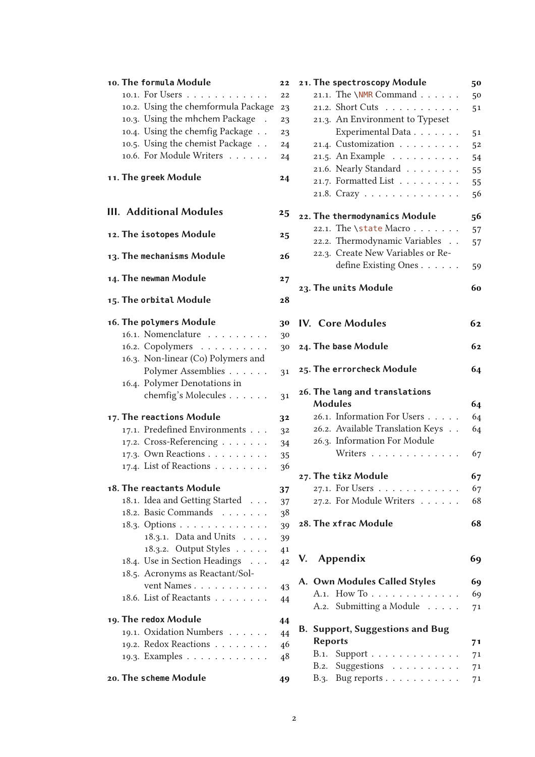- **10. The formula Module** 22
  - 10.1. For Users 22
  - 10.2. Using the chemformula Package 23
  - 10.3. Using the mhchem Package 23
  - 10.4. Using the chemfig Package 23
  - 10.5. Using the chemist Package 24
  - 10.6. For Module Writers 24
- **11. The greek Module** 24

**III. Additional Modules** 25

- **12. The isotopes Module** 25
- **13. The mechanisms Module** 26
- **14. The newman Module** 27
- **15. The orbital Module** 28
- **16. The polymers Module** 30
  - 16.1. Nomenclature 30
  - 16.2. Copolymers 30
  - 16.3. Non-linear (Co) Polymers and Polymer Assemblies 31
  - 16.4. Polymer Denotations in chemfig's Molecules 31
- **17. The reactions Module** 32
  - 17.1. Predefined Environments 32
  - 17.2. Cross-Referencing 34
  - 17.3. Own Reactions 35
  - 17.4. List of Reactions 36
- **18. The reactants Module** 37
  - 18.1. Idea and Getting Started 37
  - 18.2. Basic Commands 38
  - 18.3. Options 39
    - 18.3.1. Data and Units 39
    - 18.3.2. Output Styles 41
  - 18.4. Use in Section Headings 42
  - 18.5. Acronyms as Reactant/Solvent Names 43
  - 18.6. List of Reactants 44
- **19. The redox Module** 44
  - 19.1. Oxidation Numbers 44
  - 19.2. Redox Reactions 46
  - 19.3. Examples 48
- **20. The scheme Module** 49
- **21. The spectroscopy Module** 50
  - 21.1. The \NMR Command 50
  - 21.2. Short Cuts 51
  - 21.3. An Environment to Typeset Experimental Data 51
  - 21.4. Customization 52
  - 21.5. An Example 54
  - 21.6. Nearly Standard 55
  - 21.7. Formatted List 55
  - 21.8. Crazy 56
- **22. The thermodynamics Module** 56
  - 22.1. The \state Macro 57
  - 22.2. Thermodynamic Variables 57
  - 22.3. Create New Variables or Redefine Existing Ones 59
- **23. The units Module** 60

**IV. Core Modules** 62

- **24. The base Module** 62
- **25. The errorcheck Module** 64
- **26. The lang and translations Modules** 64
  - 26.1. Information For Users 64
  - 26.2. Available Translation Keys 64
  - 26.3. Information For Module Writers 67
- **27. The tikz Module** 67
  - 27.1. For Users 67
  - 27.2. For Module Writers 68
- **28. The xfrac Module** 68

**V. Appendix** 69

- **A. Own Modules Called Styles** 69
  - A.1. How To 69
  - A.2. Submitting a Module 71
- **B. Support, Suggestions and Bug Reports** 71
  - B.1. Support 71
  - B.2. Suggestions 71
  - B.3. Bug reports 71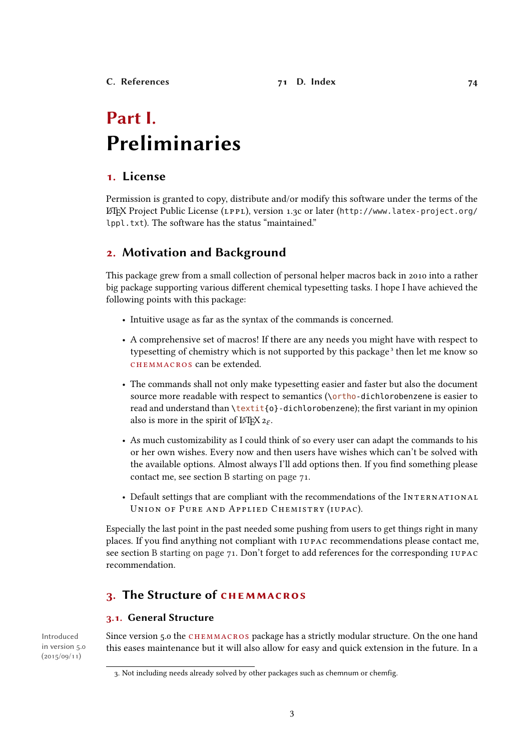C. References 71 D. Index 74

# Part I. Preliminaries

## 1. License

Permission is granted to copy, distribute and/or modify this software under the terms of the LaTeX Project Public License (LPPL), version 1.3c or later (`http://www.latex-project.org/lppl.txt`). The software has the status "maintained."

## 2. Motivation and Background

This package grew from a small collection of personal helper macros back in 2010 into a rather big package supporting various different chemical typesetting tasks. I hope I have achieved the following points with this package:

- Intuitive usage as far as the syntax of the commands is concerned.
- A comprehensive set of macros! If there are any needs you might have with respect to typesetting of chemistry which is not supported by this package [3] then let me know so CHEMMACROS can be extended.
- The commands shall not only make typesetting easier and faster but also the document source more readable with respect to semantics (`\ortho-dichlorobenzene` is easier to read and understand than `\textit{o}-dichlorobenzene`); the first variant in my opinion also is more in the spirit of LaTeX $2_\varepsilon$.
- As much customizability as I could think of so every user can adapt the commands to his or her own wishes. Every now and then users have wishes which can't be solved with the available options. Almost always I'll add options then. If you find something please contact me, see section B starting on page 71.
- Default settings that are compliant with the recommendations of the International Union of Pure and Applied Chemistry (IUPAC).

Especially the last point in the past needed some pushing from users to get things right in many places. If you find anything not compliant with IUPAC recommendations please contact me, see section B starting on page 71. Don't forget to add references for the corresponding IUPAC recommendation.

## 3. The Structure of CHEMMACROS

### 3.1. General Structure

Introduced in version 5.0 (2015/09/11)

Since version 5.0 the CHEMMACROS package has a strictly modular structure. On the one hand this eases maintenance but it will also allow for easy and quick extension in the future. In a

3. Not including needs already solved by other packages such as chemnum or chemfig.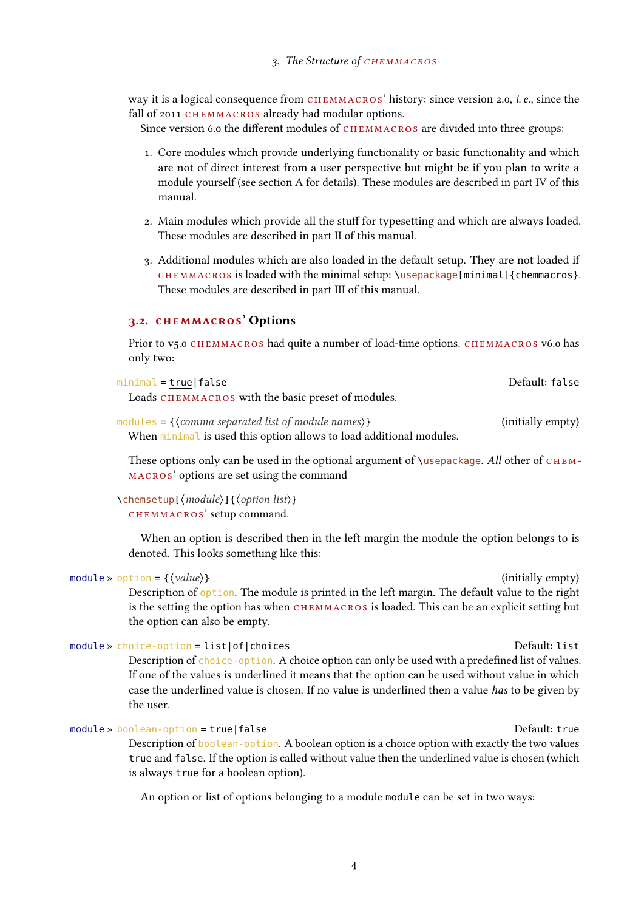way it is a logical consequence from CHEMMACROS' history: since version 2.0, *i. e.*, since the fall of 2011 CHEMMACROS already had modular options.

Since version 6.0 the different modules of CHEMMACROS are divided into three groups:

1. Core modules which provide underlying functionality or basic functionality and which are not of direct interest from a user perspective but might be if you plan to write a module yourself (see section A for details). These modules are described in part IV of this manual.

2. Main modules which provide all the stuff for typesetting and which are always loaded. These modules are described in part II of this manual.

3. Additional modules which are also loaded in the default setup. They are not loaded if CHEMMACROS is loaded with the minimal setup: `\usepackage[minimal]{chemmacros}`. These modules are described in part III of this manual.

## 3.2. CHEMMACROS' Options

Prior to v5.0 CHEMMACROS had quite a number of load-time options. CHEMMACROS v6.0 has only two:

`minimal = true|false` Default: `false`
Loads CHEMMACROS with the basic preset of modules.

`modules = {⟨comma separated list of module names⟩}` (initially empty)
When `minimal` is used this option allows to load additional modules.

These options only can be used in the optional argument of `\usepackage`. *All* other of CHEMMACROS' options are set using the command

`\chemsetup[⟨module⟩]{⟨option list⟩}`
CHEMMACROS' setup command.

When an option is described then in the left margin the module the option belongs to is denoted. This looks something like this:

`module » option = {⟨value⟩}` (initially empty)
Description of `option`. The module is printed in the left margin. The default value to the right is the setting the option has when CHEMMACROS is loaded. This can be an explicit setting but the option can also be empty.

`module » choice-option = list|of|choices` Default: `list`
Description of `choice-option`. A choice option can only be used with a predefined list of values. If one of the values is underlined it means that the option can be used without value in which case the underlined value is chosen. If no value is underlined then a value *has* to be given by the user.

`module » boolean-option = true|false` Default: `true`
Description of `boolean-option`. A boolean option is a choice option with exactly the two values `true` and `false`. If the option is called without value then the underlined value is chosen (which is always `true` for a boolean option).

An option or list of options belonging to a module `module` can be set in two ways: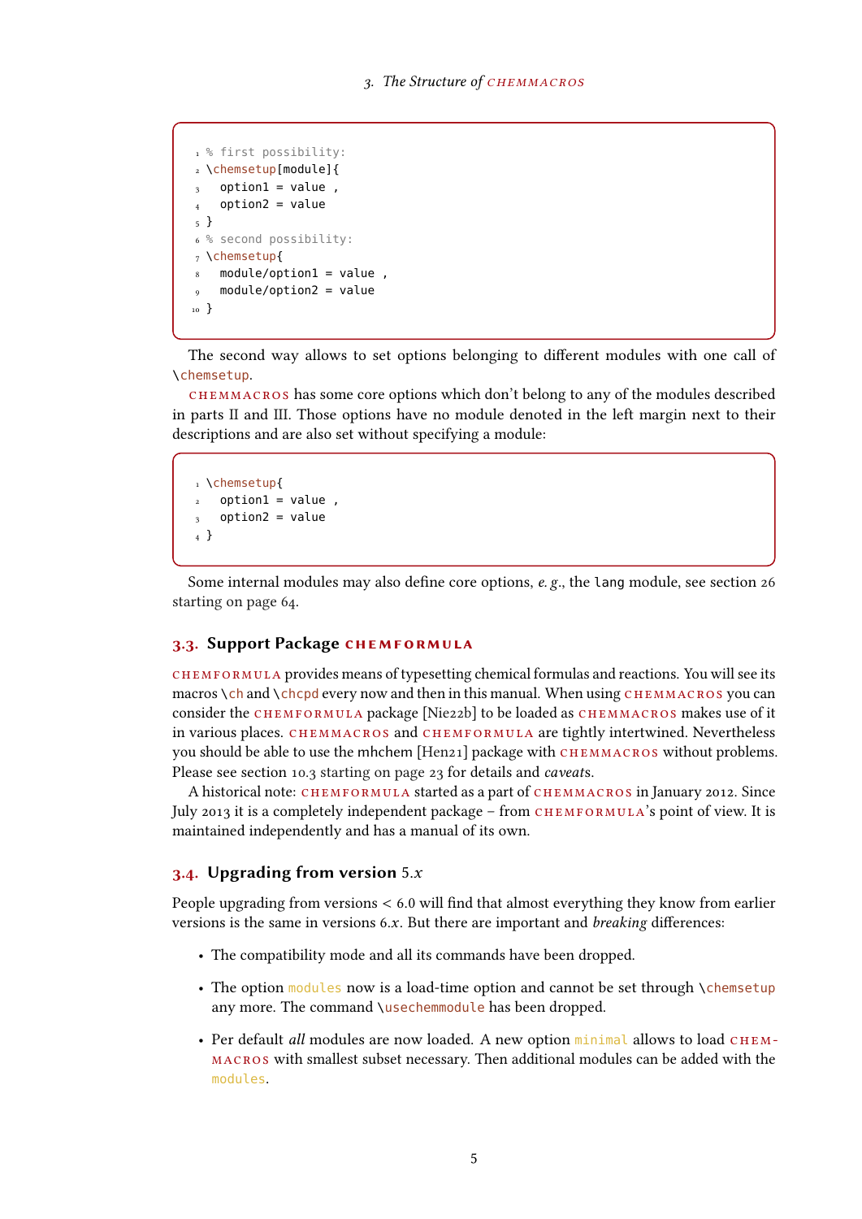```
% first possibility:
\chemsetup[module]{
  option1 = value ,
  option2 = value
}
% second possibility:
\chemsetup{
  module/option1 = value ,
  module/option2 = value
}
```

The second way allows to set options belonging to different modules with one call of `\chemsetup`.

CHEMMACROS has some core options which don't belong to any of the modules described in parts II and III. Those options have no module denoted in the left margin next to their descriptions and are also set without specifying a module:

```
\chemsetup{
  option1 = value ,
  option2 = value
}
```

Some internal modules may also define core options, *e. g.*, the `lang` module, see section 26 starting on page 64.

## 3.3. Support Package CHEMFORMULA

CHEMFORMULA provides means of typesetting chemical formulas and reactions. You will see its macros `\ch` and `\chcpd` every now and then in this manual. When using CHEMMACROS you can consider the CHEMFORMULA package [Nie22b] to be loaded as CHEMMACROS makes use of it in various places. CHEMMACROS and CHEMFORMULA are tightly intertwined. Nevertheless you should be able to use the mhchem [Hen21] package with CHEMMACROS without problems. Please see section 10.3 starting on page 23 for details and *caveat*s.

A historical note: CHEMFORMULA started as a part of CHEMMACROS in January 2012. Since July 2013 it is a completely independent package – from CHEMFORMULA's point of view. It is maintained independently and has a manual of its own.

## 3.4. Upgrading from version 5.*x*

People upgrading from versions < 6.0 will find that almost everything they know from earlier versions is the same in versions 6.*x*. But there are important and *breaking* differences:

- The compatibility mode and all its commands have been dropped.
- The option `modules` now is a load-time option and cannot be set through `\chemsetup` any more. The command `\usechemmodule` has been dropped.
- Per default *all* modules are now loaded. A new option `minimal` allows to load CHEMMACROS with smallest subset necessary. Then additional modules can be added with the `modules`.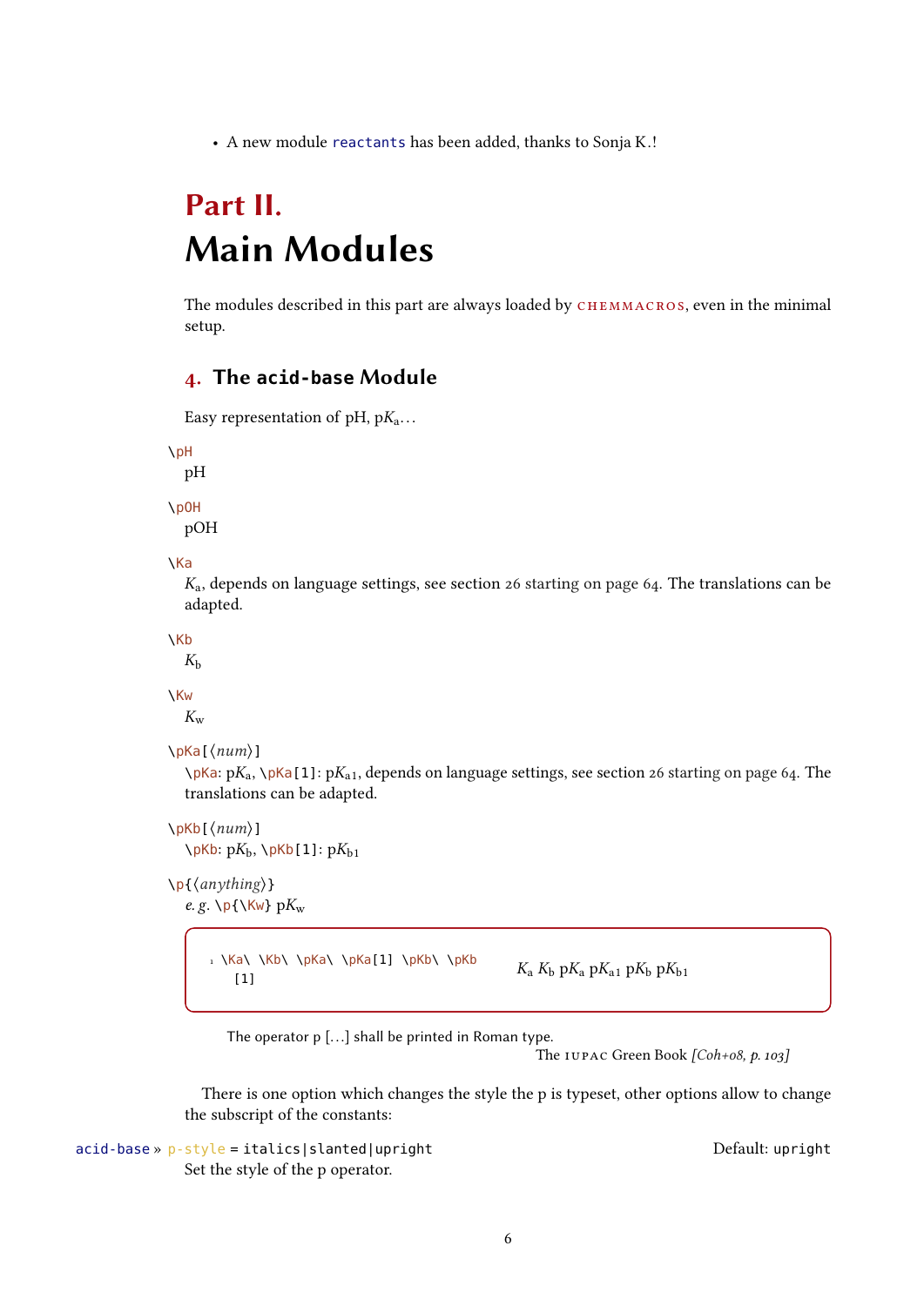- A new module `reactants` has been added, thanks to Sonja K.!

# Part II. Main Modules

The modules described in this part are always loaded by CHEMMACROS, even in the minimal setup.

## 4. The acid-base Module

Easy representation of pH, p$K_\mathrm{a}$…

`\pH`
pH

`\pOH`
pOH

`\Ka`
$K_\mathrm{a}$, depends on language settings, see section 26 starting on page 64. The translations can be adapted.

`\Kb`
$K_\mathrm{b}$

`\Kw`
$K_\mathrm{w}$

`\pKa[⟨num⟩]`
`\pKa`: p$K_\mathrm{a}$, `\pKa[1]`: p$K_\mathrm{a1}$, depends on language settings, see section 26 starting on page 64. The translations can be adapted.

`\pKb[⟨num⟩]`
`\pKb`: p$K_\mathrm{b}$, `\pKb[1]`: p$K_\mathrm{b1}$

`\p{⟨anything⟩}`
*e. g.* `\p{\Kw}` p$K_\mathrm{w}$

```
\Ka\ \Kb\ \pKa\ \pKa[1] \pKb\ \pKb[1]
```

$K_\mathrm{a}$ $K_\mathrm{b}$ p$K_\mathrm{a}$ p$K_\mathrm{a1}$ p$K_\mathrm{b}$ p$K_\mathrm{b1}$

> The operator p […] shall be printed in Roman type.
>
> The IUPAC Green Book *[Coh+08, p. 103]*

There is one option which changes the style the p is typeset, other options allow to change the subscript of the constants:

`acid-base » p-style = italics|slanted|upright` Default: `upright`
Set the style of the p operator.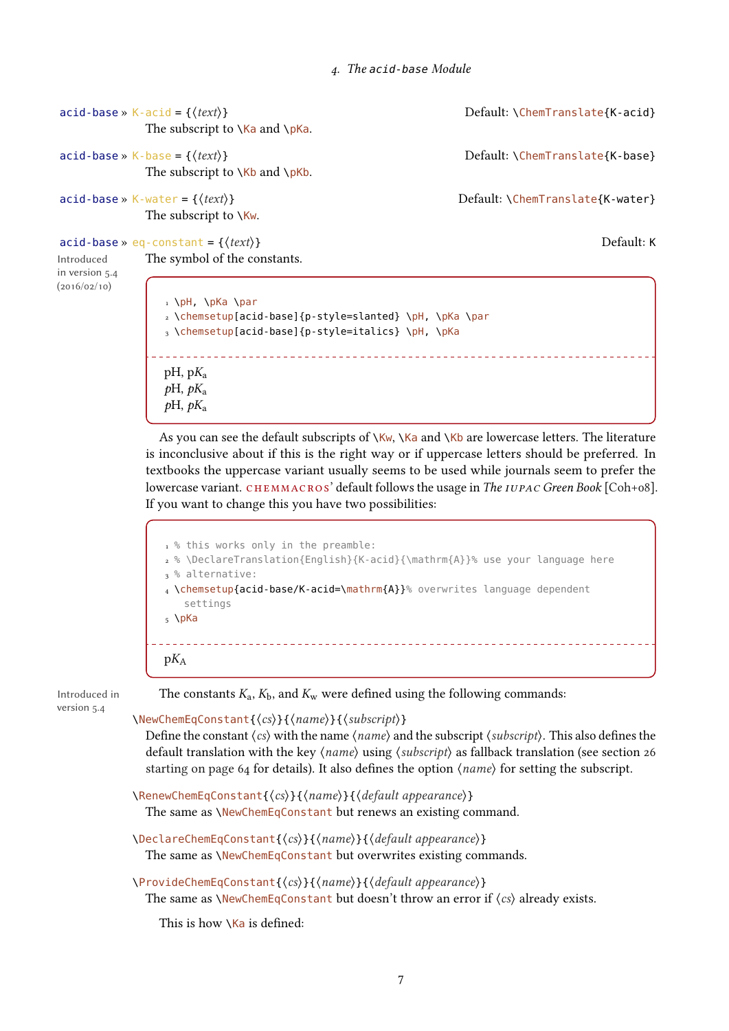acid-base » K-acid = {⟨text⟩} Default: \ChemTranslate{K-acid}

The subscript to \Ka and \pKa.

acid-base » K-base = {⟨text⟩} Default: \ChemTranslate{K-base}

The subscript to \Kb and \pKb.

acid-base » K-water = {⟨text⟩} Default: \ChemTranslate{K-water}

The subscript to \Kw.

acid-base » eq-constant = {⟨text⟩} Default: K

Introduced in version 5.4 (2016/02/10)

The symbol of the constants.

```
\pH, \pKa \par
\chemsetup[acid-base]{p-style=slanted} \pH, \pKa \par
\chemsetup[acid-base]{p-style=italics} \pH, \pKa
```

pH, p$K_\mathrm{a}$
*p*H, *p*$K_\mathrm{a}$
*p*H, *p*$K_\mathrm{a}$

As you can see the default subscripts of \Kw, \Ka and \Kb are lowercase letters. The literature is inconclusive about if this is the right way or if uppercase letters should be preferred. In textbooks the uppercase variant usually seems to be used while journals seem to prefer the lowercase variant. CHEMMACROS' default follows the usage in *The IUPAC Green Book* [Coh+08]. If you want to change this you have two possibilities:

```
% this works only in the preamble:
% \DeclareTranslation{English}{K-acid}{\mathrm{A}}% use your language here
% alternative:
\chemsetup{acid-base/K-acid=\mathrm{A}}% overwrites language dependent
   settings
\pKa
```

p$K_\mathrm{A}$

Introduced in version 5.4

The constants $K_\mathrm{a}$, $K_\mathrm{b}$, and $K_\mathrm{w}$ were defined using the following commands:

\NewChemEqConstant{⟨cs⟩}{⟨name⟩}{⟨subscript⟩}

Define the constant ⟨cs⟩ with the name ⟨name⟩ and the subscript ⟨subscript⟩. This also defines the default translation with the key ⟨name⟩ using ⟨subscript⟩ as fallback translation (see section 26 starting on page 64 for details). It also defines the option ⟨name⟩ for setting the subscript.

\RenewChemEqConstant{⟨cs⟩}{⟨name⟩}{⟨default appearance⟩}

The same as \NewChemEqConstant but renews an existing command.

\DeclareChemEqConstant{⟨cs⟩}{⟨name⟩}{⟨default appearance⟩}

The same as \NewChemEqConstant but overwrites existing commands.

\ProvideChemEqConstant{⟨cs⟩}{⟨name⟩}{⟨default appearance⟩}

The same as \NewChemEqConstant but doesn't throw an error if ⟨cs⟩ already exists.

This is how \Ka is defined: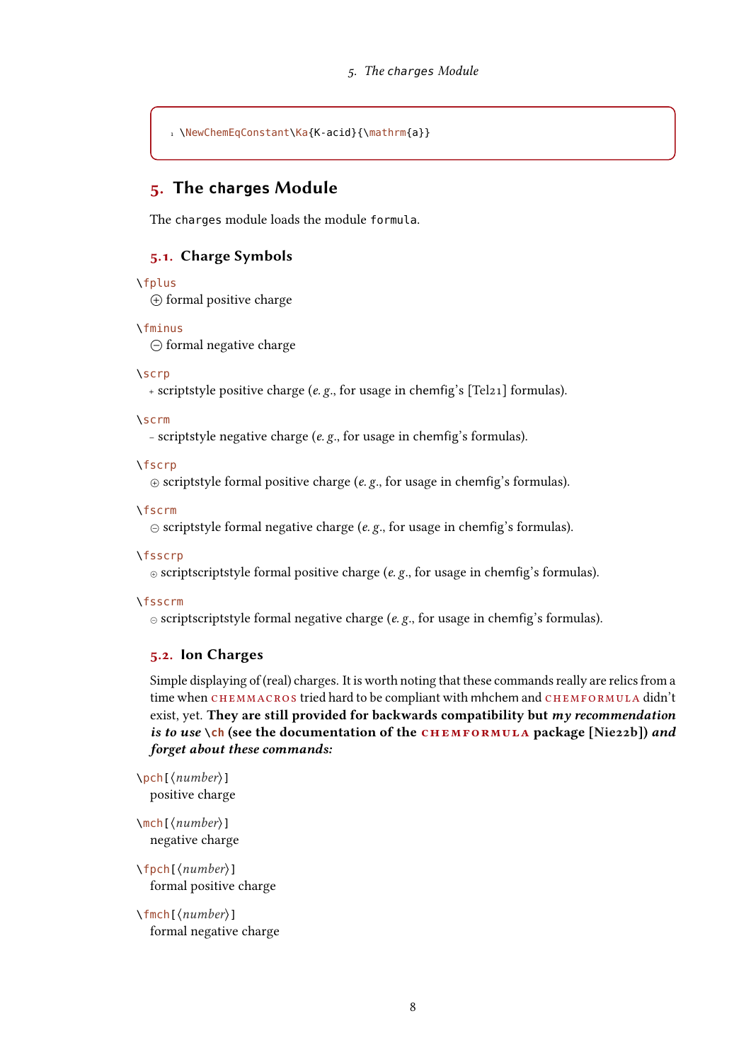```
\NewChemEqConstant\Ka{K-acid}{\mathrm{a}}
```

## 5. The charges Module

The `charges` module loads the module `formula`.

### 5.1. Charge Symbols

`\fplus`
⊕ formal positive charge

`\fminus`
⊖ formal negative charge

`\scrp`
+ scriptstyle positive charge (*e. g.*, for usage in chemfig's [Tel21] formulas).

`\scrm`
− scriptstyle negative charge (*e. g.*, for usage in chemfig's formulas).

`\fscrp`
⊕ scriptstyle formal positive charge (*e. g.*, for usage in chemfig's formulas).

`\fscrm`
⊖ scriptstyle formal negative charge (*e. g.*, for usage in chemfig's formulas).

`\fsscrp`
⊕ scriptscriptstyle formal positive charge (*e. g.*, for usage in chemfig's formulas).

`\fsscrm`
⊖ scriptscriptstyle formal negative charge (*e. g.*, for usage in chemfig's formulas).

### 5.2. Ion Charges

Simple displaying of (real) charges. It is worth noting that these commands really are relics from a time when CHEMMACROS tried hard to be compliant with mhchem and CHEMFORMULA didn't exist, yet. **They are still provided for backwards compatibility but *my recommendation is to use* `\ch` (see the documentation of the CHEMFORMULA package [Nie22b]) *and forget about these commands:***

`\pch[⟨number⟩]`
positive charge

`\mch[⟨number⟩]`
negative charge

`\fpch[⟨number⟩]`
formal positive charge

`\fmch[⟨number⟩]`
formal negative charge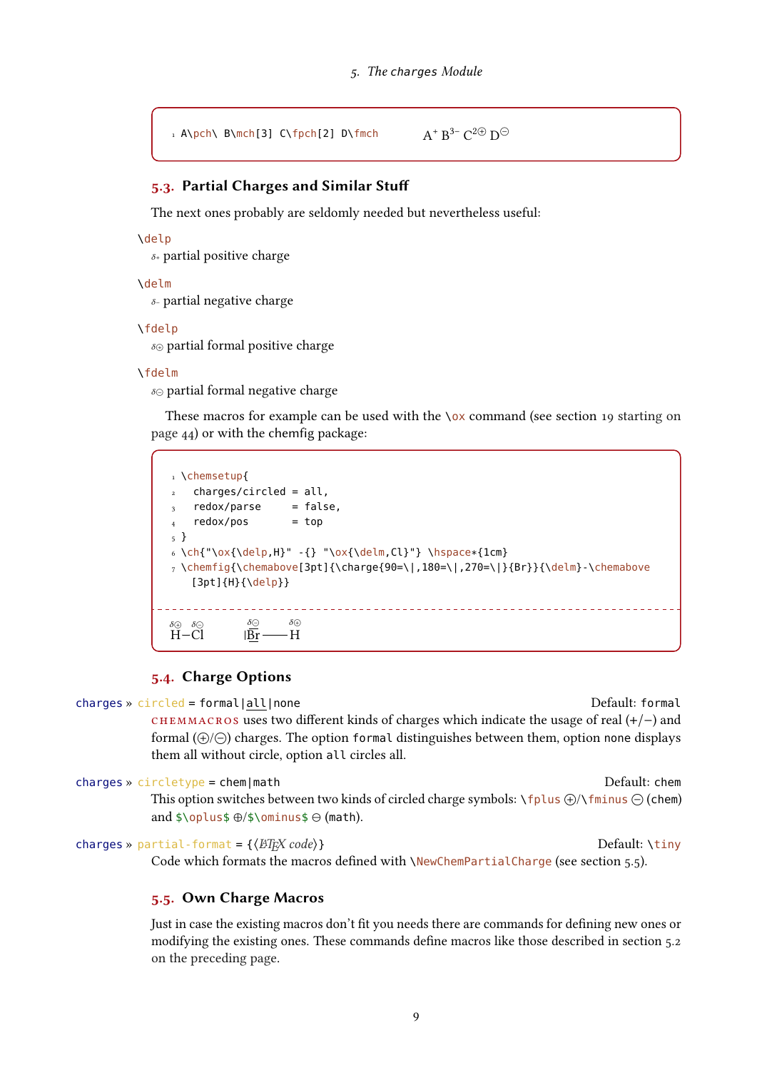```
A\pch\ B\mch[3] C\fpch[2] D\fmch
```

A⁺ $B^{3-}$ $C^{2\oplus}$ $D^{\ominus}$

## 5.3. Partial Charges and Similar Stuff

The next ones probably are seldomly needed but nevertheless useful:

`\delp`
δ+ partial positive charge

`\delm`
δ− partial negative charge

`\fdelp`
δ⊕ partial formal positive charge

`\fdelm`
δ⊖ partial formal negative charge

These macros for example can be used with the `\ox` command (see section 19 starting on page 44) or with the chemfig package:

```
\chemsetup{
  charges/circled = all,
  redox/parse     = false,
  redox/pos       = top
}
\ch{"\ox{\delp,H}" -{} "\ox{\delm,Cl}"} \hspace*{1cm}
\chemfig{\chemabove[3pt]{\charge{90=\|,180=\|,270=\|}{Br}}{\delm}-\chemabove
  [3pt]{H}{\delp}}
```

$\overset{\delta\oplus}{H}-\overset{\delta\ominus}{Cl}$    $|\overset{\delta\ominus}{\overline{Br}}$ — $\overset{\delta\oplus}{H}$

## 5.4. Charge Options

charges » circled = formal|all|none    Default: formal

CHEMMACROS uses two different kinds of charges which indicate the usage of real (+/−) and formal (⊕/⊖) charges. The option `formal` distinguishes between them, option `none` displays them all without circle, option `all` circles all.

charges » circletype = chem|math    Default: chem

This option switches between two kinds of circled charge symbols: `\fplus` ⊕/`\fminus` ⊖ (chem) and `$\oplus$` ⊕/`$\ominus$` ⊖ (math).

charges » partial-format = {⟨LaTeX code⟩}    Default: `\tiny`

Code which formats the macros defined with `\NewChemPartialCharge` (see section 5.5).

## 5.5. Own Charge Macros

Just in case the existing macros don't fit you needs there are commands for defining new ones or modifying the existing ones. These commands define macros like those described in section 5.2 on the preceding page.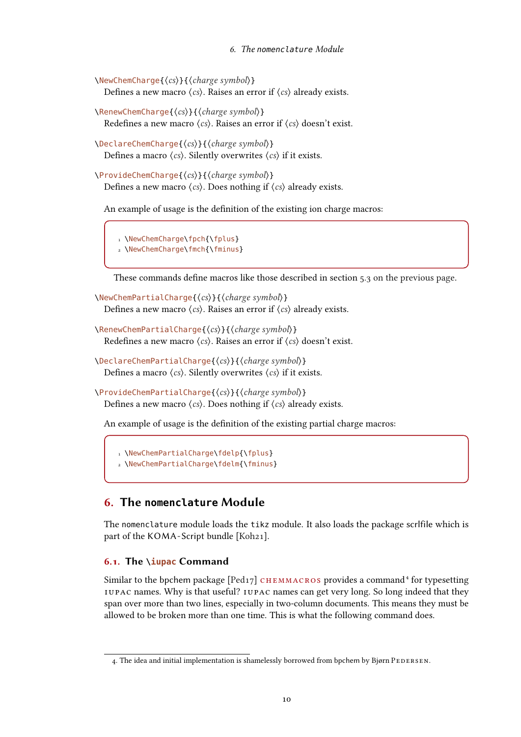`\NewChemCharge{⟨cs⟩}{⟨charge symbol⟩}`
Defines a new macro ⟨*cs*⟩. Raises an error if ⟨*cs*⟩ already exists.

`\RenewChemCharge{⟨cs⟩}{⟨charge symbol⟩}`
Redefines a new macro ⟨*cs*⟩. Raises an error if ⟨*cs*⟩ doesn't exist.

`\DeclareChemCharge{⟨cs⟩}{⟨charge symbol⟩}`
Defines a macro ⟨*cs*⟩. Silently overwrites ⟨*cs*⟩ if it exists.

`\ProvideChemCharge{⟨cs⟩}{⟨charge symbol⟩}`
Defines a new macro ⟨*cs*⟩. Does nothing if ⟨*cs*⟩ already exists.

An example of usage is the definition of the existing ion charge macros:

```
1 \NewChemCharge\fpch{\fplus}
2 \NewChemCharge\fmch{\fminus}
```

These commands define macros like those described in section 5.3 on the previous page.

`\NewChemPartialCharge{⟨cs⟩}{⟨charge symbol⟩}`
Defines a new macro ⟨*cs*⟩. Raises an error if ⟨*cs*⟩ already exists.

`\RenewChemPartialCharge{⟨cs⟩}{⟨charge symbol⟩}`
Redefines a new macro ⟨*cs*⟩. Raises an error if ⟨*cs*⟩ doesn't exist.

`\DeclareChemPartialCharge{⟨cs⟩}{⟨charge symbol⟩}`
Defines a macro ⟨*cs*⟩. Silently overwrites ⟨*cs*⟩ if it exists.

`\ProvideChemPartialCharge{⟨cs⟩}{⟨charge symbol⟩}`
Defines a new macro ⟨*cs*⟩. Does nothing if ⟨*cs*⟩ already exists.

An example of usage is the definition of the existing partial charge macros:

```
1 \NewChemPartialCharge\fdelp{\fplus}
2 \NewChemPartialCharge\fdelm{\fminus}
```

# 6. The `nomenclature` Module

The `nomenclature` module loads the `tikz` module. It also loads the package scrlfile which is part of the KOMA-Script bundle [Koh21].

## 6.1. The `\iupac` Command

Similar to the bpchem package [Ped17] CHEMMACROS provides a command[4] for typesetting IUPAC names. Why is that useful? IUPAC names can get very long. So long indeed that they span over more than two lines, especially in two-column documents. This means they must be allowed to be broken more than one time. This is what the following command does.

4. The idea and initial implementation is shamelessly borrowed from bpchem by Bjørn Pedersen.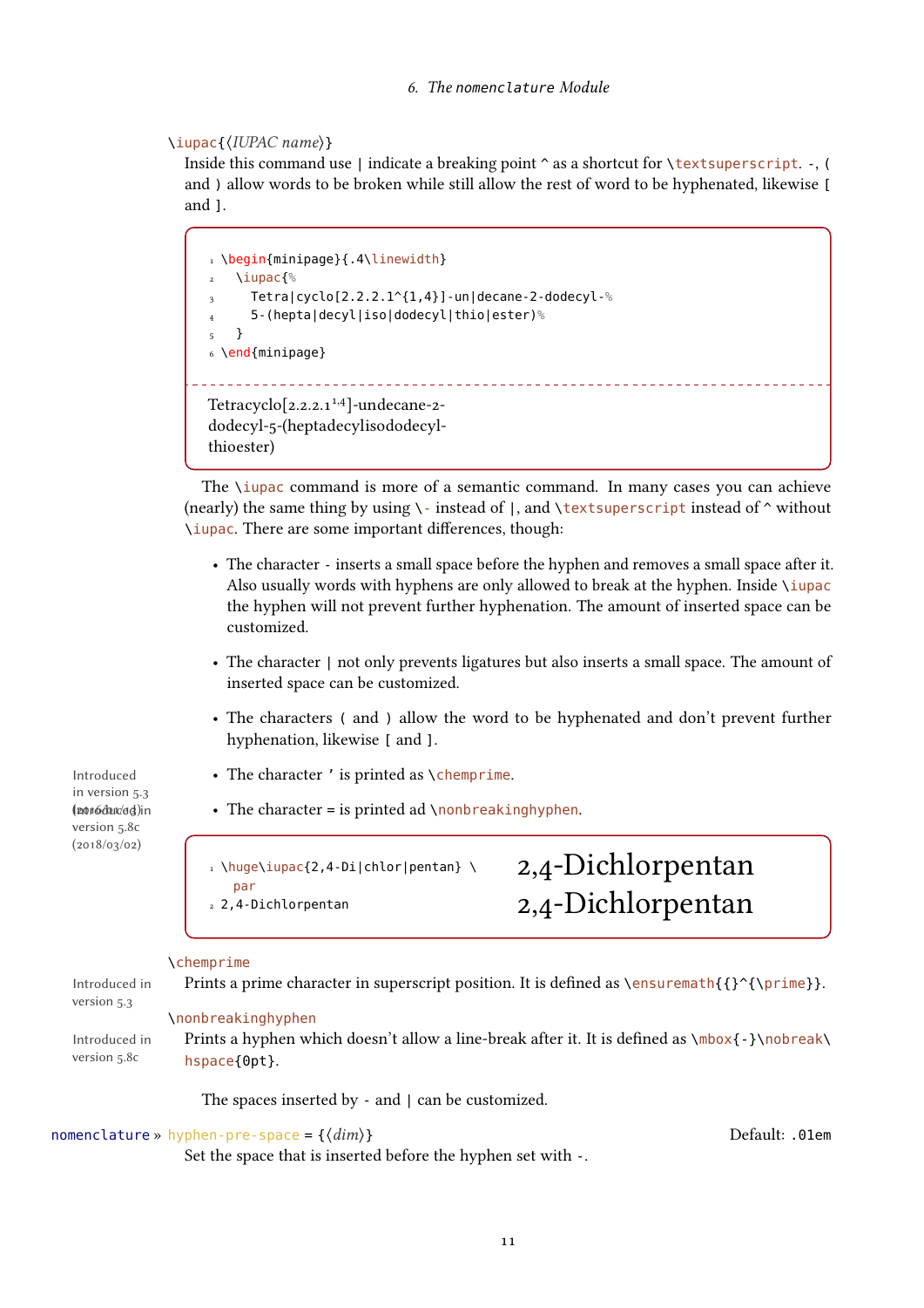\iupac{⟨IUPAC name⟩}

Inside this command use | indicate a breaking point ^ as a shortcut for \textsuperscript. -, ( and ) allow words to be broken while still allow the rest of word to be hyphenated, likewise [ and ].

```
\begin{minipage}{.4\linewidth}
  \iupac{%
    Tetra|cyclo[2.2.2.1^{1,4}]-un|decane-2-dodecyl-%
    5-(hepta|decyl|iso|dodecyl|thio|ester)%
  }
\end{minipage}
```

Tetracyclo[2.2.2.1$^{1,4}$]-undecane-2-dodecyl-5-(heptadecylisododecyl-thioester)

The \iupac command is more of a semantic command. In many cases you can achieve (nearly) the same thing by using \- instead of |, and \textsuperscript instead of ^ without \iupac. There are some important differences, though:

- The character - inserts a small space before the hyphen and removes a small space after it. Also usually words with hyphens are only allowed to break at the hyphen. Inside \iupac the hyphen will not prevent further hyphenation. The amount of inserted space can be customized.
- The character | not only prevents ligatures but also inserts a small space. The amount of inserted space can be customized.
- The characters ( and ) allow the word to be hyphenated and don't prevent further hyphenation, likewise [ and ].
- The character ' is printed as \chemprime. (Introduced in version 5.3 (2016/04/03))
- The character = is printed ad \nonbreakinghyphen. (Introduced in version 5.8c (2018/03/02))

```
\huge\iupac{2,4-Di|chlor|pentan} \par
2,4-Dichlorpentan
```

2,4-Dichlorpentan
2,4-Dichlorpentan

\chemprime

Introduced in version 5.3

Prints a prime character in superscript position. It is defined as \ensuremath{{}^{\prime}}.

\nonbreakinghyphen

Introduced in version 5.8c

Prints a hyphen which doesn't allow a line-break after it. It is defined as \mbox{-}\nobreak\hspace{0pt}.

The spaces inserted by - and | can be customized.

nomenclature » hyphen-pre-space = {⟨dim⟩} Default: .01em

Set the space that is inserted before the hyphen set with -.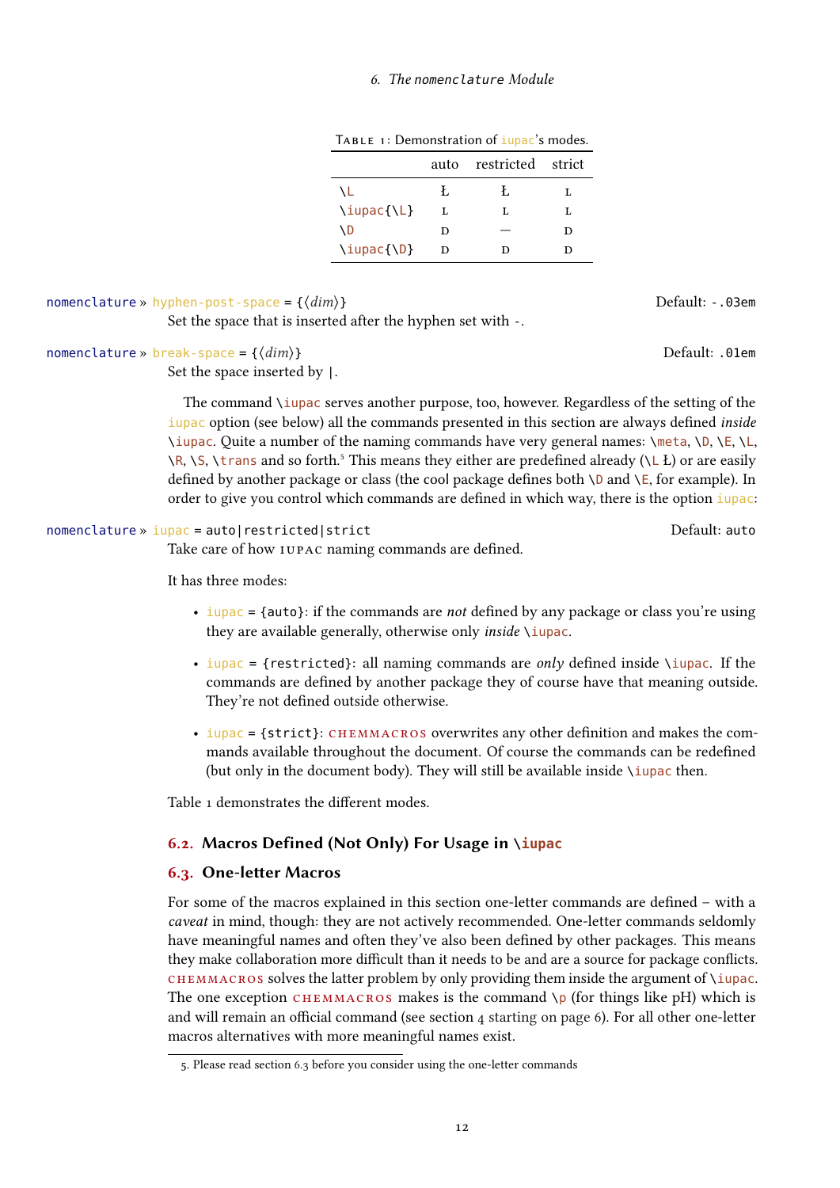Table 1: Demonstration of iupac's modes.

| | auto | restricted | strict |
|---|---|---|---|
| \L | Ł | Ł | L |
| \iupac{\L} | L | L | L |
| \D | D | — | D |
| \iupac{\D} | D | D | D |

nomenclature » hyphen-post-space = {⟨dim⟩} Default: -.03em

Set the space that is inserted after the hyphen set with -.

nomenclature » break-space = {⟨dim⟩} Default: .01em

Set the space inserted by |.

The command \iupac serves another purpose, too, however. Regardless of the setting of the iupac option (see below) all the commands presented in this section are always defined *inside* \iupac. Quite a number of the naming commands have very general names: \meta, \D, \E, \L, \R, \S, \trans and so forth.[5] This means they either are predefined already (\L Ł) or are easily defined by another package or class (the cool package defines both \D and \E, for example). In order to give you control which commands are defined in which way, there is the option iupac:

nomenclature » iupac = auto|restricted|strict Default: auto

Take care of how IUPAC naming commands are defined.

It has three modes:

- iupac = {auto}: if the commands are *not* defined by any package or class you're using they are available generally, otherwise only *inside* \iupac.
- iupac = {restricted}: all naming commands are *only* defined inside \iupac. If the commands are defined by another package they of course have that meaning outside. They're not defined outside otherwise.
- iupac = {strict}: CHEMMACROS overwrites any other definition and makes the commands available throughout the document. Of course the commands can be redefined (but only in the document body). They will still be available inside \iupac then.

Table 1 demonstrates the different modes.

## 6.2. Macros Defined (Not Only) For Usage in \iupac

## 6.3. One-letter Macros

For some of the macros explained in this section one-letter commands are defined – with a *caveat* in mind, though: they are not actively recommended. One-letter commands seldomly have meaningful names and often they've also been defined by other packages. This means they make collaboration more difficult than it needs to be and are a source for package conflicts. CHEMMACROS solves the latter problem by only providing them inside the argument of \iupac. The one exception CHEMMACROS makes is the command \p (for things like pH) which is and will remain an official command (see section 4 starting on page 6). For all other one-letter macros alternatives with more meaningful names exist.

5. Please read section 6.3 before you consider using the one-letter commands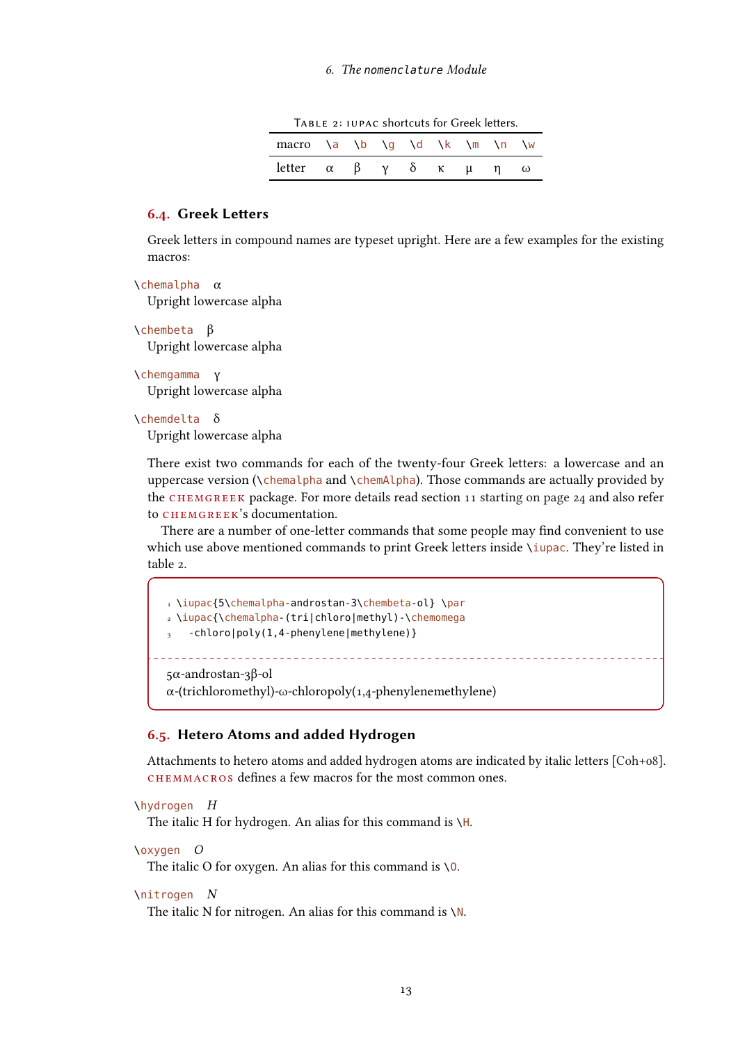Table 2: IUPAC shortcuts for Greek letters.

| macro | \a | \b | \g | \d | \k | \m | \n | \w |
|---|---|---|---|---|---|---|---|---|
| letter | α | β | γ | δ | κ | μ | η | ω |

## 6.4. Greek Letters

Greek letters in compound names are typeset upright. Here are a few examples for the existing macros:

`\chemalpha` α
Upright lowercase alpha

`\chembeta` β
Upright lowercase alpha

`\chemgamma` γ
Upright lowercase alpha

`\chemdelta` δ
Upright lowercase alpha

There exist two commands for each of the twenty-four Greek letters: a lowercase and an uppercase version (`\chemalpha` and `\chemAlpha`). Those commands are actually provided by the CHEMGREEK package. For more details read section 11 starting on page 24 and also refer to CHEMGREEK's documentation.

There are a number of one-letter commands that some people may find convenient to use which use above mentioned commands to print Greek letters inside `\iupac`. They're listed in table 2.

```
\iupac{5\chemalpha-androstan-3\chembeta-ol} \par
\iupac{\chemalpha-(tri|chloro|methyl)-\chemomega
  -chloro|poly(1,4-phenylene|methylene)}
```

5α-androstan-3β-ol
α-(trichloromethyl)-ω-chloropoly(1,4-phenylenemethylene)

## 6.5. Hetero Atoms and added Hydrogen

Attachments to hetero atoms and added hydrogen atoms are indicated by italic letters [Coh+08]. CHEMMACROS defines a few macros for the most common ones.

`\hydrogen` *H*
The italic H for hydrogen. An alias for this command is `\H`.

`\oxygen` *O*
The italic O for oxygen. An alias for this command is `\O`.

`\nitrogen` *N*
The italic N for nitrogen. An alias for this command is `\N`.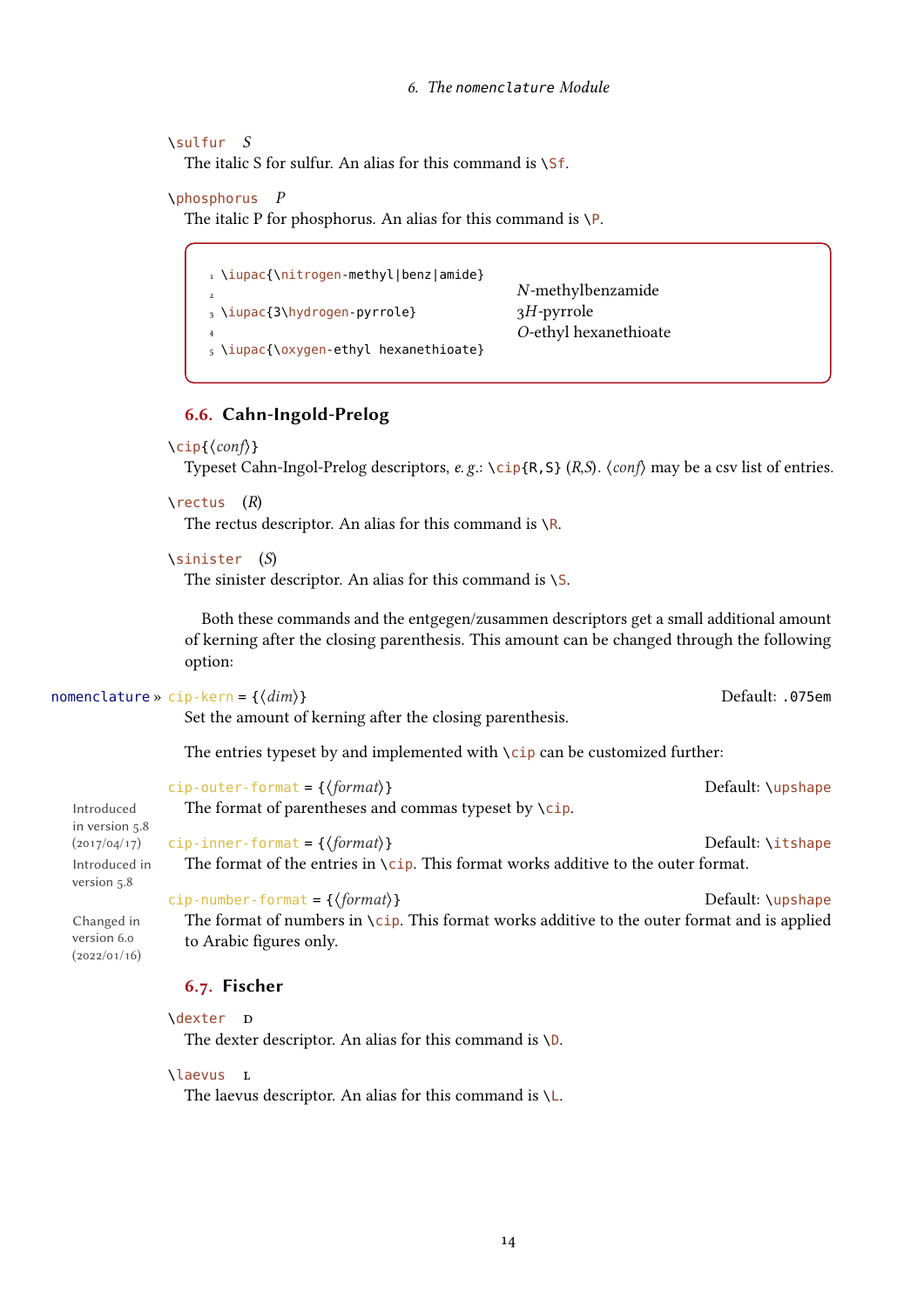`\sulfur` *S*
The italic S for sulfur. An alias for this command is `\Sf`.

`\phosphorus` *P*
The italic P for phosphorus. An alias for this command is `\P`.

```
\iupac{\nitrogen-methyl|benz|amide}

\iupac{3\hydrogen-pyrrole}

\iupac{\oxygen-ethyl hexanethioate}
```

*N*-methylbenzamide
3*H*-pyrrole
*O*-ethyl hexanethioate

## 6.6. Cahn-Ingold-Prelog

`\cip{⟨conf⟩}`
Typeset Cahn-Ingol-Prelog descriptors, *e. g.*: `\cip{R,S}` (*R*,*S*). ⟨*conf*⟩ may be a csv list of entries.

`\rectus` (*R*)
The rectus descriptor. An alias for this command is `\R`.

`\sinister` (*S*)
The sinister descriptor. An alias for this command is `\S`.

Both these commands and the entgegen/zusammen descriptors get a small additional amount of kerning after the closing parenthesis. This amount can be changed through the following option:

nomenclature » `cip-kern = {⟨dim⟩}` Default: `.075em`
Set the amount of kerning after the closing parenthesis.

The entries typeset by and implemented with `\cip` can be customized further:

`cip-outer-format = {⟨format⟩}` Default: `\upshape`
Introduced in version 5.8 (2017/04/17)
The format of parentheses and commas typeset by `\cip`.

`cip-inner-format = {⟨format⟩}` Default: `\itshape`
Introduced in version 5.8
The format of the entries in `\cip`. This format works additive to the outer format.

`cip-number-format = {⟨format⟩}` Default: `\upshape`
Changed in version 6.0 (2022/01/16)
The format of numbers in `\cip`. This format works additive to the outer format and is applied to Arabic figures only.

## 6.7. Fischer

`\dexter` D
The dexter descriptor. An alias for this command is `\D`.

`\laevus` L
The laevus descriptor. An alias for this command is `\L`.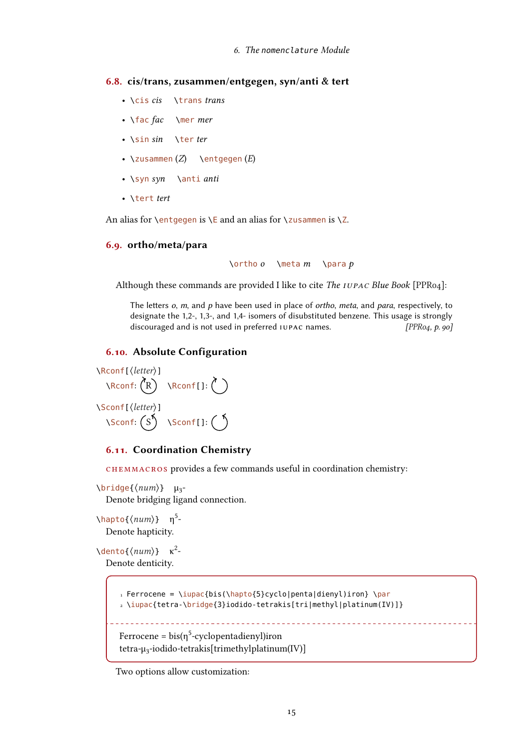## 6.8. cis/trans, zusammen/entgegen, syn/anti & tert

- `\cis` *cis* `\trans` *trans*
- `\fac` *fac* `\mer` *mer*
- `\sin` *sin* `\ter` *ter*
- `\zusammen` (*Z*) `\entgegen` (*E*)
- `\syn` *syn* `\anti` *anti*
- `\tert` *tert*

An alias for `\entgegen` is `\E` and an alias for `\zusammen` is `\Z`.

## 6.9. ortho/meta/para

`\ortho` *o* `\meta` *m* `\para` *p*

Although these commands are provided I like to cite *The* IUPAC *Blue Book* [PPR04]:

> The letters *o*, *m*, and *p* have been used in place of *ortho*, *meta*, and *para*, respectively, to designate the 1,2-, 1,3-, and 1,4- isomers of disubstituted benzene. This usage is strongly discouraged and is not used in preferred IUPAC names. *[PPR04, p. 90]*

## 6.10. Absolute Configuration

`\Rconf[⟨letter⟩]`

`\Rconf`: (R) `\Rconf[]`: ( )

`\Sconf[⟨letter⟩]`

`\Sconf`: (S) `\Sconf[]`: ( )

## 6.11. Coordination Chemistry

CHEMMACROS provides a few commands useful in coordination chemistry:

`\bridge{⟨num⟩}` μ$_3$-
Denote bridging ligand connection.

`\hapto{⟨num⟩}` η$^5$-
Denote hapticity.

`\dento{⟨num⟩}` κ$^2$-
Denote denticity.

```
Ferrocene = \iupac{bis(\hapto{5}cyclo|penta|dienyl)iron} \par
\iupac{tetra-\bridge{3}iodido-tetrakis[tri|methyl|platinum(IV)]}
```

Ferrocene = bis(η$^5$-cyclopentadienyl)iron
tetra-μ$_3$-iodido-tetrakis[trimethylplatinum(IV)]

Two options allow customization: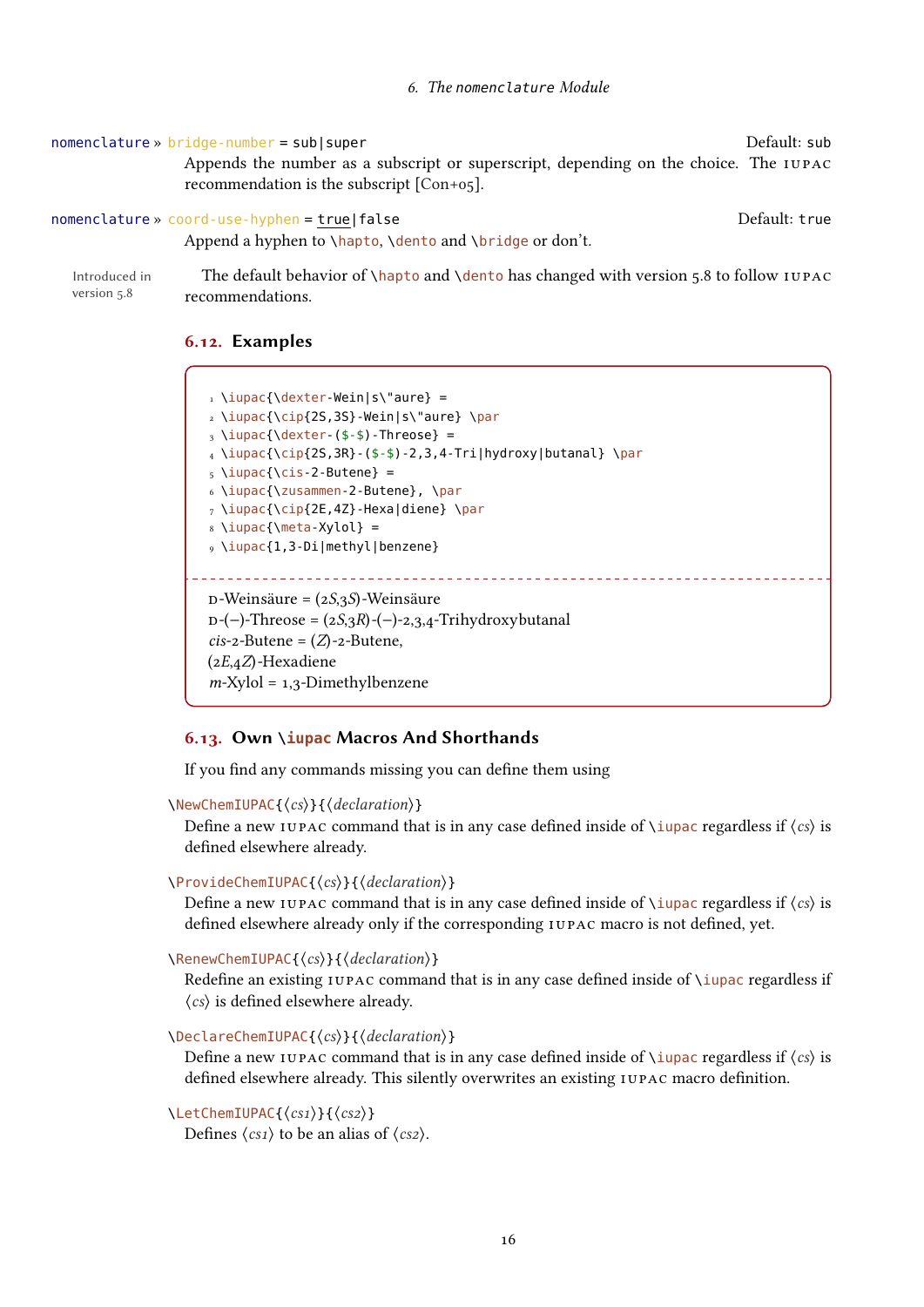nomenclature » bridge-number = sub|super  Default: sub

Appends the number as a subscript or superscript, depending on the choice. The IUPAC recommendation is the subscript [Con+05].

nomenclature » coord-use-hyphen = true|false  Default: true

Append a hyphen to \hapto, \dento and \bridge or don't.

Introduced in version 5.8

The default behavior of \hapto and \dento has changed with version 5.8 to follow IUPAC recommendations.

## 6.12. Examples

```
\iupac{\dexter-Wein|s\"aure} =
\iupac{\cip{2S,3S}-Wein|s\"aure} \par
\iupac{\dexter-($-$)-Threose} =
\iupac{\cip{2S,3R}-($-$)-2,3,4-Tri|hydroxy|butanal} \par
\iupac{\cis-2-Butene} =
\iupac{\zusammen-2-Butene}, \par
\iupac{\cip{2E,4Z}-Hexa|diene} \par
\iupac{\meta-Xylol} =
\iupac{1,3-Di|methyl|benzene}
```

D-Weinsäure = (2*S*,3*S*)-Weinsäure
D-(−)-Threose = (2*S*,3*R*)-(−)-2,3,4-Trihydroxybutanal
*cis*-2-Butene = (*Z*)-2-Butene,
(2*E*,4*Z*)-Hexadiene
*m*-Xylol = 1,3-Dimethylbenzene

## 6.13. Own \iupac Macros And Shorthands

If you find any commands missing you can define them using

\NewChemIUPAC{⟨*cs*⟩}{⟨*declaration*⟩}

Define a new IUPAC command that is in any case defined inside of \iupac regardless if ⟨*cs*⟩ is defined elsewhere already.

\ProvideChemIUPAC{⟨*cs*⟩}{⟨*declaration*⟩}

Define a new IUPAC command that is in any case defined inside of \iupac regardless if ⟨*cs*⟩ is defined elsewhere already only if the corresponding IUPAC macro is not defined, yet.

\RenewChemIUPAC{⟨*cs*⟩}{⟨*declaration*⟩}

Redefine an existing IUPAC command that is in any case defined inside of \iupac regardless if ⟨*cs*⟩ is defined elsewhere already.

\DeclareChemIUPAC{⟨*cs*⟩}{⟨*declaration*⟩}

Define a new IUPAC command that is in any case defined inside of \iupac regardless if ⟨*cs*⟩ is defined elsewhere already. This silently overwrites an existing IUPAC macro definition.

\LetChemIUPAC{⟨*cs1*⟩}{⟨*cs2*⟩}

Defines ⟨*cs1*⟩ to be an alias of ⟨*cs2*⟩.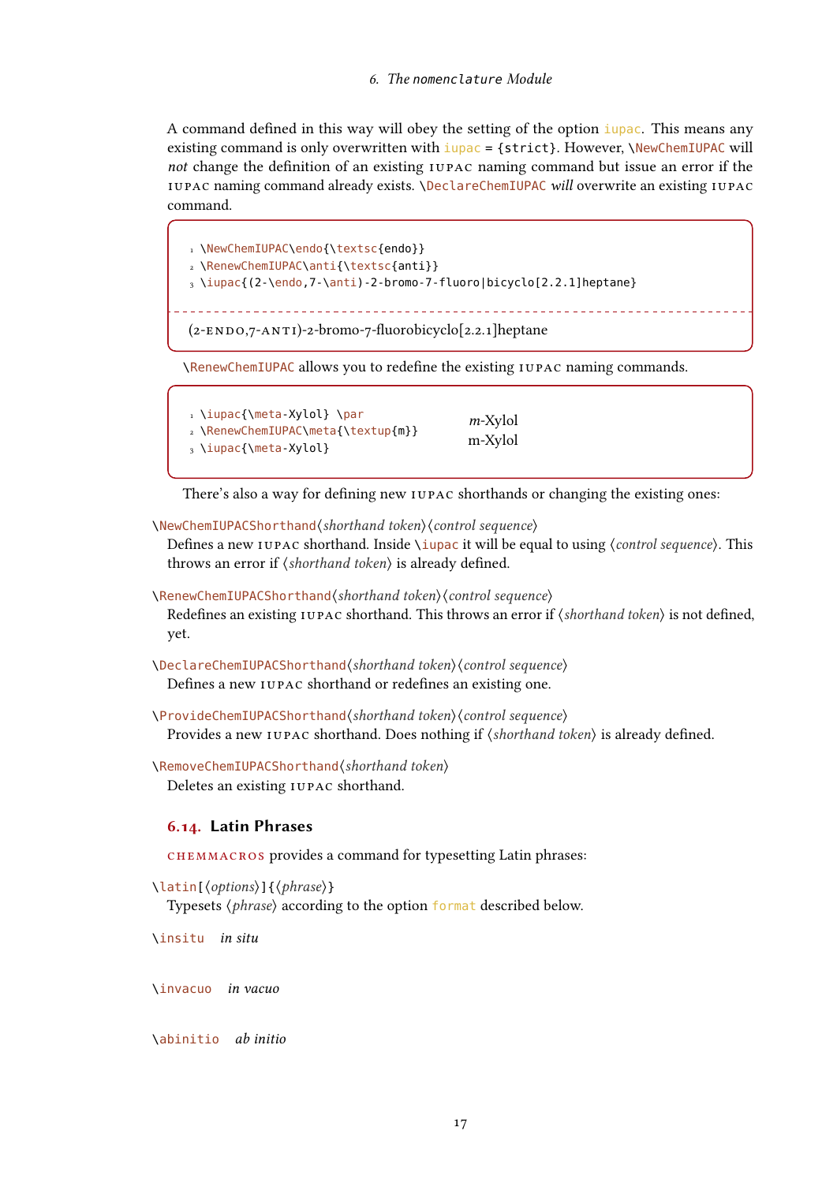A command defined in this way will obey the setting of the option `iupac`. This means any existing command is only overwritten with `iupac = {strict}`. However, `\NewChemIUPAC` will *not* change the definition of an existing IUPAC naming command but issue an error if the IUPAC naming command already exists. `\DeclareChemIUPAC` *will* overwrite an existing IUPAC command.

```
\NewChemIUPAC\endo{\textsc{endo}}
\RenewChemIUPAC\anti{\textsc{anti}}
\iupac{(2-\endo,7-\anti)-2-bromo-7-fluoro|bicyclo[2.2.1]heptane}
```

(2-ENDO,7-ANTI)-2-bromo-7-fluorobicyclo[2.2.1]heptane

`\RenewChemIUPAC` allows you to redefine the existing IUPAC naming commands.

```
\iupac{\meta-Xylol} \par
\RenewChemIUPAC\meta{\textup{m}}
\iupac{\meta-Xylol}
```

*m*-Xylol
m-Xylol

There's also a way for defining new IUPAC shorthands or changing the existing ones:

`\NewChemIUPACShorthand`⟨*shorthand token*⟩⟨*control sequence*⟩
Defines a new IUPAC shorthand. Inside `\iupac` it will be equal to using ⟨*control sequence*⟩. This throws an error if ⟨*shorthand token*⟩ is already defined.

`\RenewChemIUPACShorthand`⟨*shorthand token*⟩⟨*control sequence*⟩
Redefines an existing IUPAC shorthand. This throws an error if ⟨*shorthand token*⟩ is not defined, yet.

`\DeclareChemIUPACShorthand`⟨*shorthand token*⟩⟨*control sequence*⟩
Defines a new IUPAC shorthand or redefines an existing one.

`\ProvideChemIUPACShorthand`⟨*shorthand token*⟩⟨*control sequence*⟩
Provides a new IUPAC shorthand. Does nothing if ⟨*shorthand token*⟩ is already defined.

`\RemoveChemIUPACShorthand`⟨*shorthand token*⟩
Deletes an existing IUPAC shorthand.

## 6.14. Latin Phrases

CHEMMACROS provides a command for typesetting Latin phrases:

`\latin[`⟨*options*⟩`]{`⟨*phrase*⟩`}`
Typesets ⟨*phrase*⟩ according to the option `format` described below.

`\insitu` *in situ*

`\invacuo` *in vacuo*

`\abinitio` *ab initio*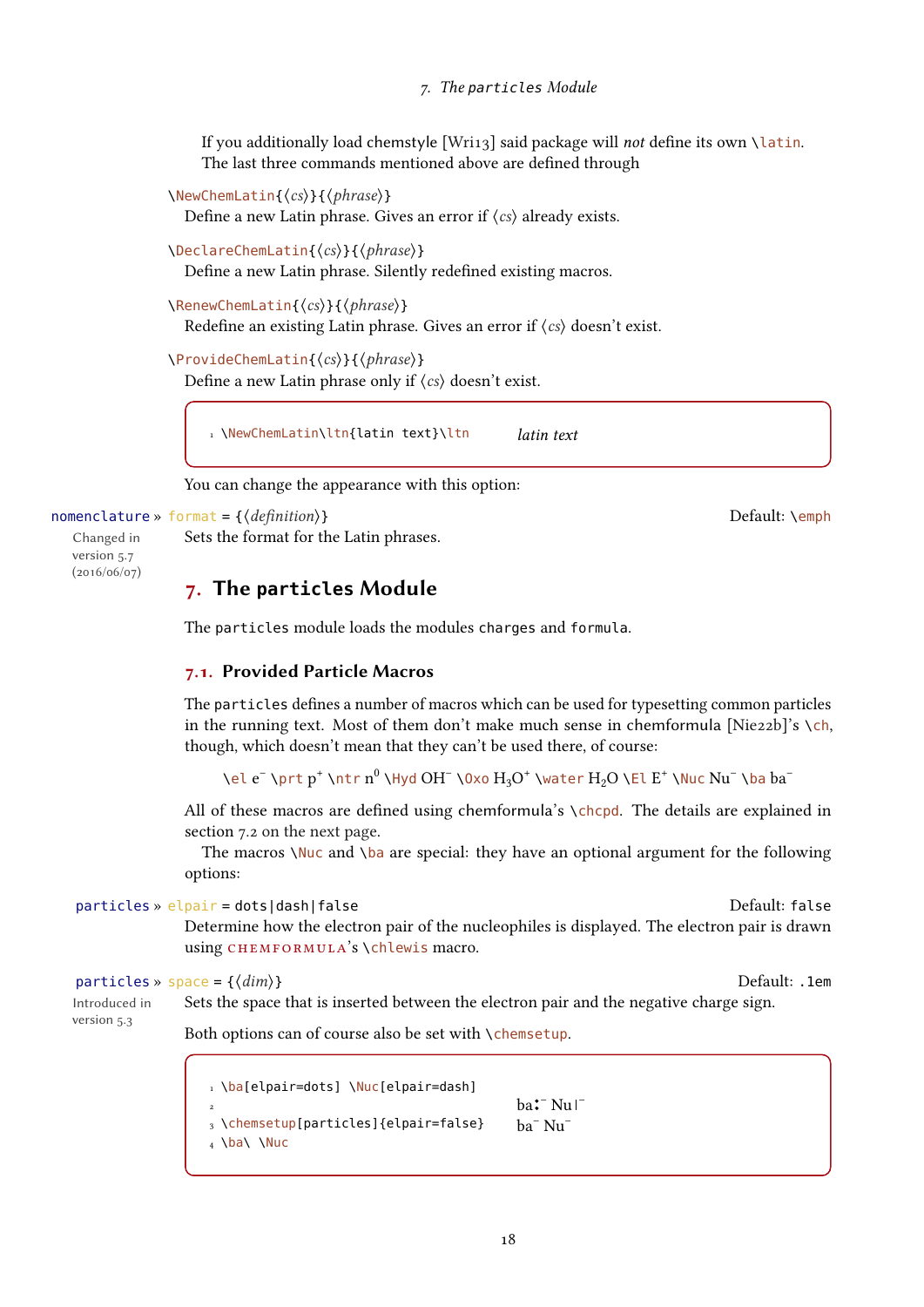If you additionally load chemstyle [Wri13] said package will *not* define its own `\latin`. The last three commands mentioned above are defined through

`\NewChemLatin{⟨cs⟩}{⟨phrase⟩}`
Define a new Latin phrase. Gives an error if ⟨cs⟩ already exists.

`\DeclareChemLatin{⟨cs⟩}{⟨phrase⟩}`
Define a new Latin phrase. Silently redefined existing macros.

`\RenewChemLatin{⟨cs⟩}{⟨phrase⟩}`
Redefine an existing Latin phrase. Gives an error if ⟨cs⟩ doesn't exist.

`\ProvideChemLatin{⟨cs⟩}{⟨phrase⟩}`
Define a new Latin phrase only if ⟨cs⟩ doesn't exist.

```
1 \NewChemLatin\ltn{latin text}\ltn
```
*latin text*

You can change the appearance with this option:

`nomenclature » format = {⟨definition⟩}` Default: `\emph`
Changed in version 5.7 (2016/06/07)
Sets the format for the Latin phrases.

## 7. The particles Module

The `particles` module loads the modules `charges` and `formula`.

### 7.1. Provided Particle Macros

The `particles` defines a number of macros which can be used for typesetting common particles in the running text. Most of them don't make much sense in chemformula [Nie22b]'s `\ch`, though, which doesn't mean that they can't be used there, of course:

`\el` $e^-$ `\prt` $p^+$ `\ntr` $n^0$ `\Hyd` $OH^-$ `\Oxo` $H_3O^+$ `\water` $H_2O$ `\El` $E^+$ `\Nuc` $Nu^-$ `\ba` $ba^-$

All of these macros are defined using chemformula's `\chcpd`. The details are explained in section 7.2 on the next page.

The macros `\Nuc` and `\ba` are special: they have an optional argument for the following options:

`particles » elpair = dots|dash|false` Default: `false`
Determine how the electron pair of the nucleophiles is displayed. The electron pair is drawn using CHEMFORMULA's `\chlewis` macro.

`particles » space = {⟨dim⟩}` Default: `.1em`
Introduced in version 5.3
Sets the space that is inserted between the electron pair and the negative charge sign.

Both options can of course also be set with `\chemsetup`.

```
1 \ba[elpair=dots] \Nuc[elpair=dash]
2
3 \chemsetup[particles]{elpair=false}
4 \ba\ \Nuc
```
ba:⁻ Nu|⁻
$ba^-$ $Nu^-$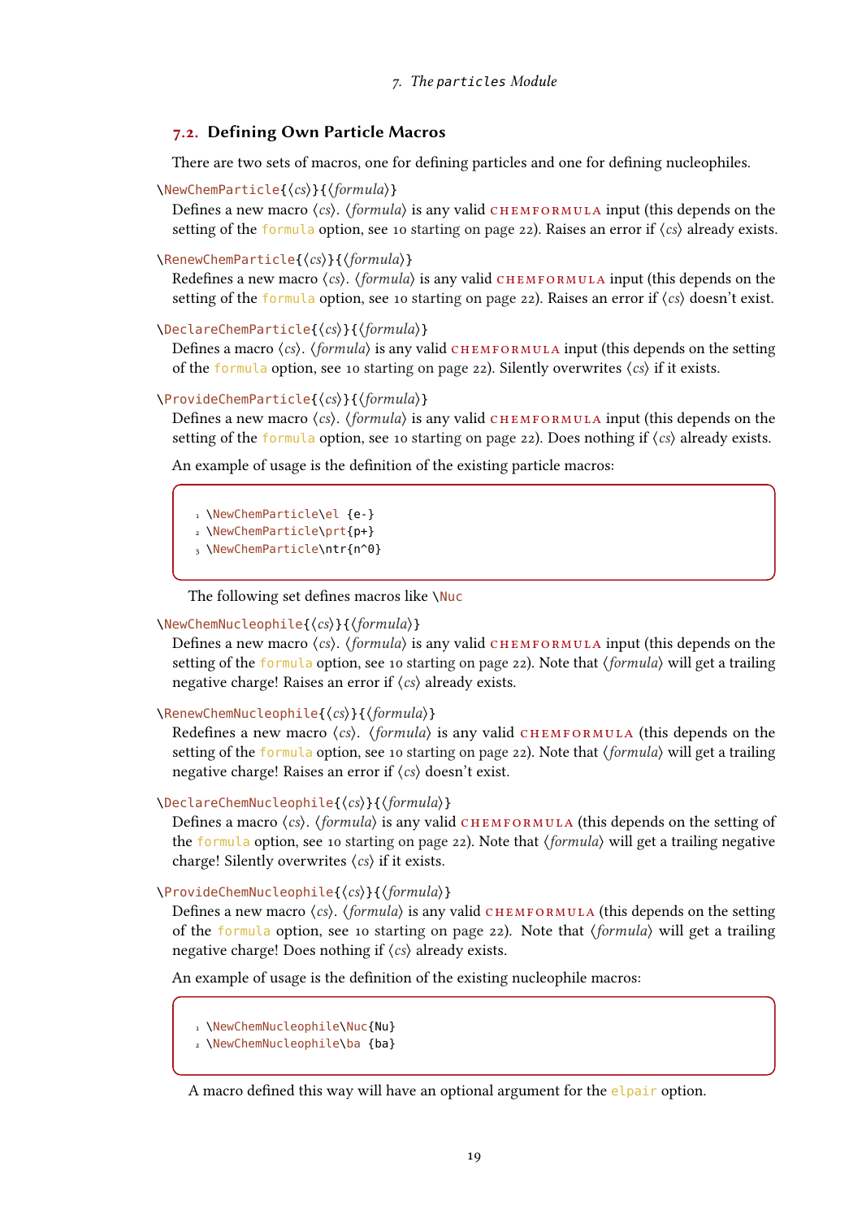## 7.2. Defining Own Particle Macros

There are two sets of macros, one for defining particles and one for defining nucleophiles.

`\NewChemParticle{⟨cs⟩}{⟨formula⟩}`
Defines a new macro ⟨cs⟩. ⟨formula⟩ is any valid CHEMFORMULA input (this depends on the setting of the `formula` option, see 10 starting on page 22). Raises an error if ⟨cs⟩ already exists.

`\RenewChemParticle{⟨cs⟩}{⟨formula⟩}`
Redefines a new macro ⟨cs⟩. ⟨formula⟩ is any valid CHEMFORMULA input (this depends on the setting of the `formula` option, see 10 starting on page 22). Raises an error if ⟨cs⟩ doesn't exist.

`\DeclareChemParticle{⟨cs⟩}{⟨formula⟩}`
Defines a macro ⟨cs⟩. ⟨formula⟩ is any valid CHEMFORMULA input (this depends on the setting of the `formula` option, see 10 starting on page 22). Silently overwrites ⟨cs⟩ if it exists.

`\ProvideChemParticle{⟨cs⟩}{⟨formula⟩}`
Defines a new macro ⟨cs⟩. ⟨formula⟩ is any valid CHEMFORMULA input (this depends on the setting of the `formula` option, see 10 starting on page 22). Does nothing if ⟨cs⟩ already exists.

An example of usage is the definition of the existing particle macros:

```
\NewChemParticle\el {e-}
\NewChemParticle\prt{p+}
\NewChemParticle\ntr{n^0}
```

The following set defines macros like `\Nuc`

`\NewChemNucleophile{⟨cs⟩}{⟨formula⟩}`
Defines a new macro ⟨cs⟩. ⟨formula⟩ is any valid CHEMFORMULA input (this depends on the setting of the `formula` option, see 10 starting on page 22). Note that ⟨formula⟩ will get a trailing negative charge! Raises an error if ⟨cs⟩ already exists.

`\RenewChemNucleophile{⟨cs⟩}{⟨formula⟩}`
Redefines a new macro ⟨cs⟩. ⟨formula⟩ is any valid CHEMFORMULA (this depends on the setting of the `formula` option, see 10 starting on page 22). Note that ⟨formula⟩ will get a trailing negative charge! Raises an error if ⟨cs⟩ doesn't exist.

`\DeclareChemNucleophile{⟨cs⟩}{⟨formula⟩}`
Defines a macro ⟨cs⟩. ⟨formula⟩ is any valid CHEMFORMULA (this depends on the setting of the `formula` option, see 10 starting on page 22). Note that ⟨formula⟩ will get a trailing negative charge! Silently overwrites ⟨cs⟩ if it exists.

`\ProvideChemNucleophile{⟨cs⟩}{⟨formula⟩}`
Defines a new macro ⟨cs⟩. ⟨formula⟩ is any valid CHEMFORMULA (this depends on the setting of the `formula` option, see 10 starting on page 22). Note that ⟨formula⟩ will get a trailing negative charge! Does nothing if ⟨cs⟩ already exists.

An example of usage is the definition of the existing nucleophile macros:

```
\NewChemNucleophile\Nuc{Nu}
\NewChemNucleophile\ba {ba}
```

A macro defined this way will have an optional argument for the `elpair` option.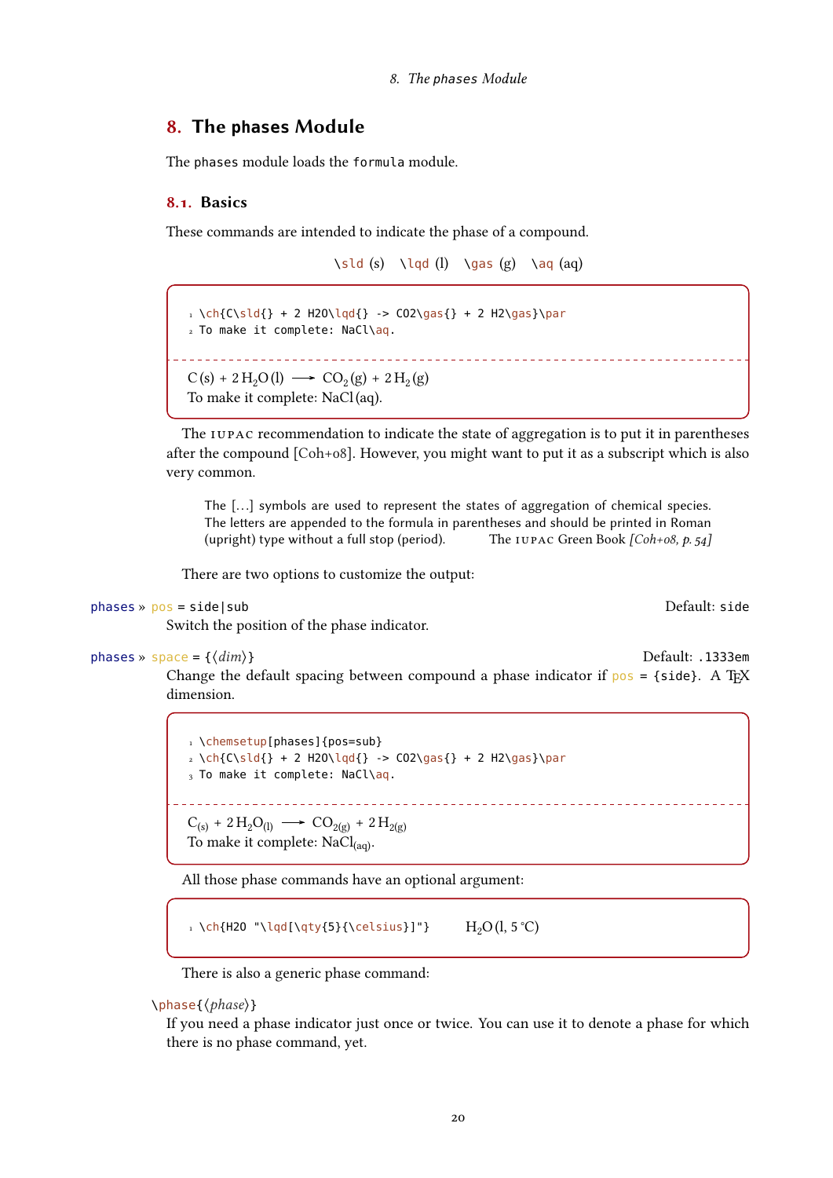## 8. The phases Module

The `phases` module loads the `formula` module.

### 8.1. Basics

These commands are intended to indicate the phase of a compound.

`\sld` (s) `\lqd` (l) `\gas` (g) `\aq` (aq)

```
\ch{C\sld{} + 2 H2O\lqd{} -> CO2\gas{} + 2 H2\gas}\par
To make it complete: NaCl\aq.
```

C (s) + 2 $H_2O$ (l) ⟶ $CO_2$ (g) + 2 $H_2$ (g)
To make it complete: NaCl (aq).

The IUPAC recommendation to indicate the state of aggregation is to put it in parentheses after the compound [Coh+08]. However, you might want to put it as a subscript which is also very common.

> The [...] symbols are used to represent the states of aggregation of chemical species. The letters are appended to the formula in parentheses and should be printed in Roman (upright) type without a full stop (period). The IUPAC Green Book *[Coh+08, p. 54]*

There are two options to customize the output:

phases » pos = side|sub Default: side

Switch the position of the phase indicator.

phases » space = {⟨*dim*⟩} Default: .1333em

Change the default spacing between compound a phase indicator if pos = {side}. A TeX dimension.

```
\chemsetup[phases]{pos=sub}
\ch{C\sld{} + 2 H2O\lqd{} -> CO2\gas{} + 2 H2\gas}\par
To make it complete: NaCl\aq.
```

$C_{(s)}$ + 2 $H_2O_{(l)}$ ⟶ $CO_{2(g)}$ + 2 $H_{2(g)}$
To make it complete: $NaCl_{(aq)}$.

All those phase commands have an optional argument:

```
\ch{H2O "\lqd[\qty{5}{\celsius}]"}
```

$H_2O$ (l, 5 °C)

There is also a generic phase command:

`\phase{⟨phase⟩}`

If you need a phase indicator just once or twice. You can use it to denote a phase for which there is no phase command, yet.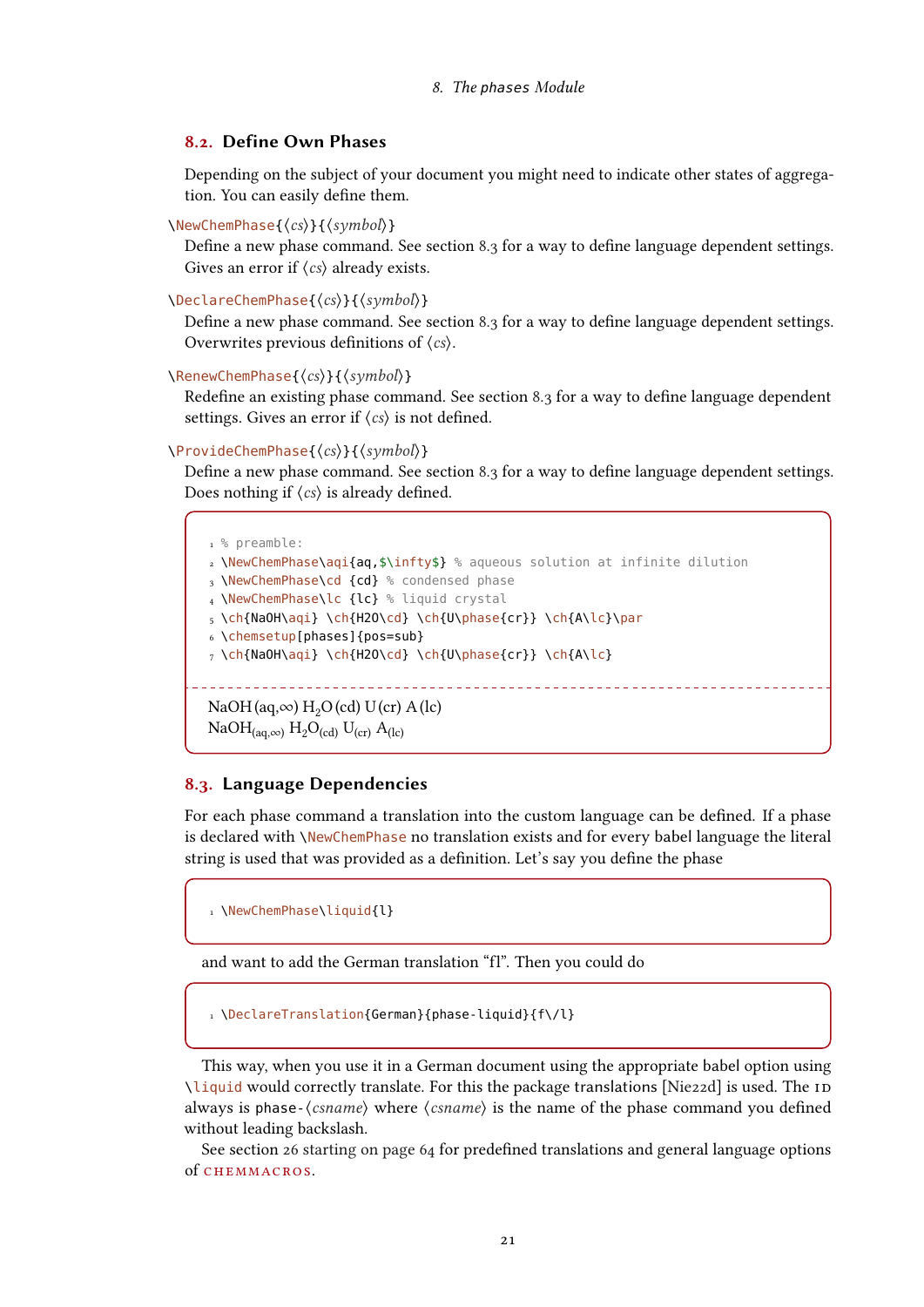## 8.2. Define Own Phases

Depending on the subject of your document you might need to indicate other states of aggregation. You can easily define them.

\NewChemPhase{⟨cs⟩}{⟨symbol⟩}

Define a new phase command. See section 8.3 for a way to define language dependent settings. Gives an error if ⟨cs⟩ already exists.

\DeclareChemPhase{⟨cs⟩}{⟨symbol⟩}

Define a new phase command. See section 8.3 for a way to define language dependent settings. Overwrites previous definitions of ⟨cs⟩.

\RenewChemPhase{⟨cs⟩}{⟨symbol⟩}

Redefine an existing phase command. See section 8.3 for a way to define language dependent settings. Gives an error if ⟨cs⟩ is not defined.

\ProvideChemPhase{⟨cs⟩}{⟨symbol⟩}

Define a new phase command. See section 8.3 for a way to define language dependent settings. Does nothing if ⟨cs⟩ is already defined.

```
% preamble:
\NewChemPhase\aqi{aq,$\infty$} % aqueous solution at infinite dilution
\NewChemPhase\cd {cd} % condensed phase
\NewChemPhase\lc {lc} % liquid crystal
\ch{NaOH\aqi} \ch{H2O\cd} \ch{U\phase{cr}} \ch{A\lc}\par
\chemsetup[phases]{pos=sub}
\ch{NaOH\aqi} \ch{H2O\cd} \ch{U\phase{cr}} \ch{A\lc}
```

NaOH (aq,∞) $H_2O$ (cd) U (cr) A (lc)
$NaOH_{(aq,\infty)}$ $H_2O_{(cd)}$ $U_{(cr)}$ $A_{(lc)}$

## 8.3. Language Dependencies

For each phase command a translation into the custom language can be defined. If a phase is declared with \NewChemPhase no translation exists and for every babel language the literal string is used that was provided as a definition. Let's say you define the phase

```
\NewChemPhase\liquid{l}
```

and want to add the German translation "fl". Then you could do

```
\DeclareTranslation{German}{phase-liquid}{f\/l}
```

This way, when you use it in a German document using the appropriate babel option using \liquid would correctly translate. For this the package translations [Nie22d] is used. The ID always is phase-⟨csname⟩ where ⟨csname⟩ is the name of the phase command you defined without leading backslash.

See section 26 starting on page 64 for predefined translations and general language options of CHEMMACROS.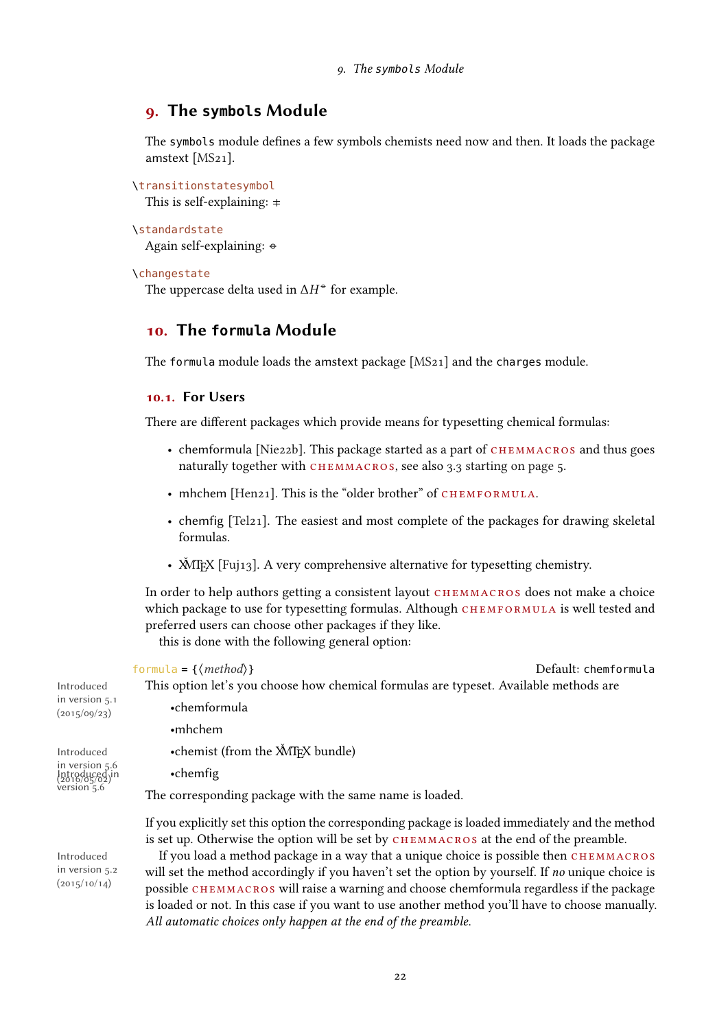# 9. The `symbols` Module

The `symbols` module defines a few symbols chemists need now and then. It loads the package amstext [MS21].

`\transitionstatesymbol`
This is self-explaining: ‡

`\standardstate`
Again self-explaining: ⦵

`\changestate`
The uppercase delta used in $\Delta H^{⦵}$ for example.

# 10. The `formula` Module

The `formula` module loads the amstext package [MS21] and the `charges` module.

## 10.1. For Users

There are different packages which provide means for typesetting chemical formulas:

- chemformula [Nie22b]. This package started as a part of CHEMMACROS and thus goes naturally together with CHEMMACROS, see also 3.3 starting on page 5.
- mhchem [Hen21]. This is the "older brother" of CHEMFORMULA.
- chemfig [Tel21]. The easiest and most complete of the packages for drawing skeletal formulas.
- X̌MTEX [Fuj13]. A very comprehensive alternative for typesetting chemistry.

In order to help authors getting a consistent layout CHEMMACROS does not make a choice which package to use for typesetting formulas. Although CHEMFORMULA is well tested and preferred users can choose other packages if they like.

this is done with the following general option:

`formula = {⟨method⟩}` Default: `chemformula`

Introduced in version 5.1 (2015/09/23)

This option let's you choose how chemical formulas are typeset. Available methods are

- chemformula
- mhchem
- chemist (from the X̌MTEX bundle) — Introduced in version 5.6 (2016/05/02)
- chemfig — Introduced in version 5.6

The corresponding package with the same name is loaded.

If you explicitly set this option the corresponding package is loaded immediately and the method is set up. Otherwise the option will be set by CHEMMACROS at the end of the preamble.

Introduced in version 5.2 (2015/10/14)

If you load a method package in a way that a unique choice is possible then CHEMMACROS will set the method accordingly if you haven't set the option by yourself. If *no* unique choice is possible CHEMMACROS will raise a warning and choose chemformula regardless if the package is loaded or not. In this case if you want to use another method you'll have to choose manually. *All automatic choices only happen at the end of the preamble.*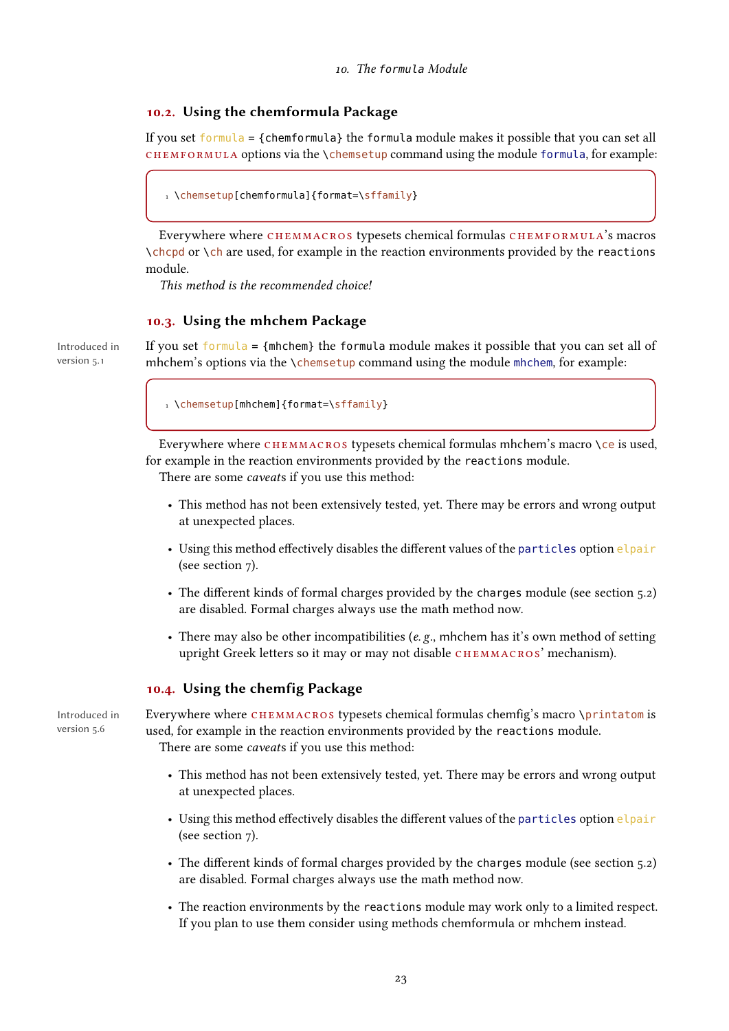## 10.2. Using the chemformula Package

If you set formula = {chemformula} the formula module makes it possible that you can set all CHEMFORMULA options via the \chemsetup command using the module formula, for example:

```
\chemsetup[chemformula]{format=\sffamily}
```

Everywhere where CHEMMACROS typesets chemical formulas CHEMFORMULA's macros \chcpd or \ch are used, for example in the reaction environments provided by the reactions module.

*This method is the recommended choice!*

## 10.3. Using the mhchem Package

Introduced in version 5.1

If you set formula = {mhchem} the formula module makes it possible that you can set all of mhchem's options via the \chemsetup command using the module mhchem, for example:

```
\chemsetup[mhchem]{format=\sffamily}
```

Everywhere where CHEMMACROS typesets chemical formulas mhchem's macro \ce is used, for example in the reaction environments provided by the reactions module.

There are some *caveats* if you use this method:

- This method has not been extensively tested, yet. There may be errors and wrong output at unexpected places.
- Using this method effectively disables the different values of the particles option elpair (see section 7).
- The different kinds of formal charges provided by the charges module (see section 5.2) are disabled. Formal charges always use the math method now.
- There may also be other incompatibilities (*e. g.*, mhchem has it's own method of setting upright Greek letters so it may or may not disable CHEMMACROS' mechanism).

## 10.4. Using the chemfig Package

Introduced in version 5.6

Everywhere where CHEMMACROS typesets chemical formulas chemfig's macro \printatom is used, for example in the reaction environments provided by the reactions module.

There are some *caveats* if you use this method:

- This method has not been extensively tested, yet. There may be errors and wrong output at unexpected places.
- Using this method effectively disables the different values of the particles option elpair (see section 7).
- The different kinds of formal charges provided by the charges module (see section 5.2) are disabled. Formal charges always use the math method now.
- The reaction environments by the reactions module may work only to a limited respect. If you plan to use them consider using methods chemformula or mhchem instead.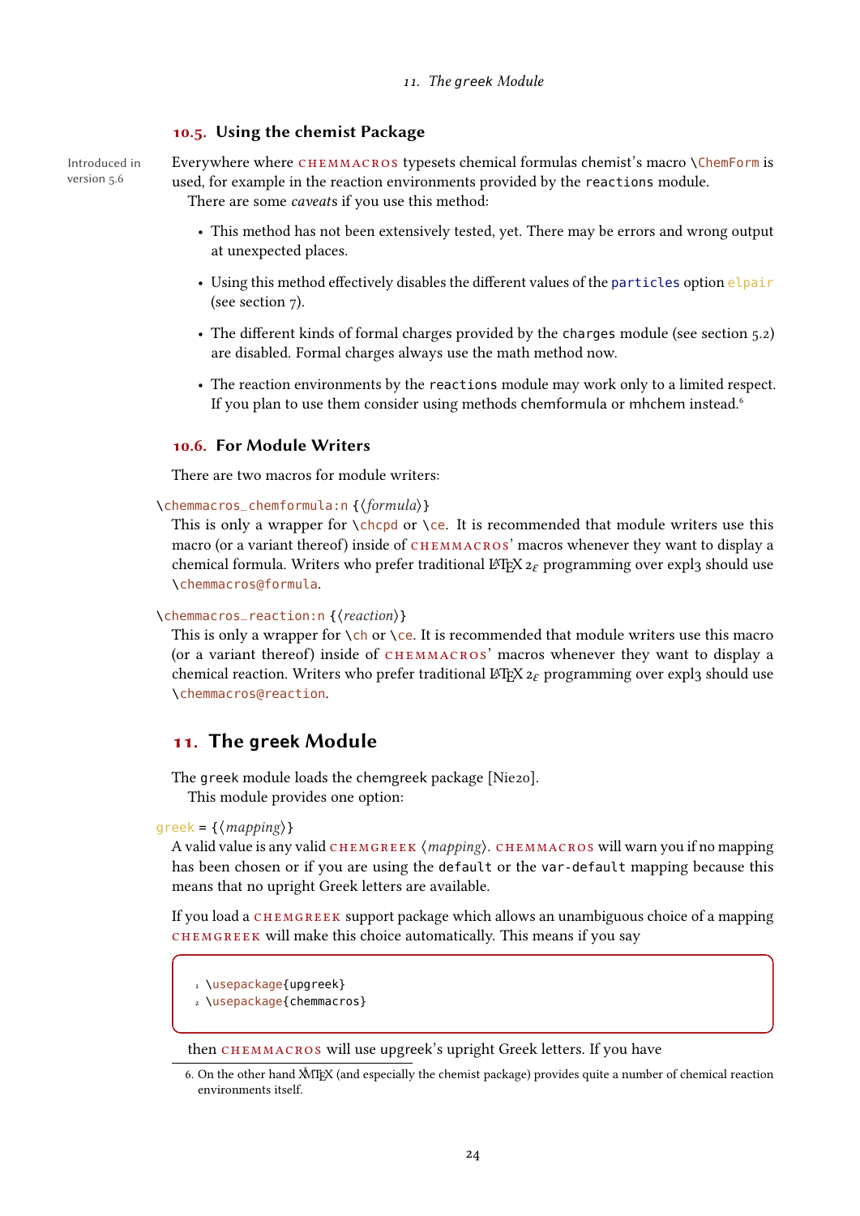## 10.5. Using the chemist Package

Introduced in version 5.6

Everywhere where CHEMMACROS typesets chemical formulas chemist's macro \ChemForm is used, for example in the reaction environments provided by the reactions module.

There are some *caveats* if you use this method:

- This method has not been extensively tested, yet. There may be errors and wrong output at unexpected places.
- Using this method effectively disables the different values of the particles option elpair (see section 7).
- The different kinds of formal charges provided by the charges module (see section 5.2) are disabled. Formal charges always use the math method now.
- The reaction environments by the reactions module may work only to a limited respect. If you plan to use them consider using methods chemformula or mhchem instead.[6]

## 10.6. For Module Writers

There are two macros for module writers:

\chemmacros_chemformula:n {⟨*formula*⟩}

This is only a wrapper for \chcpd or \ce. It is recommended that module writers use this macro (or a variant thereof) inside of CHEMMACROS' macros whenever they want to display a chemical formula. Writers who prefer traditional LaTeX 2ε programming over expl3 should use \chemmacros@formula.

\chemmacros_reaction:n {⟨*reaction*⟩}

This is only a wrapper for \ch or \ce. It is recommended that module writers use this macro (or a variant thereof) inside of CHEMMACROS' macros whenever they want to display a chemical reaction. Writers who prefer traditional LaTeX 2ε programming over expl3 should use \chemmacros@reaction.

# 11. The greek Module

The greek module loads the chemgreek package [Nie20].

This module provides one option:

greek = {⟨*mapping*⟩}

A valid value is any valid CHEMGREEK ⟨*mapping*⟩. CHEMMACROS will warn you if no mapping has been chosen or if you are using the default or the var-default mapping because this means that no upright Greek letters are available.

If you load a CHEMGREEK support package which allows an unambiguous choice of a mapping CHEMGREEK will make this choice automatically. This means if you say

```
1 \usepackage{upgreek}
2 \usepackage{chemmacros}
```

then CHEMMACROS will use upgreek's upright Greek letters. If you have

6. On the other hand XƎLaTeX (and especially the chemist package) provides quite a number of chemical reaction environments itself.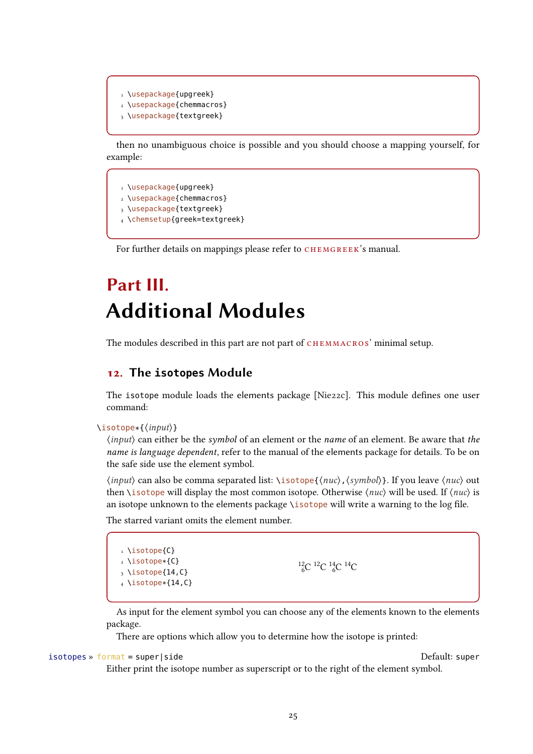```
\usepackage{upgreek}
\usepackage{chemmacros}
\usepackage{textgreek}
```

then no unambiguous choice is possible and you should choose a mapping yourself, for example:

```
\usepackage{upgreek}
\usepackage{chemmacros}
\usepackage{textgreek}
\chemsetup{greek=textgreek}
```

For further details on mappings please refer to CHEMGREEK's manual.

# Part III. Additional Modules

The modules described in this part are not part of CHEMMACROS' minimal setup.

## 12. The isotopes Module

The isotope module loads the elements package [Nie22c]. This module defines one user command:

\isotope*{⟨input⟩}

⟨input⟩ can either be the *symbol* of an element or the *name* of an element. Be aware that *the name is language dependent*, refer to the manual of the elements package for details. To be on the safe side use the element symbol.

⟨input⟩ can also be comma separated list: \isotope{⟨nuc⟩,⟨symbol⟩}. If you leave ⟨nuc⟩ out then \isotope will display the most common isotope. Otherwise ⟨nuc⟩ will be used. If ⟨nuc⟩ is an isotope unknown to the elements package \isotope will write a warning to the log file.

The starred variant omits the element number.

```
\isotope{C}
\isotope*{C}
\isotope{14,C}
\isotope*{14,C}
```

${}^{12}_{6}\mathrm{C}$ ${}^{12}\mathrm{C}$ ${}^{14}_{6}\mathrm{C}$ ${}^{14}\mathrm{C}$

As input for the element symbol you can choose any of the elements known to the elements package.

There are options which allow you to determine how the isotope is printed:

isotopes » format = super|side  Default: super

Either print the isotope number as superscript or to the right of the element symbol.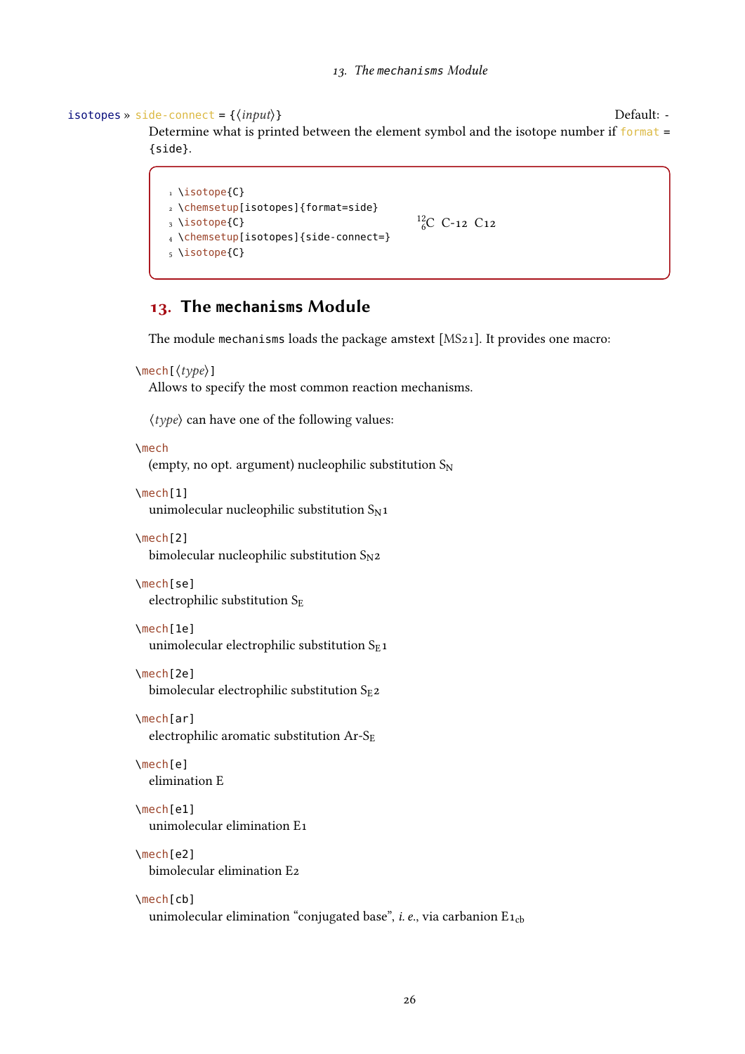isotopes » side-connect = {⟨input⟩} Default: -

Determine what is printed between the element symbol and the isotope number if format = {side}.

```
\isotope{C}
\chemsetup[isotopes]{format=side}
\isotope{C}
\chemsetup[isotopes]{side-connect=}
\isotope{C}
```

$^{12}_{6}$C C-12 C12

## 13. The mechanisms Module

The module mechanisms loads the package amstext [MS21]. It provides one macro:

\mech[⟨type⟩]
Allows to specify the most common reaction mechanisms.

⟨type⟩ can have one of the following values:

\mech
(empty, no opt. argument) nucleophilic substitution $S_N$

\mech[1]
unimolecular nucleophilic substitution $S_N1$

\mech[2]
bimolecular nucleophilic substitution $S_N2$

\mech[se]
electrophilic substitution $S_E$

\mech[1e]
unimolecular electrophilic substitution $S_E1$

\mech[2e]
bimolecular electrophilic substitution $S_E2$

\mech[ar]
electrophilic aromatic substitution Ar-$S_E$

\mech[e]
elimination E

\mech[e1]
unimolecular elimination E1

\mech[e2]
bimolecular elimination E2

\mech[cb]
unimolecular elimination “conjugated base”, *i. e.*, via carbanion $E1_{cb}$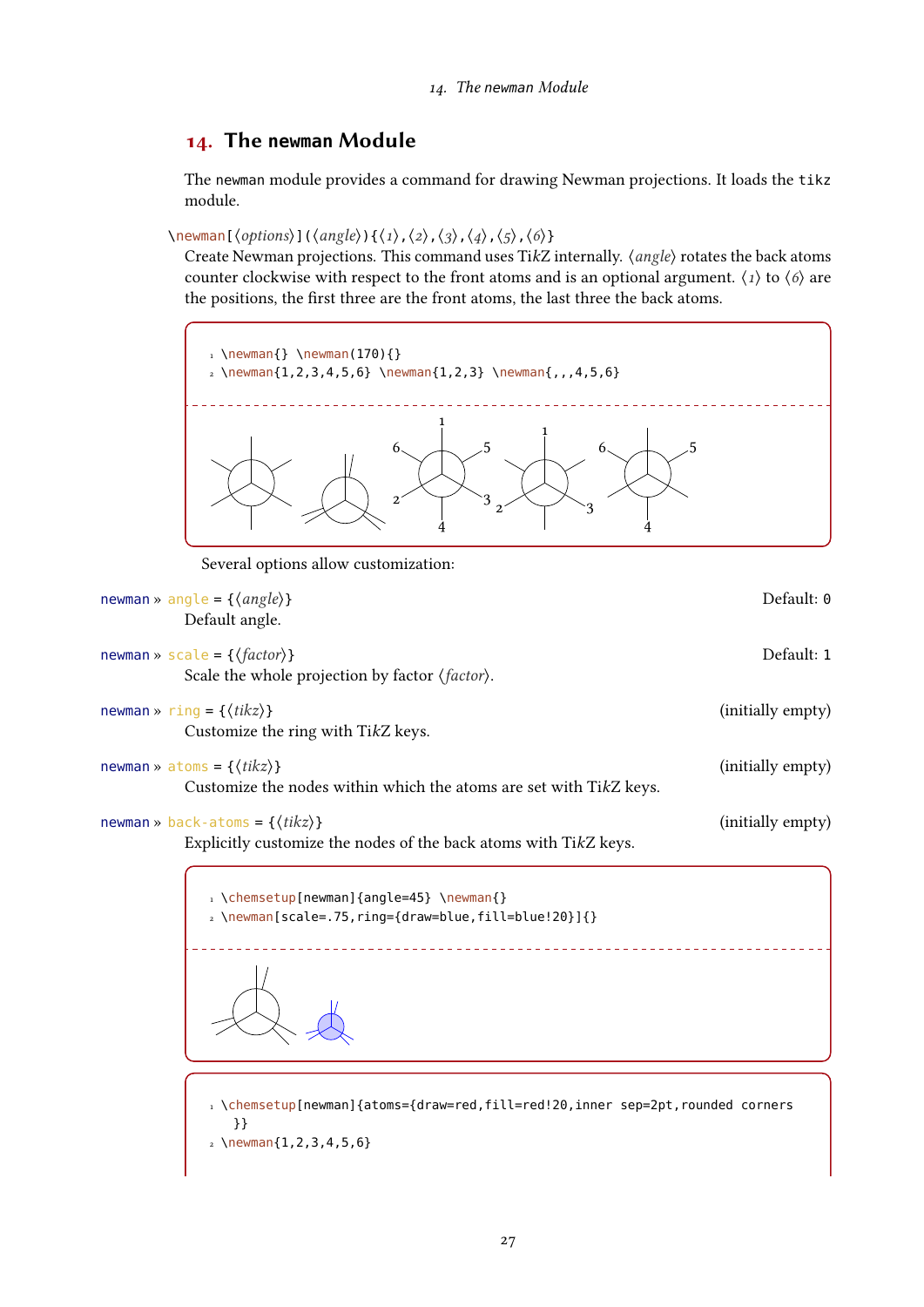## 14. The newman Module

The newman module provides a command for drawing Newman projections. It loads the `tikz` module.

`\newman[⟨options⟩](⟨angle⟩){⟨1⟩,⟨2⟩,⟨3⟩,⟨4⟩,⟨5⟩,⟨6⟩}`

Create Newman projections. This command uses TikZ internally. ⟨*angle*⟩ rotates the back atoms counter clockwise with respect to the front atoms and is an optional argument. ⟨*1*⟩ to ⟨*6*⟩ are the positions, the first three are the front atoms, the last three the back atoms.

```
1 \newman{} \newman(170){}
2 \newman{1,2,3,4,5,6} \newman{1,2,3} \newman{,,,4,5,6}
```

Several options allow customization:

newman » angle = {⟨*angle*⟩} — Default: 0

Default angle.

newman » scale = {⟨*factor*⟩} — Default: 1

Scale the whole projection by factor ⟨*factor*⟩.

newman » ring = {⟨*tikz*⟩} — (initially empty)

Customize the ring with TikZ keys.

newman » atoms = {⟨*tikz*⟩} — (initially empty)

Customize the nodes within which the atoms are set with TikZ keys.

newman » back-atoms = {⟨*tikz*⟩} — (initially empty)

Explicitly customize the nodes of the back atoms with TikZ keys.

```
1 \chemsetup[newman]{angle=45} \newman{}
2 \newman[scale=.75,ring={draw=blue,fill=blue!20}]{}
```

```
1 \chemsetup[newman]{atoms={draw=red,fill=red!20,inner sep=2pt,rounded corners
  }}
2 \newman{1,2,3,4,5,6}
```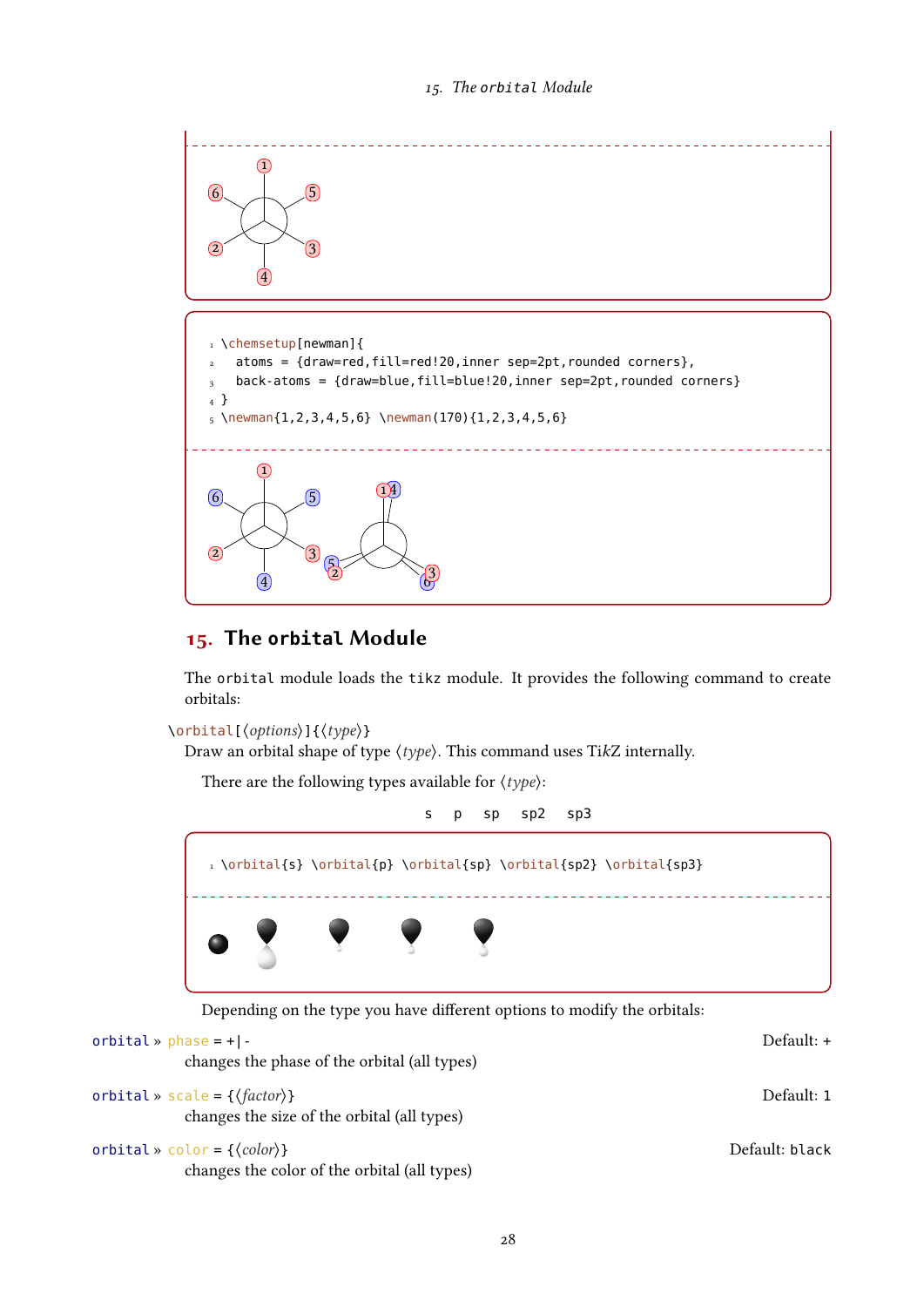```
\chemsetup[newman]{
  atoms = {draw=red,fill=red!20,inner sep=2pt,rounded corners},
  back-atoms = {draw=blue,fill=blue!20,inner sep=2pt,rounded corners}
}
\newman{1,2,3,4,5,6} \newman(170){1,2,3,4,5,6}
```

## 15. The orbital Module

The `orbital` module loads the `tikz` module. It provides the following command to create orbitals:

`\orbital[⟨options⟩]{⟨type⟩}`
Draw an orbital shape of type ⟨*type*⟩. This command uses Ti*k*Z internally.

There are the following types available for ⟨*type*⟩:

`s` `p` `sp` `sp2` `sp3`

```
\orbital{s} \orbital{p} \orbital{sp} \orbital{sp2} \orbital{sp3}
```

Depending on the type you have different options to modify the orbitals:

`orbital » phase = +|-` Default: `+`
changes the phase of the orbital (all types)

`orbital » scale = {⟨factor⟩}` Default: 1
changes the size of the orbital (all types)

`orbital » color = {⟨color⟩}` Default: `black`
changes the color of the orbital (all types)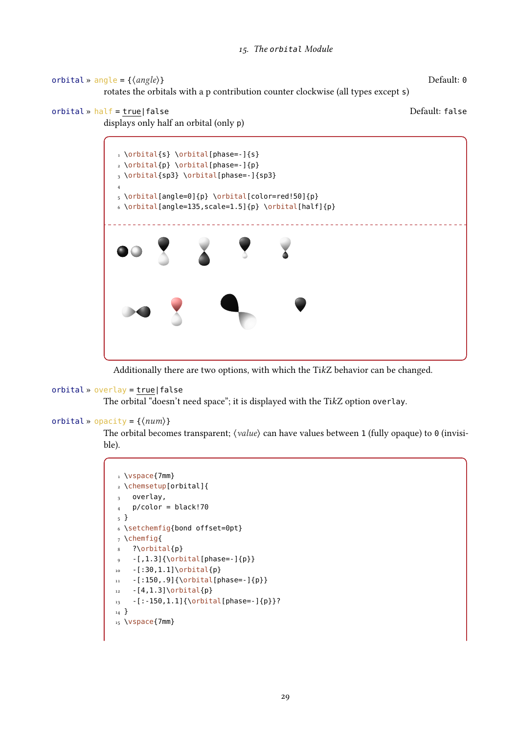orbital » angle = {⟨angle⟩} Default: 0

rotates the orbitals with a p contribution counter clockwise (all types except s)

orbital » half = true|false Default: false

displays only half an orbital (only p)

```
\orbital{s} \orbital[phase=-]{s}
\orbital{p} \orbital[phase=-]{p}
\orbital{sp3} \orbital[phase=-]{sp3}

\orbital[angle=0]{p} \orbital[color=red!50]{p}
\orbital[angle=135,scale=1.5]{p} \orbital[half]{p}
```

Additionally there are two options, with which the TikZ behavior can be changed.

orbital » overlay = true|false

The orbital "doesn't need space"; it is displayed with the TikZ option overlay.

orbital » opacity = {⟨num⟩}

The orbital becomes transparent; ⟨value⟩ can have values between 1 (fully opaque) to 0 (invisible).

```
\vspace{7mm}
\chemsetup[orbital]{
  overlay,
  p/color = black!70
}
\setchemfig{bond offset=0pt}
\chemfig{
  ?\orbital{p}
  -[,1.3]{\orbital[phase=-]{p}}
  -[:30,1.1]\orbital{p}
  -[:150,.9]{\orbital[phase=-]{p}}
  -[4,1.3]\orbital{p}
  -[:-150,1.1]{\orbital[phase=-]{p}}?
}
\vspace{7mm}
```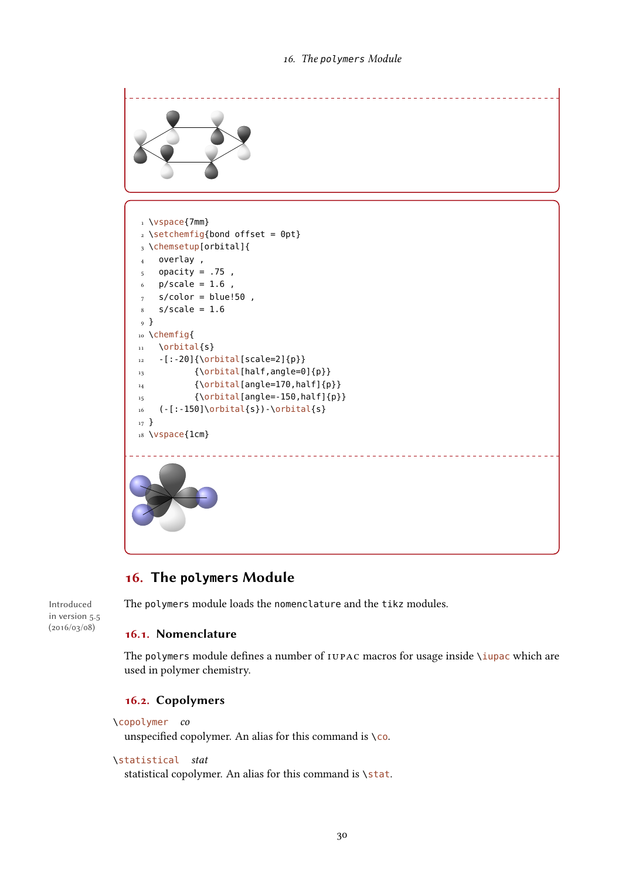```
\vspace{7mm}
\setchemfig{bond offset = 0pt}
\chemsetup[orbital]{
  overlay ,
  opacity = .75 ,
  p/scale = 1.6 ,
  s/color = blue!50 ,
  s/scale = 1.6
}
\chemfig{
  \orbital{s}
  -[:-20]{\orbital[scale=2]{p}}
         {\orbital[half,angle=0]{p}}
         {\orbital[angle=170,half]{p}}
         {\orbital[angle=-150,half]{p}}
  (-[:-150]\orbital{s})-\orbital{s}
}
\vspace{1cm}
```

# 16. The polymers Module

Introduced in version 5.5 (2016/03/08)

The polymers module loads the nomenclature and the tikz modules.

## 16.1. Nomenclature

The polymers module defines a number of IUPAC macros for usage inside \iupac which are used in polymer chemistry.

## 16.2. Copolymers

\copolymer *co*

unspecified copolymer. An alias for this command is \co.

\statistical *stat*

statistical copolymer. An alias for this command is \stat.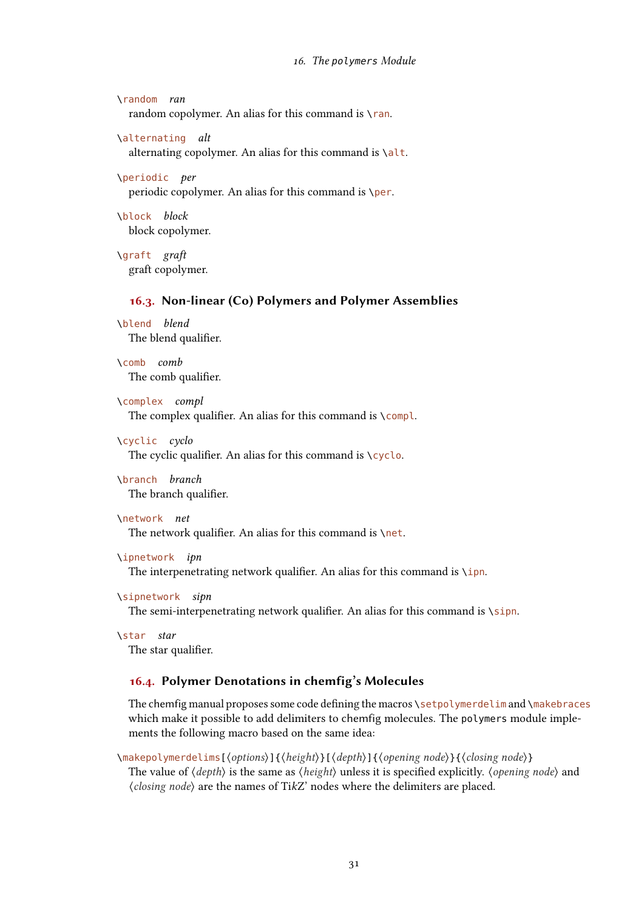`\random` *ran*
random copolymer. An alias for this command is `\ran`.

`\alternating` *alt*
alternating copolymer. An alias for this command is `\alt`.

`\periodic` *per*
periodic copolymer. An alias for this command is `\per`.

`\block` *block*
block copolymer.

`\graft` *graft*
graft copolymer.

## 16.3. Non-linear (Co) Polymers and Polymer Assemblies

`\blend` *blend*
The blend qualifier.

`\comb` *comb*
The comb qualifier.

`\complex` *compl*
The complex qualifier. An alias for this command is `\compl`.

`\cyclic` *cyclo*
The cyclic qualifier. An alias for this command is `\cyclo`.

`\branch` *branch*
The branch qualifier.

`\network` *net*
The network qualifier. An alias for this command is `\net`.

`\ipnetwork` *ipn*
The interpenetrating network qualifier. An alias for this command is `\ipn`.

`\sipnetwork` *sipn*
The semi-interpenetrating network qualifier. An alias for this command is `\sipn`.

`\star` *star*
The star qualifier.

## 16.4. Polymer Denotations in chemfig's Molecules

The chemfig manual proposes some code defining the macros `\setpolymerdelim` and `\makebraces` which make it possible to add delimiters to chemfig molecules. The `polymers` module implements the following macro based on the same idea:

`\makepolymerdelims[⟨options⟩]{⟨height⟩}[⟨depth⟩]{⟨opening node⟩}{⟨closing node⟩}`
The value of ⟨*depth*⟩ is the same as ⟨*height*⟩ unless it is specified explicitly. ⟨*opening node*⟩ and ⟨*closing node*⟩ are the names of Ti*k*Z' nodes where the delimiters are placed.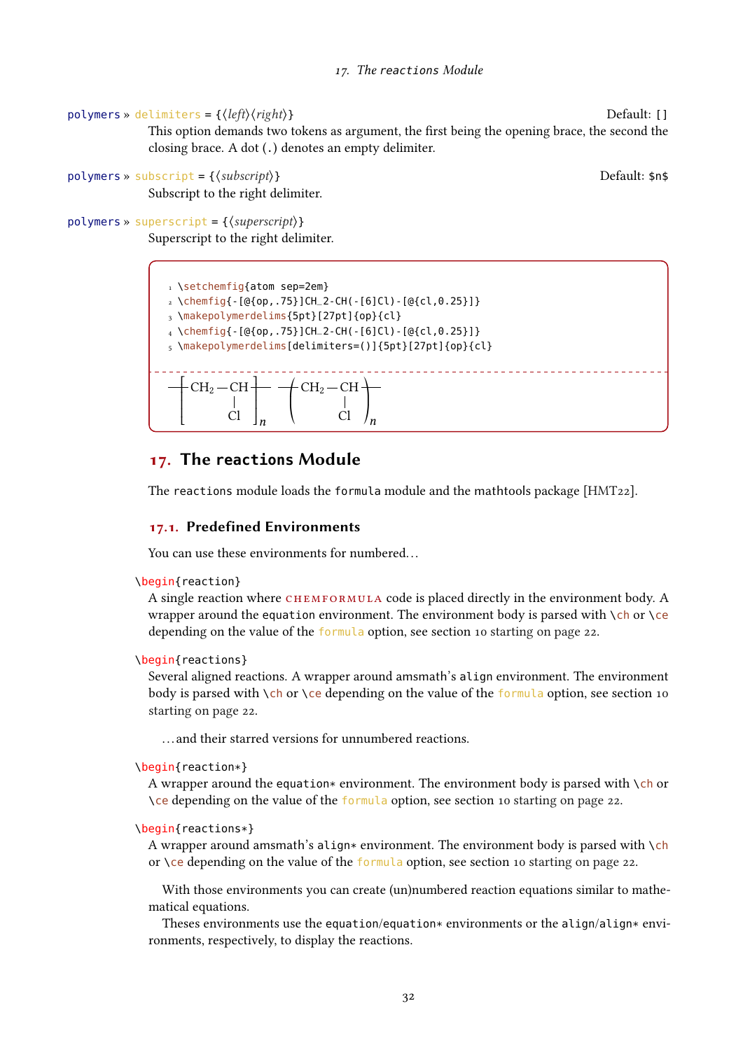polymers » delimiters = {⟨*left*⟩⟨*right*⟩} Default: `[]`

This option demands two tokens as argument, the first being the opening brace, the second the closing brace. A dot (`.`) denotes an empty delimiter.

polymers » subscript = {⟨*subscript*⟩} Default: `$n$`

Subscript to the right delimiter.

polymers » superscript = {⟨*superscript*⟩}

Superscript to the right delimiter.

```
\setchemfig{atom sep=2em}
\chemfig{-[@{op,.75}]CH_2-CH(-[6]Cl)-[@{cl,0.25}]}
\makepolymerdelims{5pt}[27pt]{op}{cl}
\chemfig{-[@{op,.75}]CH_2-CH(-[6]Cl)-[@{cl,0.25}]}
\makepolymerdelims[delimiters=()]{5pt}[27pt]{op}{cl}
```

$$\left[ CH_2 - CH(-Cl) \right]_n \quad \left( CH_2 - CH(-Cl) \right)_n$$

## 17. The reactions Module

The `reactions` module loads the `formula` module and the mathtools package [HMT22].

### 17.1. Predefined Environments

You can use these environments for numbered…

`\begin{reaction}`

A single reaction where CHEMFORMULA code is placed directly in the environment body. A wrapper around the `equation` environment. The environment body is parsed with `\ch` or `\ce` depending on the value of the `formula` option, see section 10 starting on page 22.

`\begin{reactions}`

Several aligned reactions. A wrapper around amsmath's `align` environment. The environment body is parsed with `\ch` or `\ce` depending on the value of the `formula` option, see section 10 starting on page 22.

…and their starred versions for unnumbered reactions.

`\begin{reaction*}`

A wrapper around the `equation*` environment. The environment body is parsed with `\ch` or `\ce` depending on the value of the `formula` option, see section 10 starting on page 22.

`\begin{reactions*}`

A wrapper around amsmath's `align*` environment. The environment body is parsed with `\ch` or `\ce` depending on the value of the `formula` option, see section 10 starting on page 22.

With those environments you can create (un)numbered reaction equations similar to mathematical equations.

Theses environments use the `equation`/`equation*` environments or the `align`/`align*` environments, respectively, to display the reactions.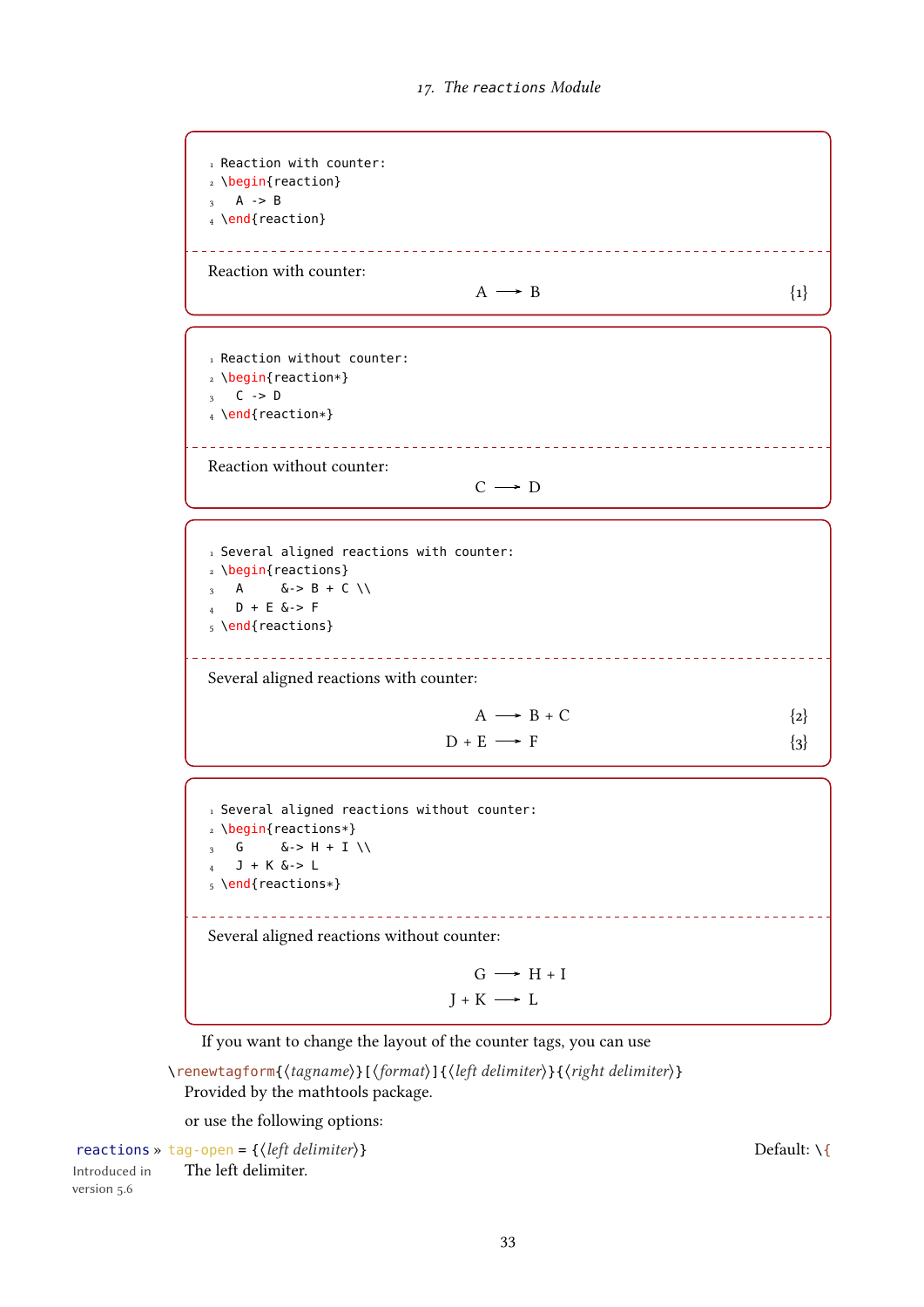```
Reaction with counter:
\begin{reaction}
  A -> B
\end{reaction}
```

Reaction with counter:

$$\mathrm{A} \longrightarrow \mathrm{B} \qquad \{1\}$$

```
Reaction without counter:
\begin{reaction*}
  C -> D
\end{reaction*}
```

Reaction without counter:

$$\mathrm{C} \longrightarrow \mathrm{D}$$

```
Several aligned reactions with counter:
\begin{reactions}
  A     &-> B + C \\
  D + E &-> F
\end{reactions}
```

Several aligned reactions with counter:

$$\mathrm{A} \longrightarrow \mathrm{B} + \mathrm{C} \qquad \{2\}$$

$$\mathrm{D} + \mathrm{E} \longrightarrow \mathrm{F} \qquad \{3\}$$

```
Several aligned reactions without counter:
\begin{reactions*}
  G     &-> H + I \\
  J + K &-> L
\end{reactions*}
```

Several aligned reactions without counter:

$$\mathrm{G} \longrightarrow \mathrm{H} + \mathrm{I}$$

$$\mathrm{J} + \mathrm{K} \longrightarrow \mathrm{L}$$

If you want to change the layout of the counter tags, you can use

`\renewtagform{⟨tagname⟩}[⟨format⟩]{⟨left delimiter⟩}{⟨right delimiter⟩}`

Provided by the mathtools package.

or use the following options:

`reactions » tag-open = {⟨left delimiter⟩}` Default: `\{`

Introduced in version 5.6

The left delimiter.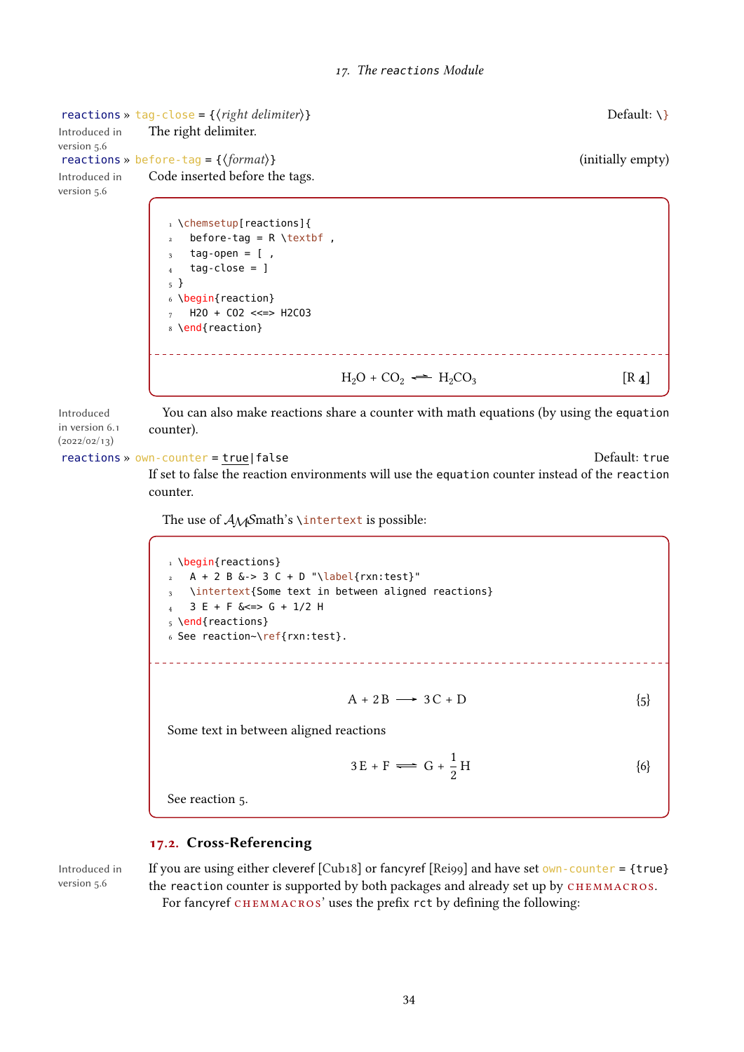reactions » tag-close = {⟨*right delimiter*⟩} Default: \}

Introduced in version 5.6

The right delimiter.

reactions » before-tag = {⟨*format*⟩} (initially empty)

Introduced in version 5.6

Code inserted before the tags.

```
\chemsetup[reactions]{
  before-tag = R \textbf ,
  tag-open = [ ,
  tag-close = ]
}
\begin{reaction}
  H2O + CO2 <<=> H2CO3
\end{reaction}
```

$$H_2O + CO_2 \rightleftharpoons H_2CO_3 \qquad [\text{R } \mathbf{4}]$$

Introduced in version 6.1 (2022/02/13)

You can also make reactions share a counter with math equations (by using the `equation` counter).

reactions » own-counter = true|false Default: true

If set to false the reaction environments will use the `equation` counter instead of the `reaction` counter.

The use of AMSmath's `\intertext` is possible:

```
\begin{reactions}
  A + 2 B &-> 3 C + D "\label{rxn:test}"
  \intertext{Some text in between aligned reactions}
  3 E + F &<=> G + 1/2 H
\end{reactions}
See reaction~\ref{rxn:test}.
```

$$A + 2B \longrightarrow 3C + D \qquad \{5\}$$

Some text in between aligned reactions

$$3E + F \rightleftharpoons G + \frac{1}{2}H \qquad \{6\}$$

See reaction 5.

## 17.2. Cross-Referencing

Introduced in version 5.6

If you are using either cleveref [Cub18] or fancyref [Rei99] and have set own-counter = {true} the `reaction` counter is supported by both packages and already set up by CHEMMACROS.

For fancyref CHEMMACROS' uses the prefix `rct` by defining the following: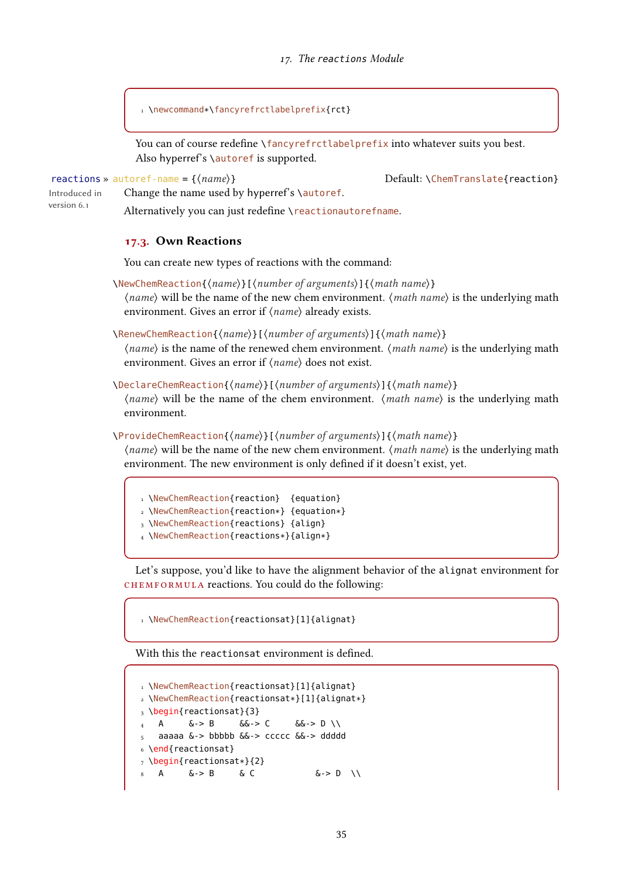```
\newcommand*\fancyrefrctlabelprefix{rct}
```

You can of course redefine `\fancyrefrctlabelprefix` into whatever suits you best. Also hyperref's `\autoref` is supported.

`reactions » autoref-name = {⟨name⟩}` Default: `\ChemTranslate{reaction}`

Introduced in version 6.1

Change the name used by hyperref's `\autoref`.

Alternatively you can just redefine `\reactionautorefname`.

## 17.3. Own Reactions

You can create new types of reactions with the command:

`\NewChemReaction{⟨name⟩}[⟨number of arguments⟩]{⟨math name⟩}`
⟨name⟩ will be the name of the new chem environment. ⟨math name⟩ is the underlying math environment. Gives an error if ⟨name⟩ already exists.

`\RenewChemReaction{⟨name⟩}[⟨number of arguments⟩]{⟨math name⟩}`
⟨name⟩ is the name of the renewed chem environment. ⟨math name⟩ is the underlying math environment. Gives an error if ⟨name⟩ does not exist.

`\DeclareChemReaction{⟨name⟩}[⟨number of arguments⟩]{⟨math name⟩}`
⟨name⟩ will be the name of the chem environment. ⟨math name⟩ is the underlying math environment.

`\ProvideChemReaction{⟨name⟩}[⟨number of arguments⟩]{⟨math name⟩}`
⟨name⟩ will be the name of the new chem environment. ⟨math name⟩ is the underlying math environment. The new environment is only defined if it doesn't exist, yet.

```
\NewChemReaction{reaction}  {equation}
\NewChemReaction{reaction*} {equation*}
\NewChemReaction{reactions} {align}
\NewChemReaction{reactions*}{align*}
```

Let's suppose, you'd like to have the alignment behavior of the `alignat` environment for CHEMFORMULA reactions. You could do the following:

```
\NewChemReaction{reactionsat}[1]{alignat}
```

With this the `reactionsat` environment is defined.

```
\NewChemReaction{reactionsat}[1]{alignat}
\NewChemReaction{reactionsat*}[1]{alignat*}
\begin{reactionsat}{3}
  A     &-> B     &&-> C     &&-> D \\
  aaaaa &-> bbbbb &&-> ccccc &&-> ddddd
\end{reactionsat}
\begin{reactionsat*}{2}
  A     &-> B     & C            &-> D  \\
```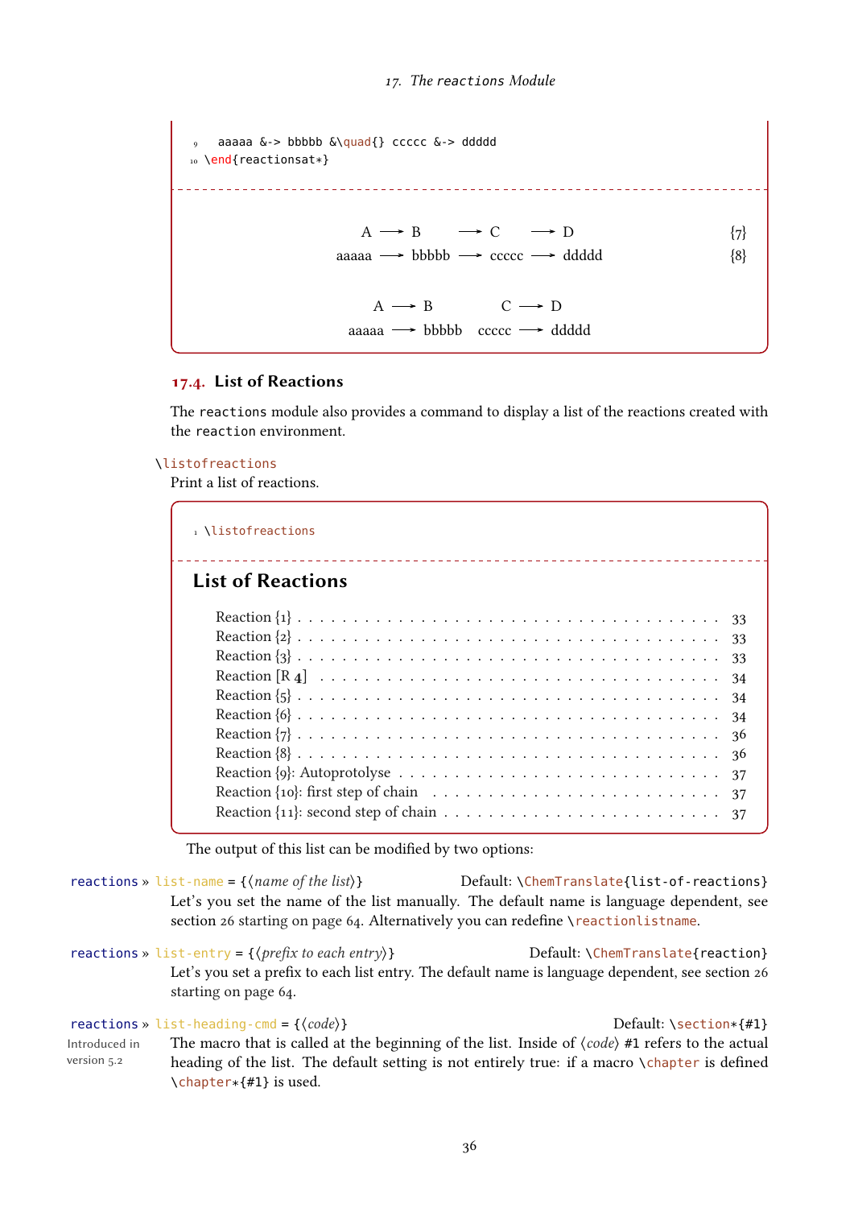```
9   aaaaa &-> bbbbb &\quad{} ccccc &-> ddddd
10 \end{reactionsat*}
```

A ⟶ B ⟶ C ⟶ D {7}

aaaaa ⟶ bbbbb ⟶ ccccc ⟶ ddddd {8}

A ⟶ B   C ⟶ D

aaaaa ⟶ bbbbb   ccccc ⟶ ddddd

## 17.4. List of Reactions

The `reactions` module also provides a command to display a list of the reactions created with the `reaction` environment.

`\listofreactions`

Print a list of reactions.

```
1 \listofreactions
```

### List of Reactions

Reaction {1} . . . . . . . . . . 33
Reaction {2} . . . . . . . . . . 33
Reaction {3} . . . . . . . . . . 33
Reaction [R **4**] . . . . . . . . . . 34
Reaction {5} . . . . . . . . . . 34
Reaction {6} . . . . . . . . . . 34
Reaction {7} . . . . . . . . . . 36
Reaction {8} . . . . . . . . . . 36
Reaction {9}: Autoprotolyse . . . . . . . . . . 37
Reaction {10}: first step of chain . . . . . . . . . . 37
Reaction {11}: second step of chain . . . . . . . . . . 37

The output of this list can be modified by two options:

`reactions` » `list-name` = {⟨*name of the list*⟩}   Default: `\ChemTranslate{list-of-reactions}`

Let's you set the name of the list manually. The default name is language dependent, see section 26 starting on page 64. Alternatively you can redefine `\reactionlistname`.

`reactions` » `list-entry` = {⟨*prefix to each entry*⟩}   Default: `\ChemTranslate{reaction}`

Let's you set a prefix to each list entry. The default name is language dependent, see section 26 starting on page 64.

`reactions` » `list-heading-cmd` = {⟨*code*⟩}   Default: `\section*{#1}`

Introduced in version 5.2

The macro that is called at the beginning of the list. Inside of ⟨*code*⟩ `#1` refers to the actual heading of the list. The default setting is not entirely true: if a macro `\chapter` is defined `\chapter*{#1}` is used.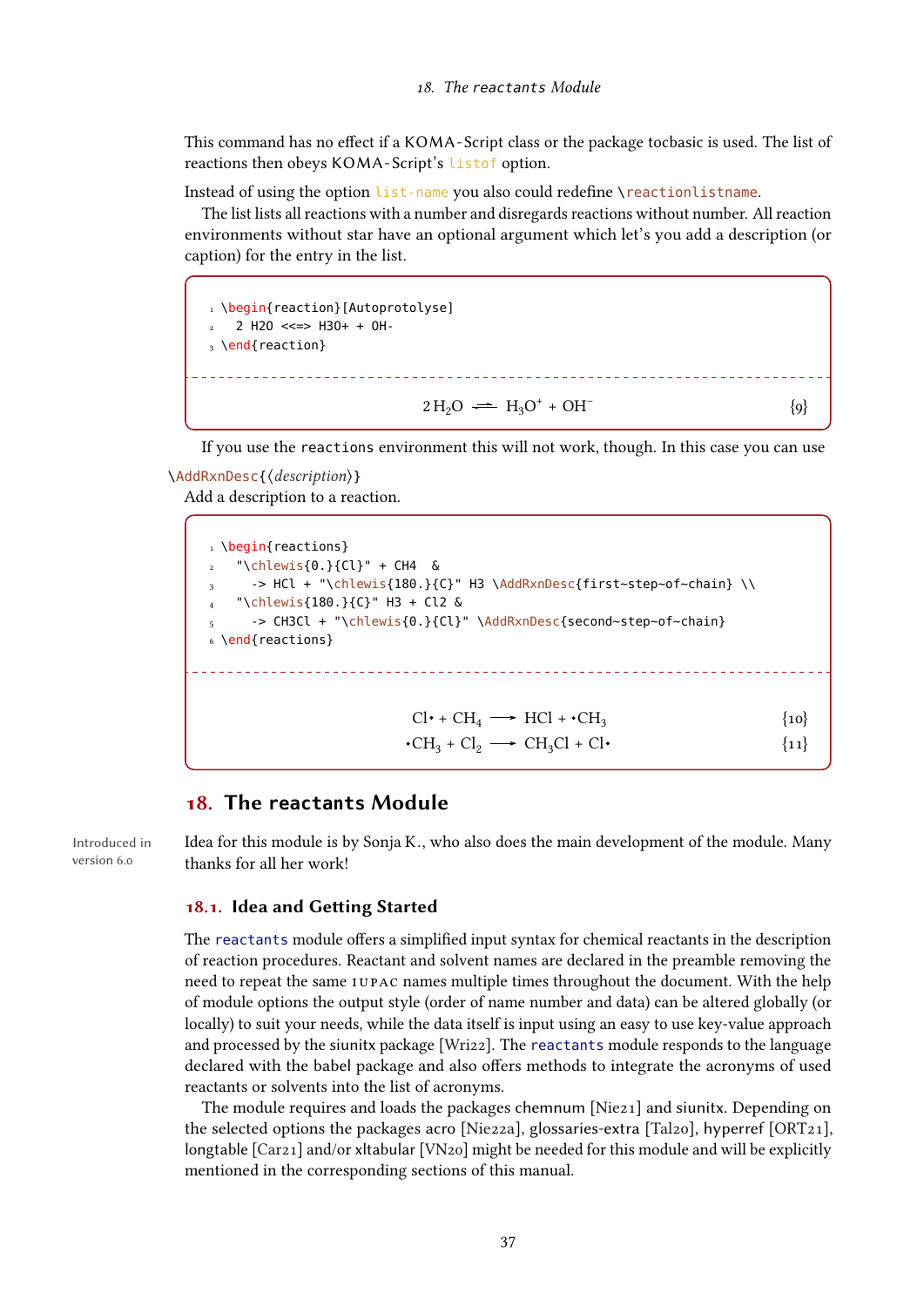This command has no effect if a KOMA-Script class or the package tocbasic is used. The list of reactions then obeys KOMA-Script's `listof` option.

Instead of using the option `list-name` you also could redefine `\reactionlistname`.

The list lists all reactions with a number and disregards reactions without number. All reaction environments without star have an optional argument which let's you add a description (or caption) for the entry in the list.

```
\begin{reaction}[Autoprotolyse]
  2 H2O <<=> H3O+ + OH-
\end{reaction}
```

$$2\,H_2O \rightleftharpoons H_3O^+ + OH^- \qquad \{9\}$$

If you use the `reactions` environment this will not work, though. In this case you can use

`\AddRxnDesc{⟨description⟩}`

Add a description to a reaction.

```
\begin{reactions}
  "\chlewis{0.}{Cl}" + CH4  &
    -> HCl + "\chlewis{180.}{C}" H3 \AddRxnDesc{first~step~of~chain} \\
  "\chlewis{180.}{C}" H3 + Cl2 &
    -> CH3Cl + "\chlewis{0.}{Cl}" \AddRxnDesc{second~step~of~chain}
\end{reactions}
```

$$Cl\bullet + CH_4 \longrightarrow HCl + \bullet CH_3 \qquad \{10\}$$
$$\bullet CH_3 + Cl_2 \longrightarrow CH_3Cl + Cl\bullet \qquad \{11\}$$

## 18. The reactants Module

Introduced in version 6.0

Idea for this module is by Sonja K., who also does the main development of the module. Many thanks for all her work!

### 18.1. Idea and Getting Started

The `reactants` module offers a simplified input syntax for chemical reactants in the description of reaction procedures. Reactant and solvent names are declared in the preamble removing the need to repeat the same IUPAC names multiple times throughout the document. With the help of module options the output style (order of name number and data) can be altered globally (or locally) to suit your needs, while the data itself is input using an easy to use key-value approach and processed by the siunitx package [Wri22]. The `reactants` module responds to the language declared with the babel package and also offers methods to integrate the acronyms of used reactants or solvents into the list of acronyms.

The module requires and loads the packages chemnum [Nie21] and siunitx. Depending on the selected options the packages acro [Nie22a], glossaries-extra [Tal20], hyperref [ORT21], longtable [Car21] and/or xltabular [VN20] might be needed for this module and will be explicitly mentioned in the corresponding sections of this manual.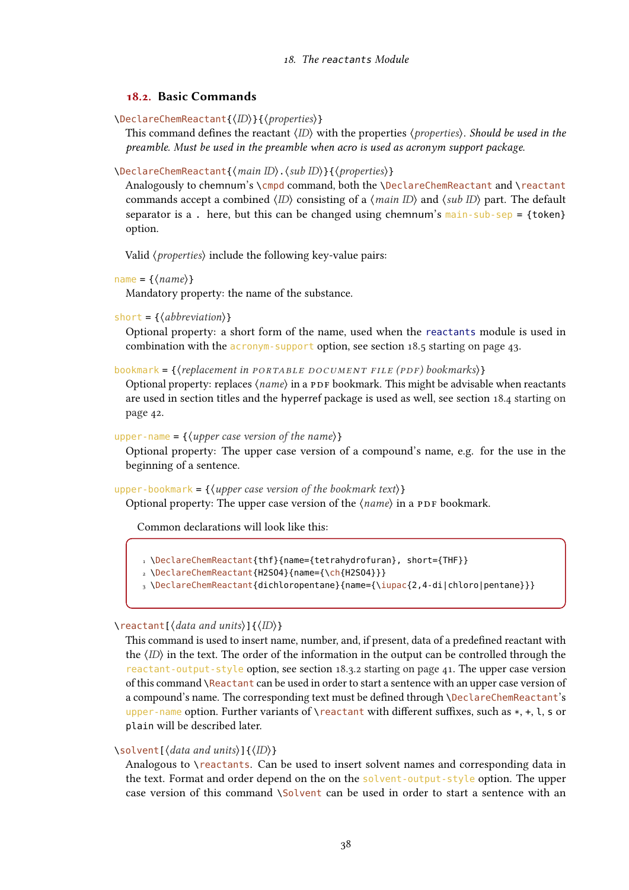## 18.2. Basic Commands

`\DeclareChemReactant{⟨ID⟩}{⟨properties⟩}`
This command defines the reactant ⟨ID⟩ with the properties ⟨properties⟩. *Should be used in the preamble. Must be used in the preamble when acro is used as acronym support package.*

`\DeclareChemReactant{⟨main ID⟩.⟨sub ID⟩}{⟨properties⟩}`
Analogously to chemnum's `\cmpd` command, both the `\DeclareChemReactant` and `\reactant` commands accept a combined ⟨ID⟩ consisting of a ⟨main ID⟩ and ⟨sub ID⟩ part. The default separator is a `.` here, but this can be changed using chemnum's `main-sub-sep = {token}` option.

Valid ⟨properties⟩ include the following key-value pairs:

`name = {⟨name⟩}`
Mandatory property: the name of the substance.

`short = {⟨abbreviation⟩}`
Optional property: a short form of the name, used when the `reactants` module is used in combination with the `acronym-support` option, see section 18.5 starting on page 43.

`bookmark = {⟨replacement in PORTABLE DOCUMENT FILE (PDF) bookmarks⟩}`
Optional property: replaces ⟨name⟩ in a PDF bookmark. This might be advisable when reactants are used in section titles and the hyperref package is used as well, see section 18.4 starting on page 42.

`upper-name = {⟨upper case version of the name⟩}`
Optional property: The upper case version of a compound's name, e.g. for the use in the beginning of a sentence.

`upper-bookmark = {⟨upper case version of the bookmark text⟩}`
Optional property: The upper case version of the ⟨name⟩ in a PDF bookmark.

Common declarations will look like this:

```
\DeclareChemReactant{thf}{name={tetrahydrofuran}, short={THF}}
\DeclareChemReactant{H2SO4}{name={\ch{H2SO4}}}
\DeclareChemReactant{dichloropentane}{name={\iupac{2,4-di|chloro|pentane}}}
```

`\reactant[⟨data and units⟩]{⟨ID⟩}`
This command is used to insert name, number, and, if present, data of a predefined reactant with the ⟨ID⟩ in the text. The order of the information in the output can be controlled through the `reactant-output-style` option, see section 18.3.2 starting on page 41. The upper case version of this command `\Reactant` can be used in order to start a sentence with an upper case version of a compound's name. The corresponding text must be defined through `\DeclareChemReactant`'s `upper-name` option. Further variants of `\reactant` with different suffixes, such as `*`, `+`, `l`, `s` or `plain` will be described later.

`\solvent[⟨data and units⟩]{⟨ID⟩}`
Analogous to `\reactants`. Can be used to insert solvent names and corresponding data in the text. Format and order depend on the on the `solvent-output-style` option. The upper case version of this command `\Solvent` can be used in order to start a sentence with an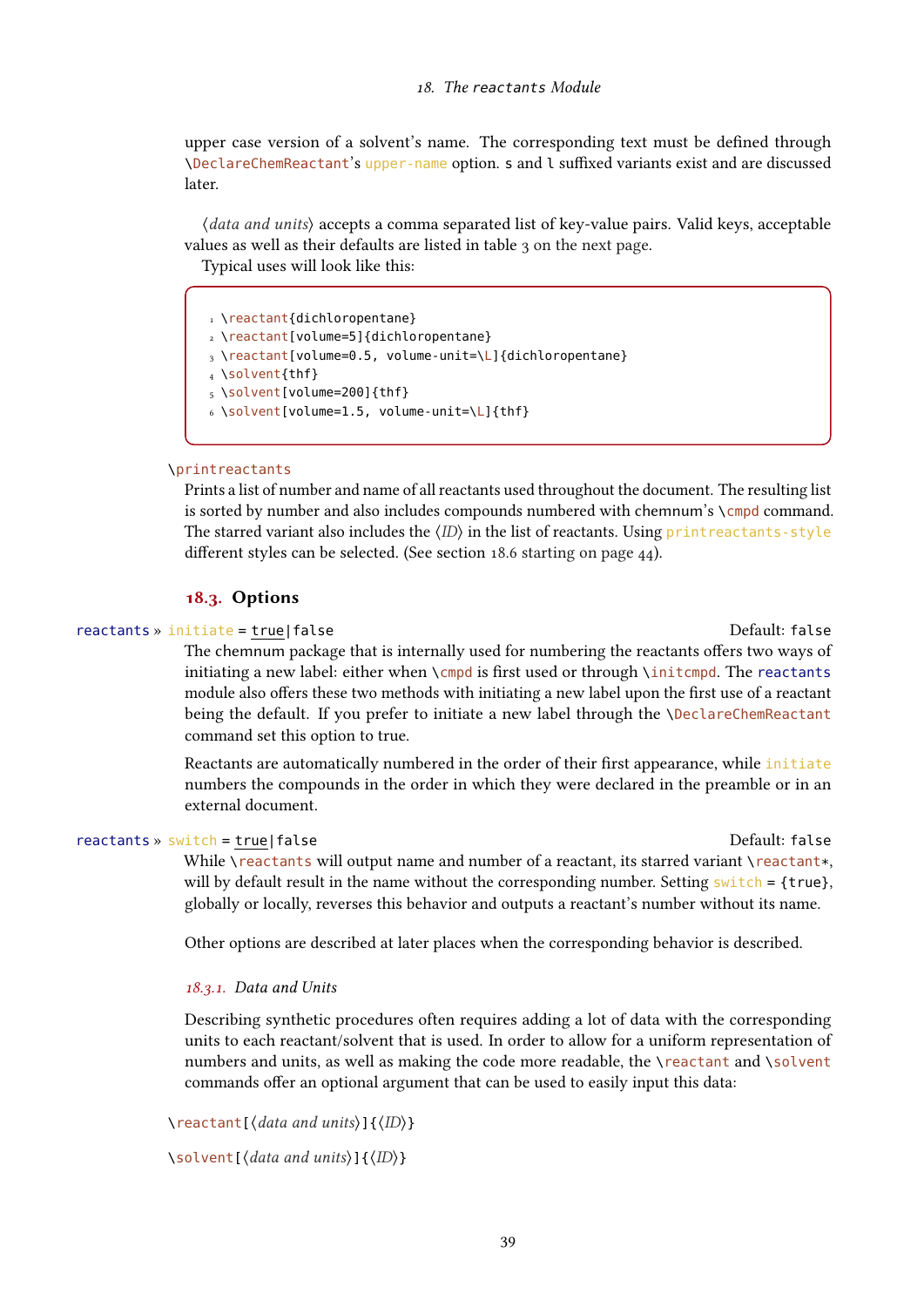upper case version of a solvent's name. The corresponding text must be defined through `\DeclareChemReactant`'s `upper-name` option. `s` and `l` suffixed variants exist and are discussed later.

⟨*data and units*⟩ accepts a comma separated list of key-value pairs. Valid keys, acceptable values as well as their defaults are listed in table 3 on the next page.

Typical uses will look like this:

```
1 \reactant{dichloropentane}
2 \reactant[volume=5]{dichloropentane}
3 \reactant[volume=0.5, volume-unit=\L]{dichloropentane}
4 \solvent{thf}
5 \solvent[volume=200]{thf}
6 \solvent[volume=1.5, volume-unit=\L]{thf}
```

`\printreactants`

Prints a list of number and name of all reactants used throughout the document. The resulting list is sorted by number and also includes compounds numbered with chemnum's `\cmpd` command. The starred variant also includes the ⟨*ID*⟩ in the list of reactants. Using `printreactants-style` different styles can be selected. (See section 18.6 starting on page 44).

## 18.3. Options

`reactants » initiate = true|false` Default: `false`

The chemnum package that is internally used for numbering the reactants offers two ways of initiating a new label: either when `\cmpd` is first used or through `\initcmpd`. The `reactants` module also offers these two methods with initiating a new label upon the first use of a reactant being the default. If you prefer to initiate a new label through the `\DeclareChemReactant` command set this option to true.

Reactants are automatically numbered in the order of their first appearance, while `initiate` numbers the compounds in the order in which they were declared in the preamble or in an external document.

`reactants » switch = true|false` Default: `false`

While `\reactants` will output name and number of a reactant, its starred variant `\reactant*`, will by default result in the name without the corresponding number. Setting `switch = {true}`, globally or locally, reverses this behavior and outputs a reactant's number without its name.

Other options are described at later places when the corresponding behavior is described.

### 18.3.1. Data and Units

Describing synthetic procedures often requires adding a lot of data with the corresponding units to each reactant/solvent that is used. In order to allow for a uniform representation of numbers and units, as well as making the code more readable, the `\reactant` and `\solvent` commands offer an optional argument that can be used to easily input this data:

`\reactant[`⟨*data and units*⟩`]{`⟨*ID*⟩`}`

`\solvent[`⟨*data and units*⟩`]{`⟨*ID*⟩`}`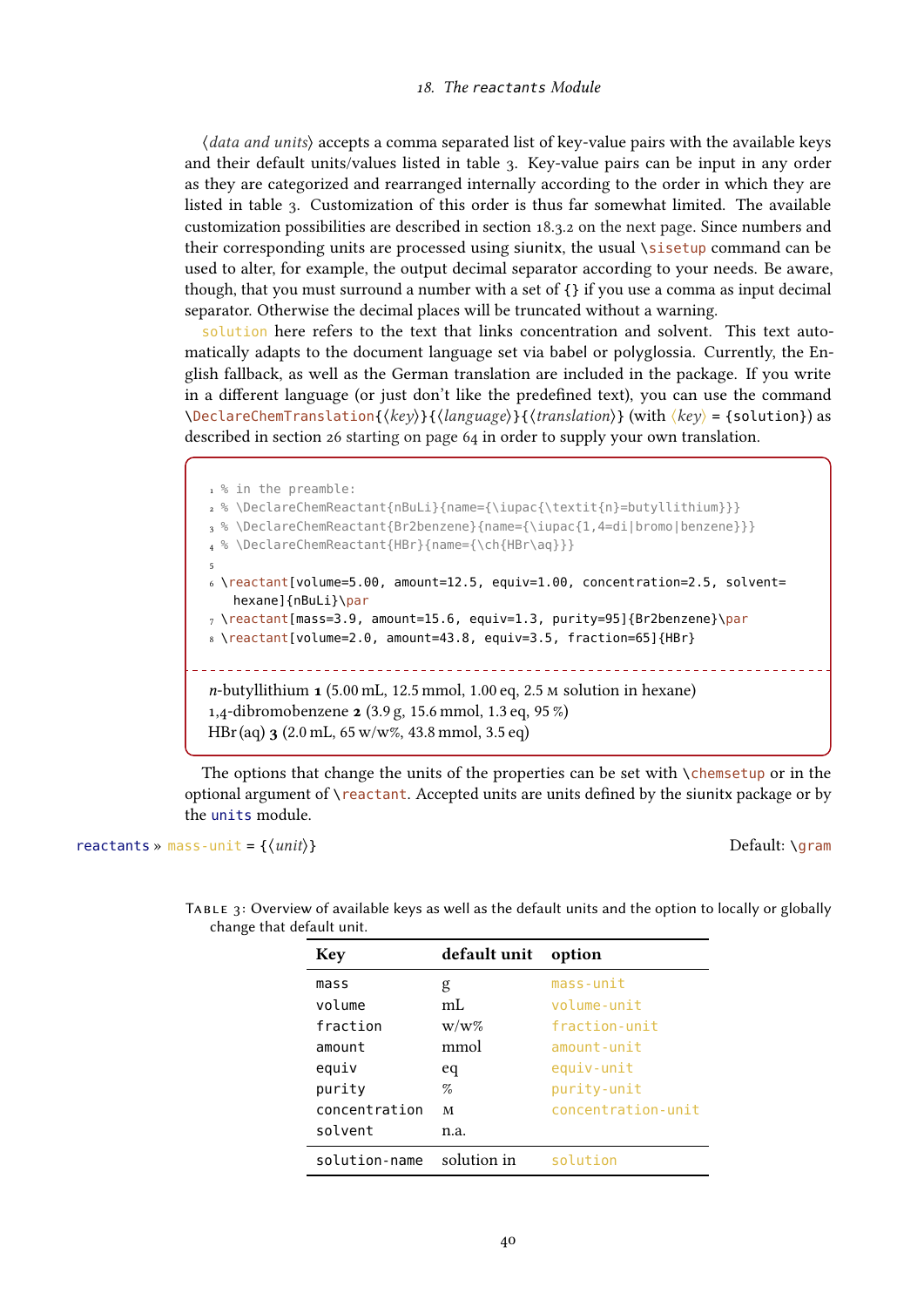⟨*data and units*⟩ accepts a comma separated list of key-value pairs with the available keys and their default units/values listed in table 3. Key-value pairs can be input in any order as they are categorized and rearranged internally according to the order in which they are listed in table 3. Customization of this order is thus far somewhat limited. The available customization possibilities are described in section 18.3.2 on the next page. Since numbers and their corresponding units are processed using siunitx, the usual `\sisetup` command can be used to alter, for example, the output decimal separator according to your needs. Be aware, though, that you must surround a number with a set of `{}` if you use a comma as input decimal separator. Otherwise the decimal places will be truncated without a warning.

`solution` here refers to the text that links concentration and solvent. This text automatically adapts to the document language set via babel or polyglossia. Currently, the English fallback, as well as the German translation are included in the package. If you write in a different language (or just don't like the predefined text), you can use the command `\DeclareChemTranslation{⟨key⟩}{⟨language⟩}{⟨translation⟩}` (with ⟨*key*⟩ = `{solution}`) as described in section 26 starting on page 64 in order to supply your own translation.

```
% in the preamble:
% \DeclareChemReactant{nBuLi}{name={\iupac{\textit{n}=butyllithium}}}
% \DeclareChemReactant{Br2benzene}{name={\iupac{1,4=di|bromo|benzene}}}
% \DeclareChemReactant{HBr}{name={\ch{HBr\aq}}}

\reactant[volume=5.00, amount=12.5, equiv=1.00, concentration=2.5, solvent=
   hexane]{nBuLi}\par
\reactant[mass=3.9, amount=15.6, equiv=1.3, purity=95]{Br2benzene}\par
\reactant[volume=2.0, amount=43.8, equiv=3.5, fraction=65]{HBr}
```

*n*-butyllithium **1** (5.00 mL, 12.5 mmol, 1.00 eq, 2.5 M solution in hexane)
1,4-dibromobenzene **2** (3.9 g, 15.6 mmol, 1.3 eq, 95 %)
HBr (aq) **3** (2.0 mL, 65 w/w%, 43.8 mmol, 3.5 eq)

The options that change the units of the properties can be set with `\chemsetup` or in the optional argument of `\reactant`. Accepted units are units defined by the siunitx package or by the `units` module.

`reactants` » `mass-unit` = `{⟨unit⟩}` Default: `\gram`

Table 3: Overview of available keys as well as the default units and the option to locally or globally change that default unit.

| Key | default unit | option |
|---|---|---|
| `mass` | g | `mass-unit` |
| `volume` | mL | `volume-unit` |
| `fraction` | w/w% | `fraction-unit` |
| `amount` | mmol | `amount-unit` |
| `equiv` | eq | `equiv-unit` |
| `purity` | % | `purity-unit` |
| `concentration` | M | `concentration-unit` |
| `solvent` | n.a. | |
| `solution-name` | solution in | `solution` |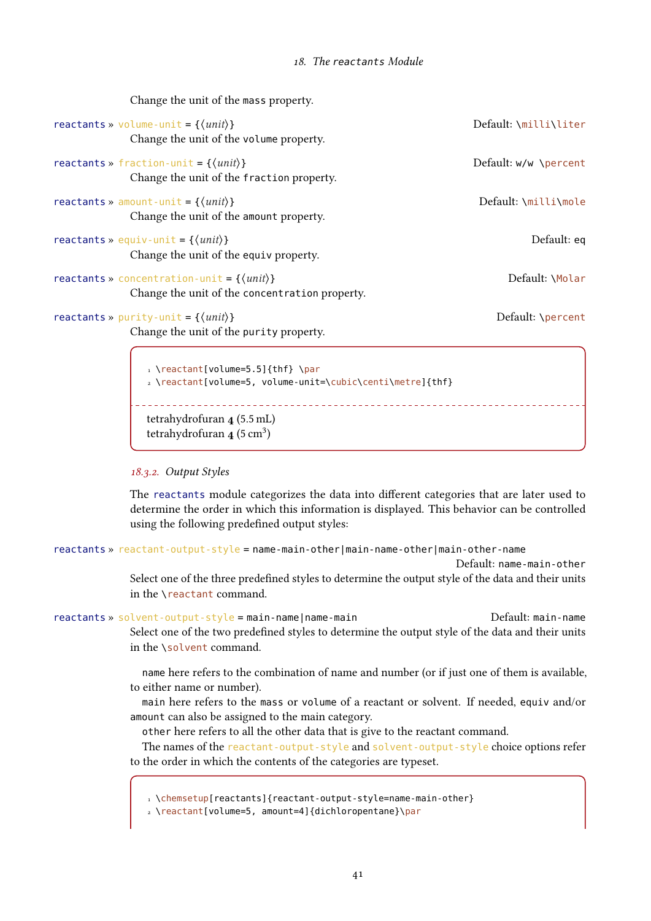Change the unit of the mass property.

reactants » volume-unit = {⟨*unit*⟩} Default: \milli\liter

Change the unit of the volume property.

reactants » fraction-unit = {⟨*unit*⟩} Default: w/w \percent

Change the unit of the fraction property.

reactants » amount-unit = {⟨*unit*⟩} Default: \milli\mole

Change the unit of the amount property.

reactants » equiv-unit = {⟨*unit*⟩} Default: eq

Change the unit of the equiv property.

reactants » concentration-unit = {⟨*unit*⟩} Default: \Molar

Change the unit of the concentration property.

reactants » purity-unit = {⟨*unit*⟩} Default: \percent

Change the unit of the purity property.

```
\reactant[volume=5.5]{thf} \par
\reactant[volume=5, volume-unit=\cubic\centi\metre]{thf}
```

tetrahydrofuran **4** (5.5 mL)
tetrahydrofuran **4** (5 cm$^3$)

### *18.3.2. Output Styles*

The reactants module categorizes the data into different categories that are later used to determine the order in which this information is displayed. This behavior can be controlled using the following predefined output styles:

reactants » reactant-output-style = name-main-other|main-name-other|main-other-name Default: name-main-other

Select one of the three predefined styles to determine the output style of the data and their units in the \reactant command.

reactants » solvent-output-style = main-name|name-main Default: main-name

Select one of the two predefined styles to determine the output style of the data and their units in the \solvent command.

name here refers to the combination of name and number (or if just one of them is available, to either name or number).

main here refers to the mass or volume of a reactant or solvent. If needed, equiv and/or amount can also be assigned to the main category.

other here refers to all the other data that is give to the reactant command.

The names of the reactant-output-style and solvent-output-style choice options refer to the order in which the contents of the categories are typeset.

```
\chemsetup[reactants]{reactant-output-style=name-main-other}
\reactant[volume=5, amount=4]{dichloropentane}\par
```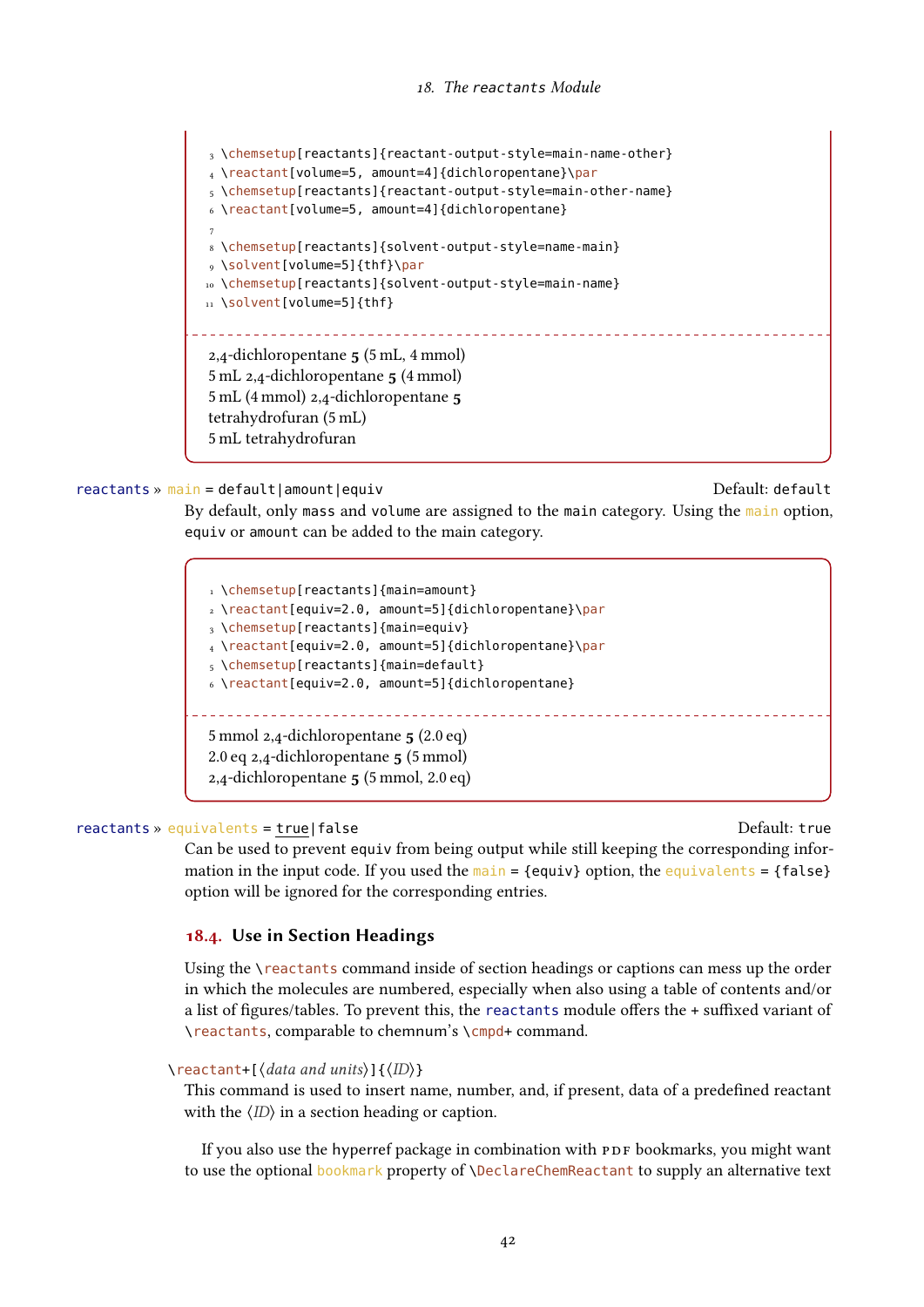```
3 \chemsetup[reactants]{reactant-output-style=main-name-other}
4 \reactant[volume=5, amount=4]{dichloropentane}\par
5 \chemsetup[reactants]{reactant-output-style=main-other-name}
6 \reactant[volume=5, amount=4]{dichloropentane}
7
8 \chemsetup[reactants]{solvent-output-style=name-main}
9 \solvent[volume=5]{thf}\par
10 \chemsetup[reactants]{solvent-output-style=main-name}
11 \solvent[volume=5]{thf}
```

2,4-dichloropentane **5** (5 mL, 4 mmol)
5 mL 2,4-dichloropentane **5** (4 mmol)
5 mL (4 mmol) 2,4-dichloropentane **5**
tetrahydrofuran (5 mL)
5 mL tetrahydrofuran

reactants » main = default|amount|equiv — Default: default

By default, only mass and volume are assigned to the main category. Using the main option, equiv or amount can be added to the main category.

```
1 \chemsetup[reactants]{main=amount}
2 \reactant[equiv=2.0, amount=5]{dichloropentane}\par
3 \chemsetup[reactants]{main=equiv}
4 \reactant[equiv=2.0, amount=5]{dichloropentane}\par
5 \chemsetup[reactants]{main=default}
6 \reactant[equiv=2.0, amount=5]{dichloropentane}
```

5 mmol 2,4-dichloropentane **5** (2.0 eq)
2.0 eq 2,4-dichloropentane **5** (5 mmol)
2,4-dichloropentane **5** (5 mmol, 2.0 eq)

reactants » equivalents = true|false — Default: true

Can be used to prevent equiv from being output while still keeping the corresponding information in the input code. If you used the main = {equiv} option, the equivalents = {false} option will be ignored for the corresponding entries.

## 18.4. Use in Section Headings

Using the \reactants command inside of section headings or captions can mess up the order in which the molecules are numbered, especially when also using a table of contents and/or a list of figures/tables. To prevent this, the reactants module offers the + suffixed variant of \reactants, comparable to chemnum's \cmpd+ command.

\reactant+[⟨*data and units*⟩]{⟨*ID*⟩}

This command is used to insert name, number, and, if present, data of a predefined reactant with the ⟨*ID*⟩ in a section heading or caption.

If you also use the hyperref package in combination with PDF bookmarks, you might want to use the optional bookmark property of \DeclareChemReactant to supply an alternative text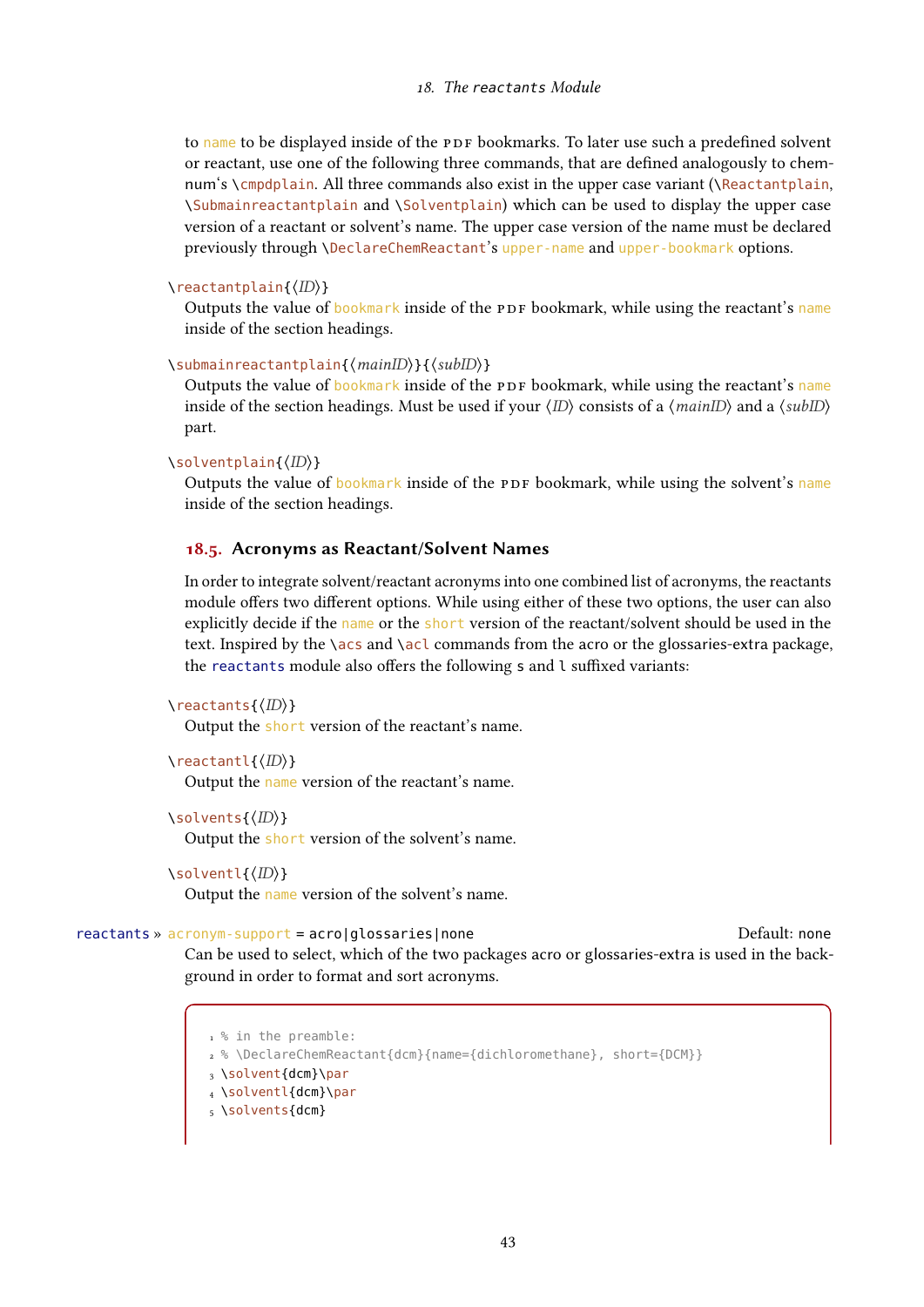to `name` to be displayed inside of the PDF bookmarks. To later use such a predefined solvent or reactant, use one of the following three commands, that are defined analogously to chemnum's `\cmpdplain`. All three commands also exist in the upper case variant (`\Reactantplain`, `\Submainreactantplain` and `\Solventplain`) which can be used to display the upper case version of a reactant or solvent's name. The upper case version of the name must be declared previously through `\DeclareChemReactant`'s `upper-name` and `upper-bookmark` options.

`\reactantplain{⟨ID⟩}`
Outputs the value of `bookmark` inside of the PDF bookmark, while using the reactant's `name` inside of the section headings.

`\submainreactantplain{⟨mainID⟩}{⟨subID⟩}`
Outputs the value of `bookmark` inside of the PDF bookmark, while using the reactant's `name` inside of the section headings. Must be used if your ⟨ID⟩ consists of a ⟨mainID⟩ and a ⟨subID⟩ part.

`\solventplain{⟨ID⟩}`
Outputs the value of `bookmark` inside of the PDF bookmark, while using the solvent's `name` inside of the section headings.

## 18.5. Acronyms as Reactant/Solvent Names

In order to integrate solvent/reactant acronyms into one combined list of acronyms, the reactants module offers two different options. While using either of these two options, the user can also explicitly decide if the `name` or the `short` version of the reactant/solvent should be used in the text. Inspired by the `\acs` and `\acl` commands from the acro or the glossaries-extra package, the `reactants` module also offers the following `s` and `l` suffixed variants:

`\reactants{⟨ID⟩}`
Output the `short` version of the reactant's name.

`\reactantl{⟨ID⟩}`
Output the `name` version of the reactant's name.

`\solvents{⟨ID⟩}`
Output the `short` version of the solvent's name.

`\solventl{⟨ID⟩}`
Output the `name` version of the solvent's name.

`reactants » acronym-support = acro|glossaries|none` Default: `none`
Can be used to select, which of the two packages acro or glossaries-extra is used in the background in order to format and sort acronyms.

```
% in the preamble:
% \DeclareChemReactant{dcm}{name={dichloromethane}, short={DCM}}
\solvent{dcm}\par
\solventl{dcm}\par
\solvents{dcm}
```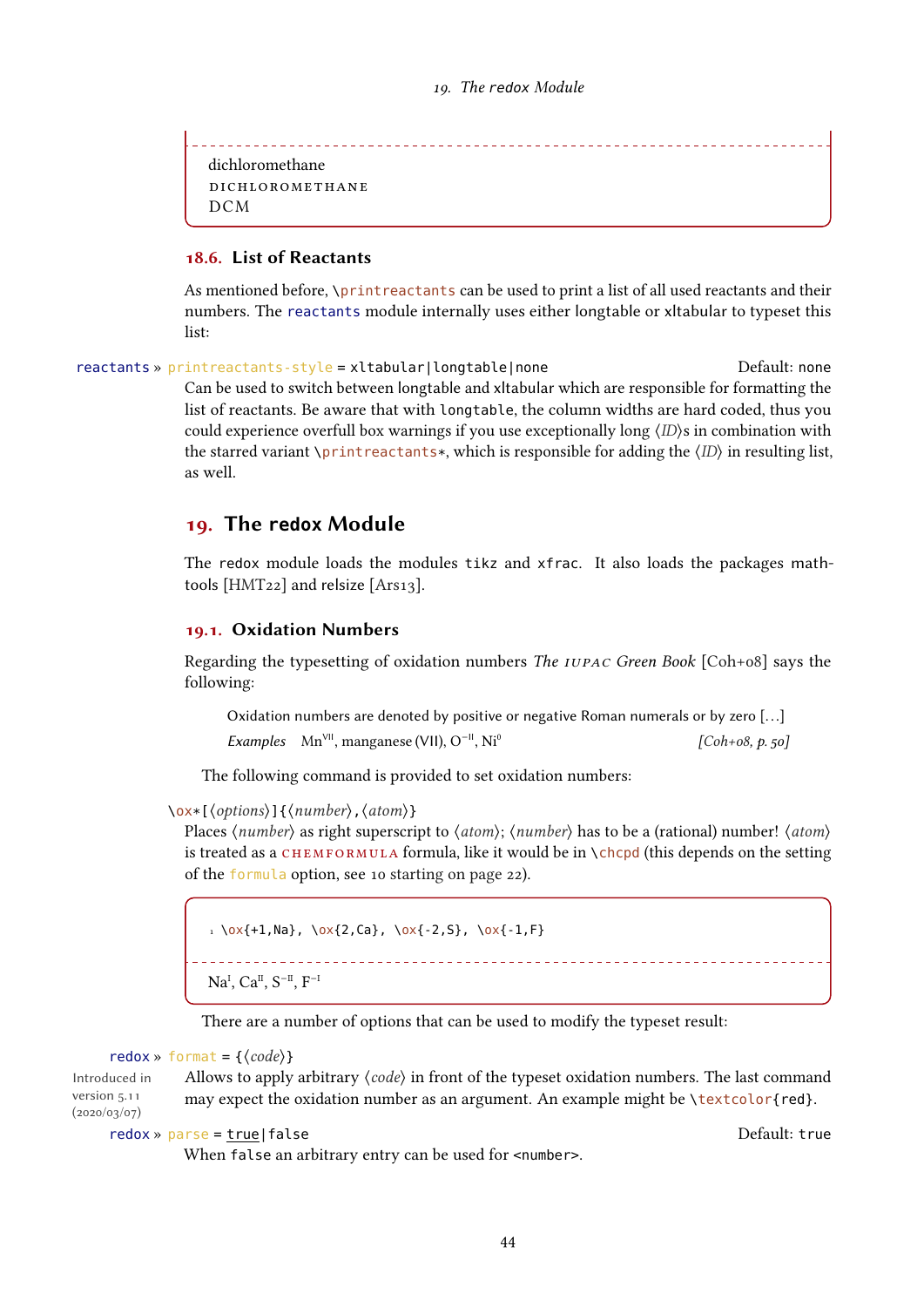dichloromethane
DICHLOROMETHANE
DCM

### 18.6. List of Reactants

As mentioned before, `\printreactants` can be used to print a list of all used reactants and their numbers. The `reactants` module internally uses either longtable or xltabular to typeset this list:

`reactants » printreactants-style = xltabular|longtable|none` Default: `none`

Can be used to switch between longtable and xltabular which are responsible for formatting the list of reactants. Be aware that with `longtable`, the column widths are hard coded, thus you could experience overfull box warnings if you use exceptionally long ⟨*ID*⟩s in combination with the starred variant `\printreactants*`, which is responsible for adding the ⟨*ID*⟩ in resulting list, as well.

## 19. The redox Module

The `redox` module loads the modules `tikz` and `xfrac`. It also loads the packages mathtools [HMT22] and relsize [Ars13].

### 19.1. Oxidation Numbers

Regarding the typesetting of oxidation numbers *The IUPAC Green Book* [Coh+08] says the following:

> Oxidation numbers are denoted by positive or negative Roman numerals or by zero [...]
>
> *Examples* $Mn^{VII}$, manganese (VII), $O^{-II}$, $Ni^{0}$ *[Coh+08, p. 50]*

The following command is provided to set oxidation numbers:

`\ox*[⟨options⟩]{⟨number⟩,⟨atom⟩}`

Places ⟨*number*⟩ as right superscript to ⟨*atom*⟩; ⟨*number*⟩ has to be a (rational) number! ⟨*atom*⟩ is treated as a CHEMFORMULA formula, like it would be in `\chcpd` (this depends on the setting of the `formula` option, see 10 starting on page 22).

```
1 \ox{+1,Na}, \ox{2,Ca}, \ox{-2,S}, \ox{-1,F}
```

$Na^{I}$, $Ca^{II}$, $S^{-II}$, $F^{-I}$

There are a number of options that can be used to modify the typeset result:

`redox » format = {⟨code⟩}`

Introduced in version 5.11 (2020/03/07)

Allows to apply arbitrary ⟨*code*⟩ in front of the typeset oxidation numbers. The last command may expect the oxidation number as an argument. An example might be `\textcolor{red}`.

`redox » parse = true|false` Default: `true`

When `false` an arbitrary entry can be used for `<number>`.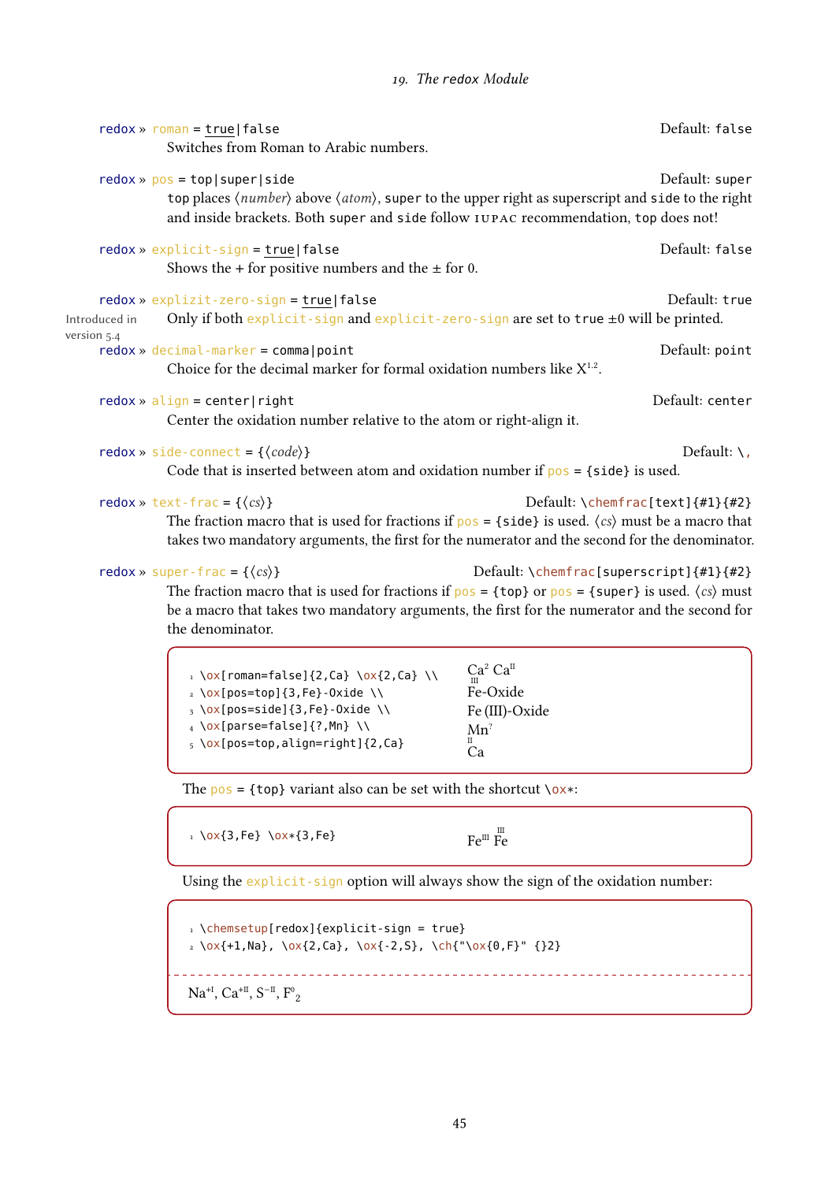redox » roman = true|false Default: false

Switches from Roman to Arabic numbers.

redox » pos = top|super|side Default: super

top places ⟨number⟩ above ⟨atom⟩, super to the upper right as superscript and side to the right and inside brackets. Both super and side follow IUPAC recommendation, top does not!

redox » explicit-sign = true|false Default: false

Shows the + for positive numbers and the ± for 0.

redox » explizit-zero-sign = true|false Default: true

Introduced in version 5.4

Only if both explicit-sign and explicit-zero-sign are set to true ±0 will be printed.

redox » decimal-marker = comma|point Default: point

Choice for the decimal marker for formal oxidation numbers like $X^{1.2}$.

redox » align = center|right Default: center

Center the oxidation number relative to the atom or right-align it.

redox » side-connect = {⟨code⟩} Default: \,

Code that is inserted between atom and oxidation number if pos = {side} is used.

redox » text-frac = {⟨cs⟩} Default: \chemfrac[text]{#1}{#2}

The fraction macro that is used for fractions if pos = {side} is used. ⟨cs⟩ must be a macro that takes two mandatory arguments, the first for the numerator and the second for the denominator.

redox » super-frac = {⟨cs⟩} Default: \chemfrac[superscript]{#1}{#2}

The fraction macro that is used for fractions if pos = {top} or pos = {super} is used. ⟨cs⟩ must be a macro that takes two mandatory arguments, the first for the numerator and the second for the denominator.

```
\ox[roman=false]{2,Ca} \ox{2,Ca} \\
\ox[pos=top]{3,Fe}-Oxide \\
\ox[pos=side]{3,Fe}-Oxide \\
\ox[parse=false]{?,Mn} \\
\ox[pos=top,align=right]{2,Ca}
```

$Ca^{2}$ $Ca^{II}$
$\overset{III}{Fe}$-Oxide
Fe (III)-Oxide
$Mn^{?}$
$\overset{II}{Ca}$

The pos = {top} variant also can be set with the shortcut \ox*:

```
\ox{3,Fe} \ox*{3,Fe}
```

$Fe^{III}$ $\overset{III}{Fe}$

Using the explicit-sign option will always show the sign of the oxidation number:

```
\chemsetup[redox]{explicit-sign = true}
\ox{+1,Na}, \ox{2,Ca}, \ox{-2,S}, \ch{"\ox{0,F}" {}2}
```

$Na^{+I}$, $Ca^{+II}$, $S^{-II}$, $F^{0}{}_{2}$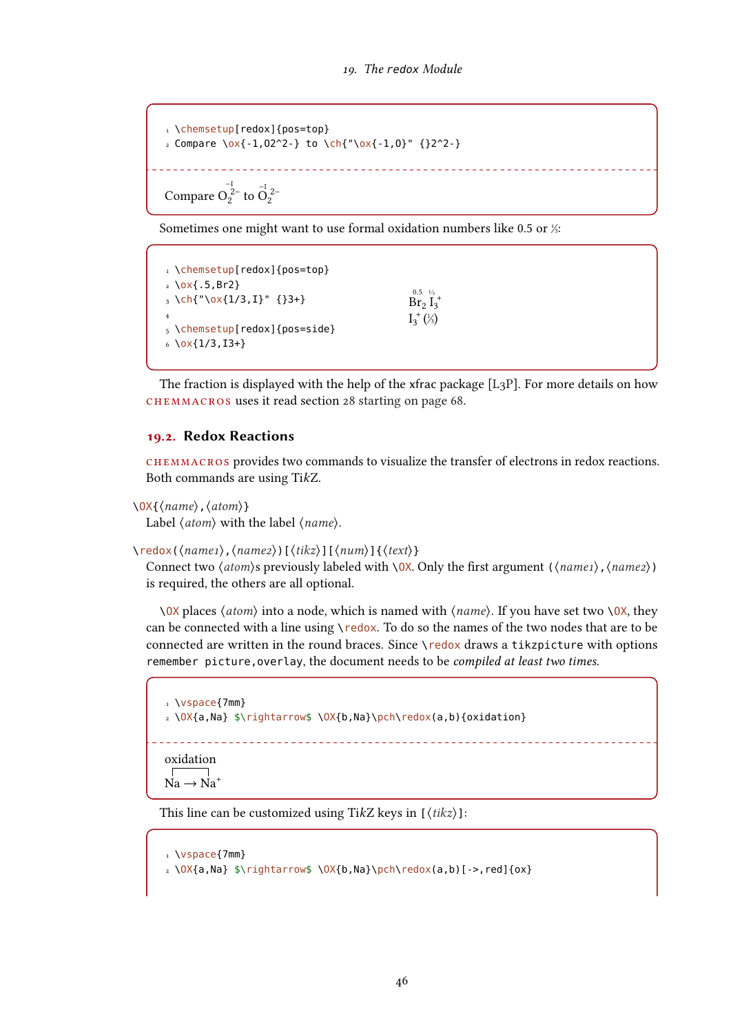```
\chemsetup[redox]{pos=top}
Compare \ox{-1,O2^2-} to \ch{"\ox{-1,O}" {}2^2-}
```

Compare $\overset{-1}{O}{}_2^{2-}$ to $\overset{-1}{O}{}_2^{2-}$

Sometimes one might want to use formal oxidation numbers like 0.5 or ⅓:

```
\chemsetup[redox]{pos=top}
\ox{.5,Br2}
\ch{"\ox{1/3,I}" {}3+}

\chemsetup[redox]{pos=side}
\ox{1/3,I3+}
```

$\overset{0.5}{Br_2}$ $\overset{1/3}{I}{}_3^+$
$I_3^+$ (⅓)

The fraction is displayed with the help of the xfrac package [L3P]. For more details on how CHEMMACROS uses it read section 28 starting on page 68.

## 19.2. Redox Reactions

CHEMMACROS provides two commands to visualize the transfer of electrons in redox reactions. Both commands are using Ti*k*Z.

`\OX{⟨name⟩,⟨atom⟩}`
Label ⟨atom⟩ with the label ⟨name⟩.

`\redox(⟨name1⟩,⟨name2⟩)[⟨tikz⟩][⟨num⟩]{⟨text⟩}`
Connect two ⟨atom⟩s previously labeled with `\OX`. Only the first argument `(⟨name1⟩,⟨name2⟩)` is required, the others are all optional.

`\OX` places ⟨atom⟩ into a node, which is named with ⟨name⟩. If you have set two `\OX`, they can be connected with a line using `\redox`. To do so the names of the two nodes that are to be connected are written in the round braces. Since `\redox` draws a `tikzpicture` with options `remember picture,overlay`, the document needs to be *compiled at least two times*.

```
\vspace{7mm}
\OX{a,Na} $\rightarrow$ \OX{b,Na}\pch\redox(a,b){oxidation}
```

oxidation
Na → $Na^+$

This line can be customized using Ti*k*Z keys in `[⟨tikz⟩]`:

```
\vspace{7mm}
\OX{a,Na} $\rightarrow$ \OX{b,Na}\pch\redox(a,b)[->,red]{ox}
```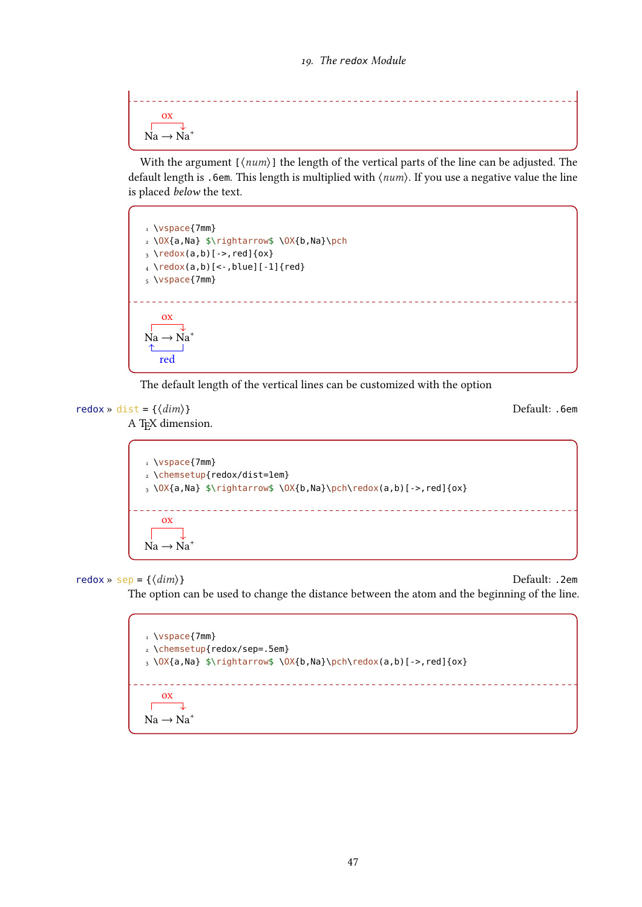ox

Na ⟶ Na⁺

With the argument [⟨num⟩] the length of the vertical parts of the line can be adjusted. The default length is .6em. This length is multiplied with ⟨num⟩. If you use a negative value the line is placed *below* the text.

```
\vspace{7mm}
\OX{a,Na} $\rightarrow$ \OX{b,Na}\pch
\redox(a,b)[->,red]{ox}
\redox(a,b)[<-,blue][-1]{red}
\vspace{7mm}
```

ox

Na ⟶ Na⁺

red

The default length of the vertical lines can be customized with the option

redox » dist = {⟨dim⟩} Default: .6em

A TeX dimension.

```
\vspace{7mm}
\chemsetup{redox/dist=1em}
\OX{a,Na} $\rightarrow$ \OX{b,Na}\pch\redox(a,b)[->,red]{ox}
```

ox

Na ⟶ Na⁺

redox » sep = {⟨dim⟩} Default: .2em

The option can be used to change the distance between the atom and the beginning of the line.

```
\vspace{7mm}
\chemsetup{redox/sep=.5em}
\OX{a,Na} $\rightarrow$ \OX{b,Na}\pch\redox(a,b)[->,red]{ox}
```

ox

Na ⟶ Na⁺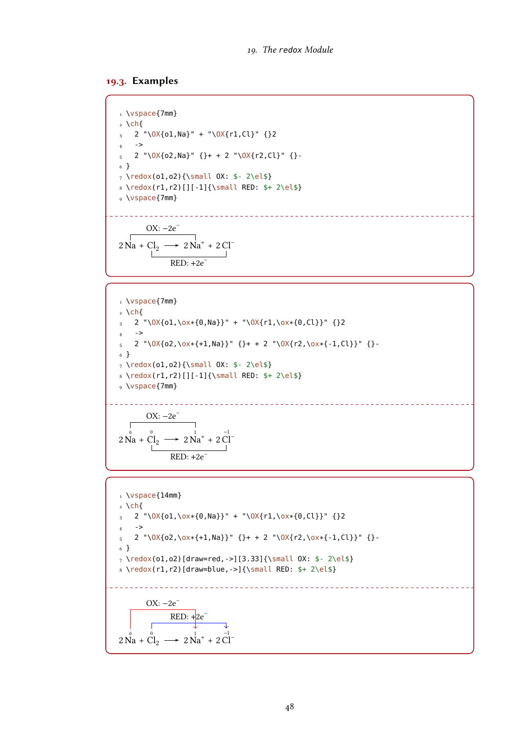## 19.3. Examples

```
\vspace{7mm}
\ch{
  2 "\OX{o1,Na}" + "\OX{r1,Cl}" {}2
  ->
  2 "\OX{o2,Na}" {}+ + 2 "\OX{r2,Cl}" {}-
}
\redox(o1,o2){\small OX: $- 2\el$}
\redox(r1,r2)[][-1]{\small RED: $+ 2\el$}
\vspace{7mm}
```

OX: $-2e^-$

$2\,Na + Cl_2 \longrightarrow 2\,Na^+ + 2\,Cl^-$

RED: $+2e^-$

```
\vspace{7mm}
\ch{
  2 "\OX{o1,\ox*{0,Na}}" + "\OX{r1,\ox*{0,Cl}}" {}2
  ->
  2 "\OX{o2,\ox*{+1,Na}}" {}+ + 2 "\OX{r2,\ox*{-1,Cl}}" {}-
}
\redox(o1,o2){\small OX: $- 2\el$}
\redox(r1,r2)[][-1]{\small RED: $+ 2\el$}
\vspace{7mm}
```

OX: $-2e^-$

$2\,\overset{0}{Na} + \overset{0}{Cl}_2 \longrightarrow 2\,\overset{I}{Na}^+ + 2\,\overset{-I}{Cl}^-$

RED: $+2e^-$

```
\vspace{14mm}
\ch{
  2 "\OX{o1,\ox*{0,Na}}" + "\OX{r1,\ox*{0,Cl}}" {}2
  ->
  2 "\OX{o2,\ox*{+1,Na}}" {}+ + 2 "\OX{r2,\ox*{-1,Cl}}" {}-
}
\redox(o1,o2)[draw=red,->][3.33]{\small OX: $- 2\el$}
\redox(r1,r2)[draw=blue,->]{\small RED: $+ 2\el$}
```

OX: $-2e^-$

RED: $+2e^-$

$2\,\overset{0}{Na} + \overset{0}{Cl}_2 \longrightarrow 2\,\overset{I}{Na}^+ + 2\,\overset{-I}{Cl}^-$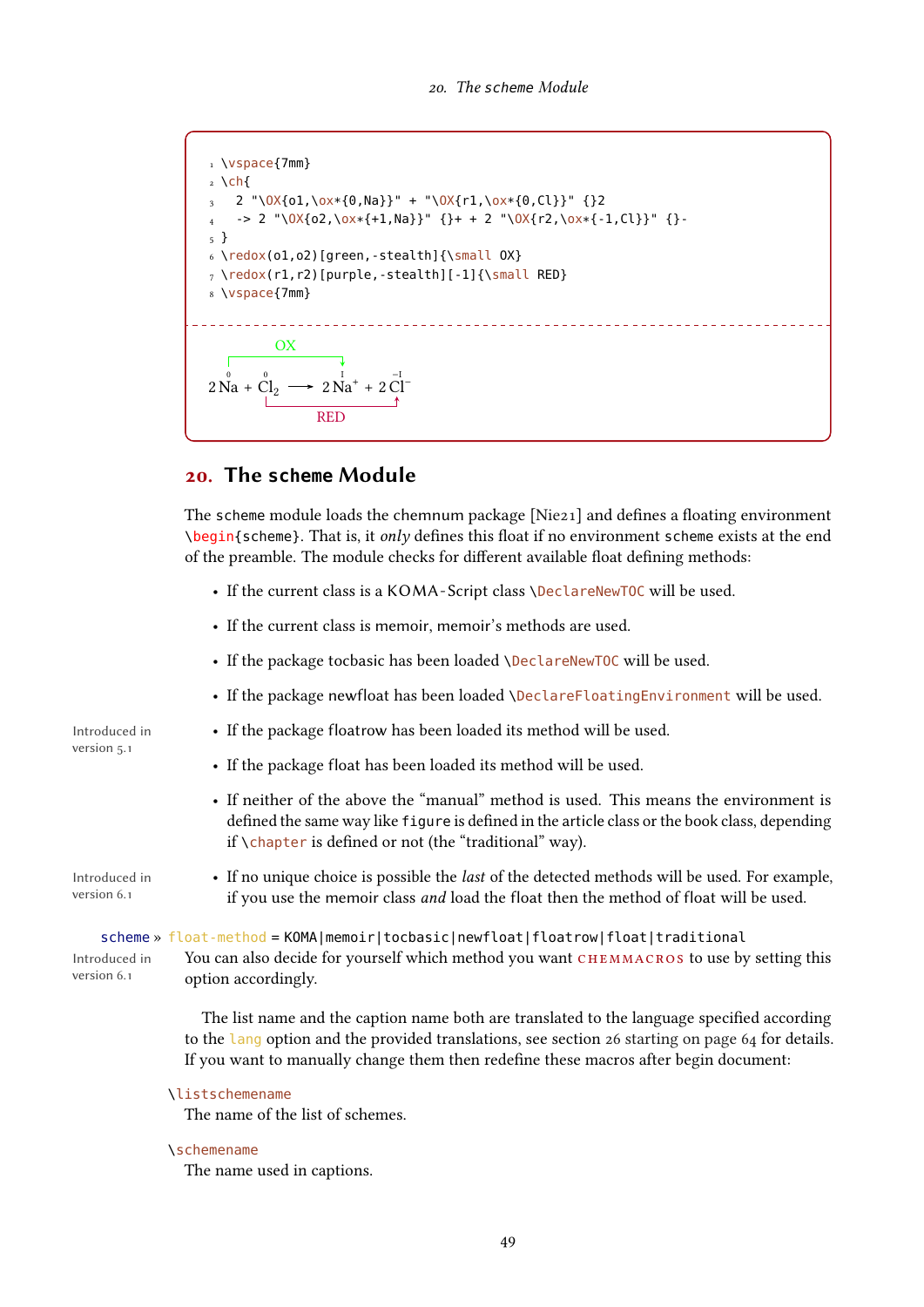```
\vspace{7mm}
\ch{
  2 "\OX{o1,\ox*{0,Na}}" + "\OX{r1,\ox*{0,Cl}}" {}2
  -> 2 "\OX{o2,\ox*{+1,Na}}" {}+ + 2 "\OX{r2,\ox*{-1,Cl}}" {}-
}
\redox(o1,o2)[green,-stealth]{\small OX}
\redox(r1,r2)[purple,-stealth][-1]{\small RED}
\vspace{7mm}
```

OX

$2\,\overset{0}{\mathrm{Na}} + \overset{0}{\mathrm{Cl}}_2 \longrightarrow 2\,\overset{\mathrm{I}}{\mathrm{Na}}^{+} + 2\,\overset{-\mathrm{I}}{\mathrm{Cl}}^{-}$

RED

## 20. The scheme Module

The `scheme` module loads the chemnum package [Nie21] and defines a floating environment `\begin{scheme}`. That is, it *only* defines this float if no environment `scheme` exists at the end of the preamble. The module checks for different available float defining methods:

- If the current class is a KOMA-Script class `\DeclareNewTOC` will be used.
- If the current class is memoir, memoir's methods are used.
- If the package tocbasic has been loaded `\DeclareNewTOC` will be used.
- If the package newfloat has been loaded `\DeclareFloatingEnvironment` will be used.
- If the package floatrow has been loaded its method will be used. (Introduced in version 5.1)
- If the package float has been loaded its method will be used.
- If neither of the above the "manual" method is used. This means the environment is defined the same way like `figure` is defined in the article class or the book class, depending if `\chapter` is defined or not (the "traditional" way).
- If no unique choice is possible the *last* of the detected methods will be used. For example, if you use the memoir class *and* load the float then the method of float will be used. (Introduced in version 6.1)

`scheme` » `float-method = KOMA|memoir|tocbasic|newfloat|floatrow|float|traditional`

Introduced in version 6.1

You can also decide for yourself which method you want CHEMMACROS to use by setting this option accordingly.

The list name and the caption name both are translated to the language specified according to the `lang` option and the provided translations, see section 26 starting on page 64 for details. If you want to manually change them then redefine these macros after begin document:

`\listschemename`
The name of the list of schemes.

`\schemename`
The name used in captions.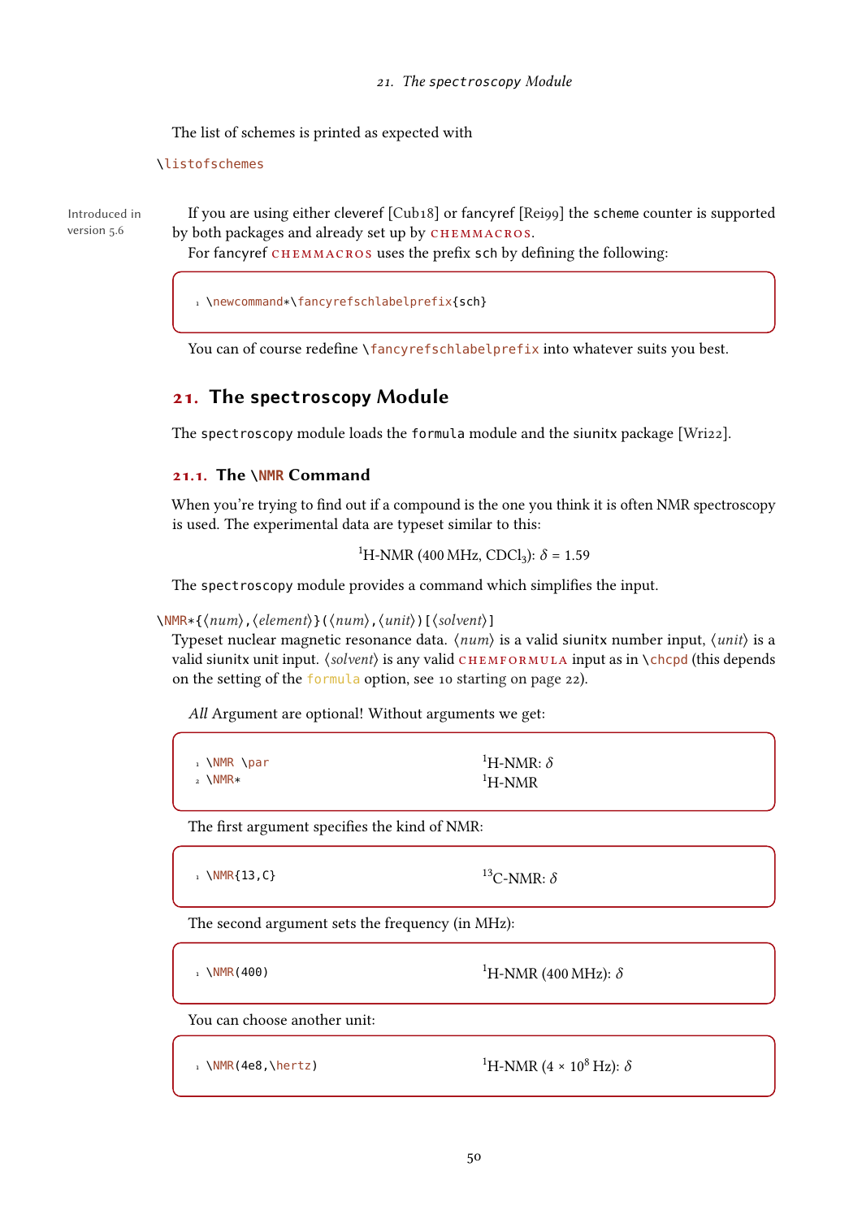The list of schemes is printed as expected with

```
\listofschemes
```

Introduced in version 5.6

If you are using either cleveref [Cub18] or fancyref [Rei99] the scheme counter is supported by both packages and already set up by CHEMMACROS.

For fancyref CHEMMACROS uses the prefix sch by defining the following:

```
1 \newcommand*\fancyrefschlabelprefix{sch}
```

You can of course redefine \fancyrefschlabelprefix into whatever suits you best.

# 21. The spectroscopy Module

The spectroscopy module loads the formula module and the siunitx package [Wri22].

## 21.1. The \NMR Command

When you're trying to find out if a compound is the one you think it is often NMR spectroscopy is used. The experimental data are typeset similar to this:

$^{1}$H-NMR (400 MHz, $CDCl_3$): $\delta = 1.59$

The spectroscopy module provides a command which simplifies the input.

\NMR*{⟨num⟩,⟨element⟩}(⟨num⟩,⟨unit⟩)[⟨solvent⟩]

Typeset nuclear magnetic resonance data. ⟨num⟩ is a valid siunitx number input, ⟨unit⟩ is a valid siunitx unit input. ⟨solvent⟩ is any valid CHEMFORMULA input as in \chcpd (this depends on the setting of the formula option, see 10 starting on page 22).

*All* Argument are optional! Without arguments we get:

```
1 \NMR \par
2 \NMR*
```

$^{1}$H-NMR: $\delta$
$^{1}$H-NMR

The first argument specifies the kind of NMR:

```
1 \NMR{13,C}
```

$^{13}$C-NMR: $\delta$

The second argument sets the frequency (in MHz):

```
1 \NMR(400)
```

$^{1}$H-NMR (400 MHz): $\delta$

You can choose another unit:

```
1 \NMR(4e8,\hertz)
```

$^{1}$H-NMR ($4 \times 10^{8}$ Hz): $\delta$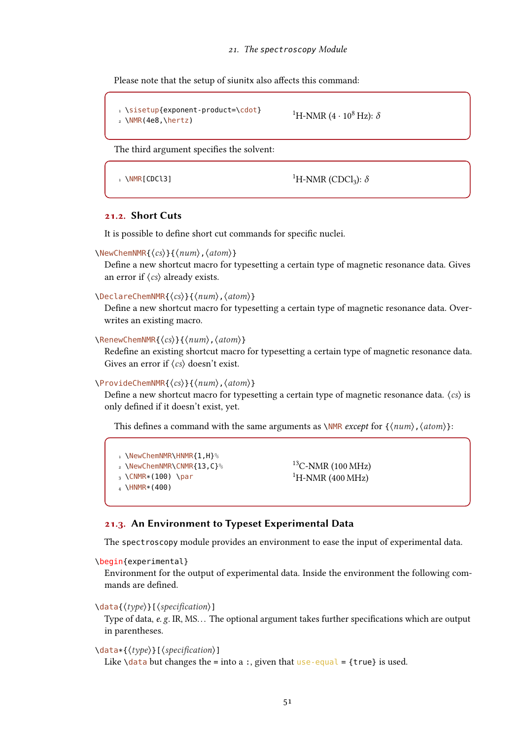Please note that the setup of siunitx also affects this command:

```
\sisetup{exponent-product=\cdot}
\NMR(4e8,\hertz)
```

$^{1}$H-NMR ($4 \cdot 10^{8}$ Hz): $\delta$

The third argument specifies the solvent:

```
\NMR[CDCl3]
```

$^{1}$H-NMR ($CDCl_3$): $\delta$

## 21.2. Short Cuts

It is possible to define short cut commands for specific nuclei.

`\NewChemNMR{⟨cs⟩}{⟨num⟩,⟨atom⟩}`
Define a new shortcut macro for typesetting a certain type of magnetic resonance data. Gives an error if ⟨cs⟩ already exists.

`\DeclareChemNMR{⟨cs⟩}{⟨num⟩,⟨atom⟩}`
Define a new shortcut macro for typesetting a certain type of magnetic resonance data. Overwrites an existing macro.

`\RenewChemNMR{⟨cs⟩}{⟨num⟩,⟨atom⟩}`
Redefine an existing shortcut macro for typesetting a certain type of magnetic resonance data. Gives an error if ⟨cs⟩ doesn't exist.

`\ProvideChemNMR{⟨cs⟩}{⟨num⟩,⟨atom⟩}`
Define a new shortcut macro for typesetting a certain type of magnetic resonance data. ⟨cs⟩ is only defined if it doesn't exist, yet.

This defines a command with the same arguments as `\NMR` *except* for `{⟨num⟩,⟨atom⟩}`:

```
\NewChemNMR\HNMR{1,H}%
\NewChemNMR\CNMR{13,C}%
\CNMR*(100) \par
\HNMR*(400)
```

$^{13}$C-NMR (100 MHz)
$^{1}$H-NMR (400 MHz)

## 21.3. An Environment to Typeset Experimental Data

The `spectroscopy` module provides an environment to ease the input of experimental data.

`\begin{experimental}`
Environment for the output of experimental data. Inside the environment the following commands are defined.

`\data{⟨type⟩}[⟨specification⟩]`
Type of data, *e. g.* IR, MS... The optional argument takes further specifications which are output in parentheses.

`\data*{⟨type⟩}[⟨specification⟩]`
Like `\data` but changes the = into a :, given that `use-equal = {true}` is used.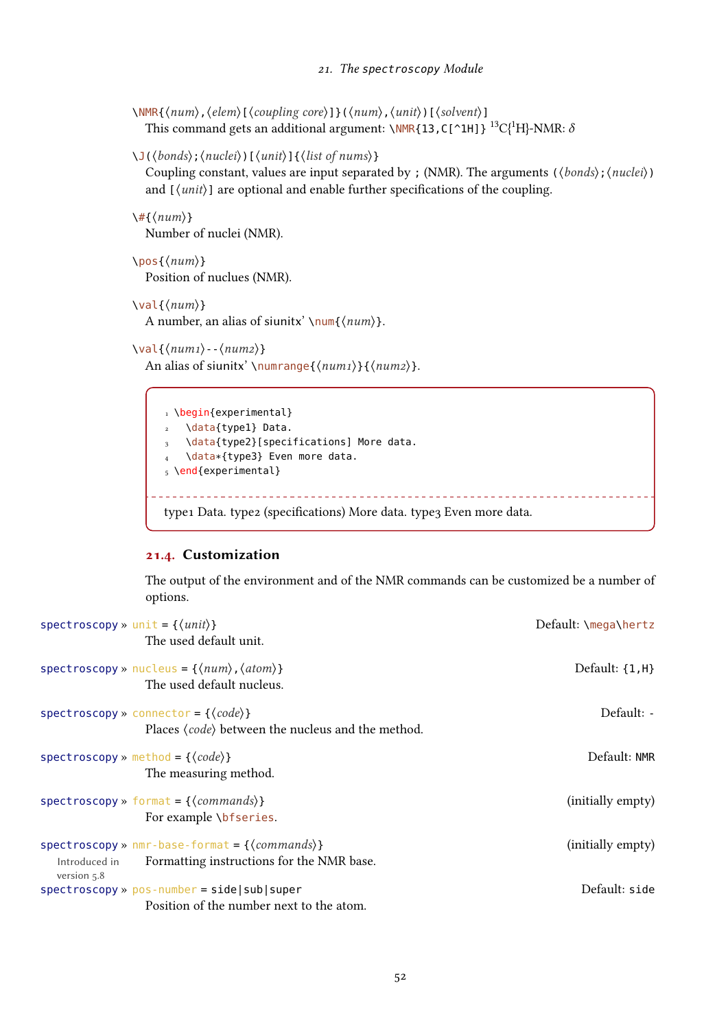`\NMR{⟨num⟩,⟨elem⟩[⟨coupling core⟩]}(⟨num⟩,⟨unit⟩)[⟨solvent⟩]`
This command gets an additional argument: `\NMR{13,C[^1H]}` $^{13}$C{$^{1}$H}-NMR: $\delta$

`\J(⟨bonds⟩;⟨nuclei⟩)[⟨unit⟩]{⟨list of nums⟩}`
Coupling constant, values are input separated by `;` (NMR). The arguments `(⟨bonds⟩;⟨nuclei⟩)` and `[⟨unit⟩]` are optional and enable further specifications of the coupling.

`\#{⟨num⟩}`
Number of nuclei (NMR).

`\pos{⟨num⟩}`
Position of nuclues (NMR).

`\val{⟨num⟩}`
A number, an alias of siunitx' `\num{⟨num⟩}`.

`\val{⟨num1⟩--⟨num2⟩}`
An alias of siunitx' `\numrange{⟨num1⟩}{⟨num2⟩}`.

```
\begin{experimental}
  \data{type1} Data.
  \data{type2}[specifications] More data.
  \data*{type3} Even more data.
\end{experimental}
```

type1 Data. type2 (specifications) More data. type3 Even more data.

## 21.4. Customization

The output of the environment and of the NMR commands can be customized be a number of options.

`spectroscopy » unit = {⟨unit⟩}` — Default: `\mega\hertz`
The used default unit.

`spectroscopy » nucleus = {⟨num⟩,⟨atom⟩}` — Default: `{1,H}`
The used default nucleus.

`spectroscopy » connector = {⟨code⟩}` — Default: `-`
Places ⟨code⟩ between the nucleus and the method.

`spectroscopy » method = {⟨code⟩}` — Default: `NMR`
The measuring method.

`spectroscopy » format = {⟨commands⟩}` — (initially empty)
For example `\bfseries`.

`spectroscopy » nmr-base-format = {⟨commands⟩}` — (initially empty)
Introduced in version 5.8
Formatting instructions for the NMR base.

`spectroscopy » pos-number = side|sub|super` — Default: `side`
Position of the number next to the atom.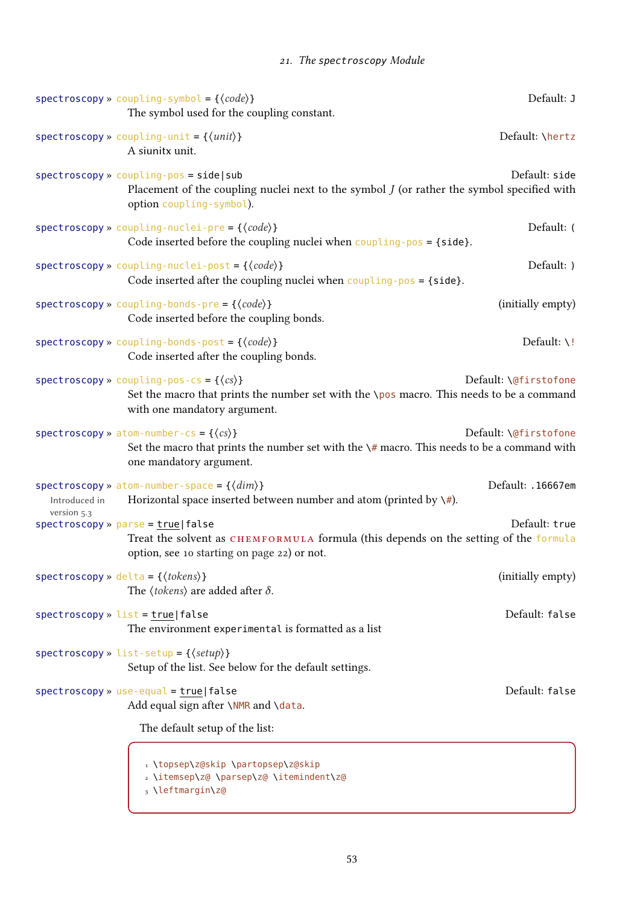spectroscopy » `coupling-symbol` = {⟨*code*⟩} — Default: `J`

The symbol used for the coupling constant.

spectroscopy » `coupling-unit` = {⟨*unit*⟩} — Default: `\hertz`

A siunitx unit.

spectroscopy » `coupling-pos` = `side|sub` — Default: `side`

Placement of the coupling nuclei next to the symbol $J$ (or rather the symbol specified with option `coupling-symbol`).

spectroscopy » `coupling-nuclei-pre` = {⟨*code*⟩} — Default: `(`

Code inserted before the coupling nuclei when `coupling-pos` = `{side}`.

spectroscopy » `coupling-nuclei-post` = {⟨*code*⟩} — Default: `)`

Code inserted after the coupling nuclei when `coupling-pos` = `{side}`.

spectroscopy » `coupling-bonds-pre` = {⟨*code*⟩} — (initially empty)

Code inserted before the coupling bonds.

spectroscopy » `coupling-bonds-post` = {⟨*code*⟩} — Default: `\!`

Code inserted after the coupling bonds.

spectroscopy » `coupling-pos-cs` = {⟨*cs*⟩} — Default: `\@firstofone`

Set the macro that prints the number set with the `\pos` macro. This needs to be a command with one mandatory argument.

spectroscopy » `atom-number-cs` = {⟨*cs*⟩} — Default: `\@firstofone`

Set the macro that prints the number set with the `\#` macro. This needs to be a command with one mandatory argument.

spectroscopy » `atom-number-space` = {⟨*dim*⟩} — Default: `.16667em`

Introduced in version 5.3

Horizontal space inserted between number and atom (printed by `\#`).

spectroscopy » `parse` = `true|false` — Default: `true`

Treat the solvent as CHEMFORMULA formula (this depends on the setting of the `formula` option, see 10 starting on page 22) or not.

spectroscopy » `delta` = {⟨*tokens*⟩} — (initially empty)

The ⟨*tokens*⟩ are added after $\delta$.

spectroscopy » `list` = `true|false` — Default: `false`

The environment `experimental` is formatted as a list

spectroscopy » `list-setup` = {⟨*setup*⟩}

Setup of the list. See below for the default settings.

spectroscopy » `use-equal` = `true|false` — Default: `false`

Add equal sign after `\NMR` and `\data`.

The default setup of the list:

```
1 \topsep\z@skip \partopsep\z@skip
2 \itemsep\z@ \parsep\z@ \itemindent\z@
3 \leftmargin\z@
```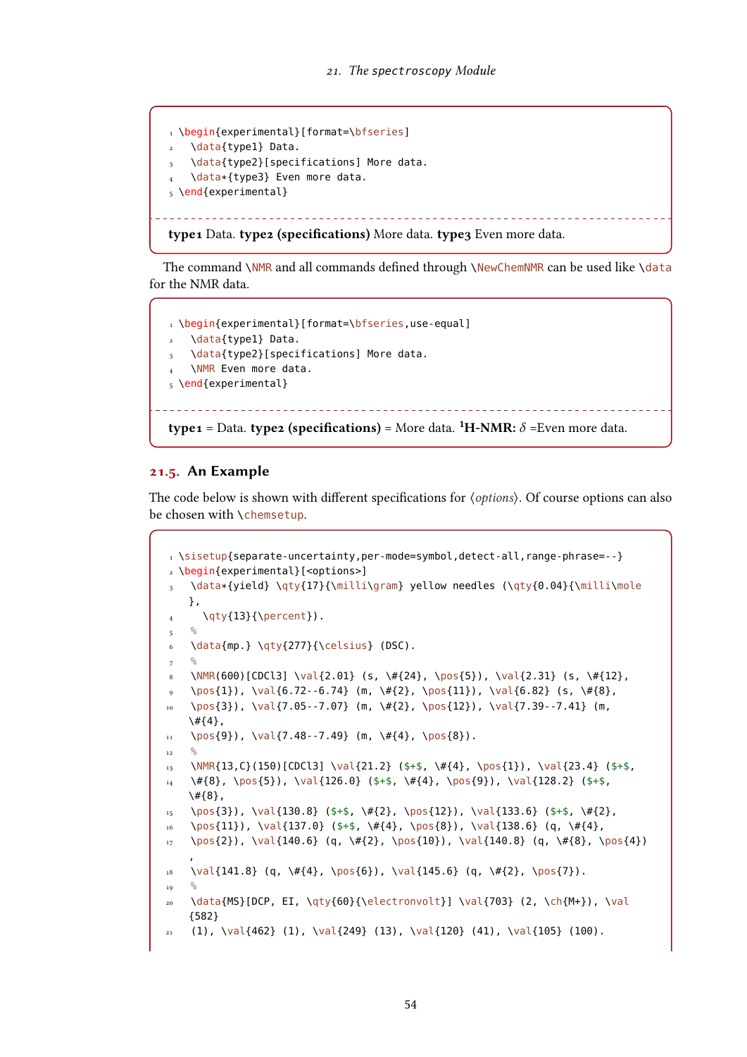```
\begin{experimental}[format=\bfseries]
  \data{type1} Data.
  \data{type2}[specifications] More data.
  \data*{type3} Even more data.
\end{experimental}
```

**type1** Data. **type2 (specifications)** More data. **type3** Even more data.

The command \NMR and all commands defined through \NewChemNMR can be used like \data for the NMR data.

```
\begin{experimental}[format=\bfseries,use-equal]
  \data{type1} Data.
  \data{type2}[specifications] More data.
  \NMR Even more data.
\end{experimental}
```

**type1** = Data. **type2 (specifications)** = More data. **$^1$H-NMR:** $\delta$ =Even more data.

## 21.5. An Example

The code below is shown with different specifications for ⟨*options*⟩. Of course options can also be chosen with \chemsetup.

```
\sisetup{separate-uncertainty,per-mode=symbol,detect-all,range-phrase=--}
\begin{experimental}[<options>]
  \data*{yield} \qty{17}{\milli\gram} yellow needles (\qty{0.04}{\milli\mole},
    \qty{13}{\percent}).
  %
  \data{mp.} \qty{277}{\celsius} (DSC).
  %
  \NMR(600)[CDCl3] \val{2.01} (s, \#{24}, \pos{5}), \val{2.31} (s, \#{12},
  \pos{1}), \val{6.72--6.74} (m, \#{2}, \pos{11}), \val{6.82} (s, \#{8},
  \pos{3}), \val{7.05--7.07} (m, \#{2}, \pos{12}), \val{7.39--7.41} (m, \#{4},
  \pos{9}), \val{7.48--7.49} (m, \#{4}, \pos{8}).
  %
  \NMR{13,C}(150)[CDCl3] \val{21.2} ($+$, \#{4}, \pos{1}), \val{23.4} ($+$,
  \#{8}, \pos{5}), \val{126.0} ($+$, \#{4}, \pos{9}), \val{128.2} ($+$, \#{8},
  \pos{3}), \val{130.8} ($+$, \#{2}, \pos{12}), \val{133.6} ($+$, \#{2},
  \pos{11}), \val{137.0} ($+$, \#{4}, \pos{8}), \val{138.6} (q, \#{4},
  \pos{2}), \val{140.6} (q, \#{2}, \pos{10}), \val{140.8} (q, \#{8}, \pos{4}),
  \val{141.8} (q, \#{4}, \pos{6}), \val{145.6} (q, \#{2}, \pos{7}).
  %
  \data{MS}[DCP, EI, \qty{60}{\electronvolt}] \val{703} (2, \ch{M+}), \val{582}
  (1), \val{462} (1), \val{249} (13), \val{120} (41), \val{105} (100).
```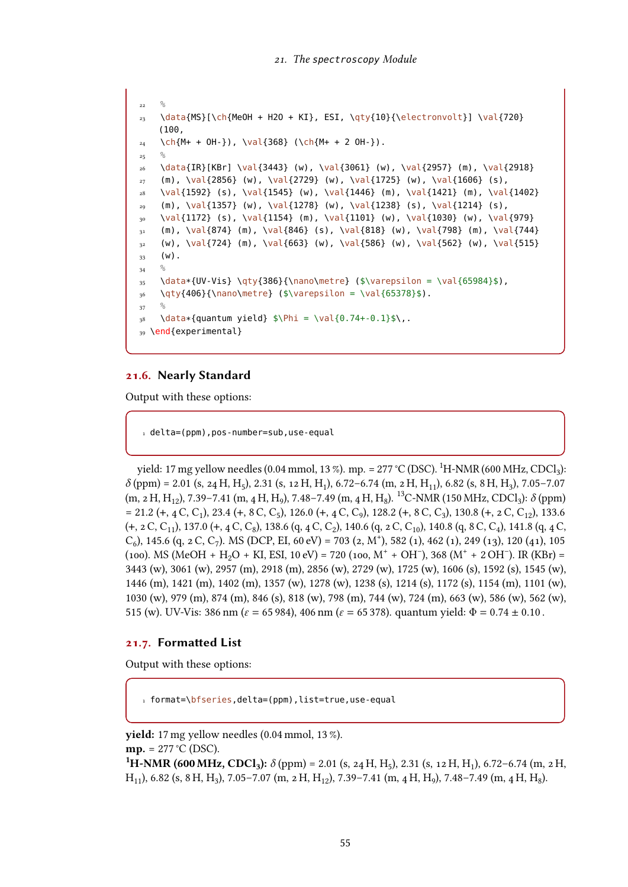```
%
\data{MS}[\ch{MeOH + H2O + KI}, ESI, \qty{10}{\electronvolt}] \val{720}
(100,
\ch{M+ + OH-}), \val{368} (\ch{M+ + 2 OH-}).
%
\data{IR}[KBr] \val{3443} (w), \val{3061} (w), \val{2957} (m), \val{2918}
(m), \val{2856} (w), \val{2729} (w), \val{1725} (w), \val{1606} (s),
\val{1592} (s), \val{1545} (w), \val{1446} (m), \val{1421} (m), \val{1402}
(m), \val{1357} (w), \val{1278} (w), \val{1238} (s), \val{1214} (s),
\val{1172} (s), \val{1154} (m), \val{1101} (w), \val{1030} (w), \val{979}
(m), \val{874} (m), \val{846} (s), \val{818} (w), \val{798} (m), \val{744}
(w), \val{724} (m), \val{663} (w), \val{586} (w), \val{562} (w), \val{515}
(w).
%
\data*{UV-Vis} \qty{386}{\nano\metre} ($\varepsilon = \val{65984}$),
\qty{406}{\nano\metre} ($\varepsilon = \val{65378}$).
%
\data*{quantum yield} $\Phi = \val{0.74+-0.1}$\,.
\end{experimental}
```

## 21.6. Nearly Standard

Output with these options:

```
delta=(ppm),pos-number=sub,use-equal
```

yield: 17 mg yellow needles (0.04 mmol, 13 %). mp. = 277 °C (DSC). $^1$H-NMR (600 MHz, $CDCl_3$): $\delta$ (ppm) = 2.01 (s, 24 H, $H_5$), 2.31 (s, 12 H, $H_1$), 6.72–6.74 (m, 2 H, $H_{11}$), 6.82 (s, 8 H, $H_3$), 7.05–7.07 (m, 2 H, $H_{12}$), 7.39–7.41 (m, 4 H, $H_9$), 7.48–7.49 (m, 4 H, $H_8$). $^{13}$C-NMR (150 MHz, $CDCl_3$): $\delta$ (ppm) = 21.2 (+, 4 C, $C_1$), 23.4 (+, 8 C, $C_5$), 126.0 (+, 4 C, $C_9$), 128.2 (+, 8 C, $C_3$), 130.8 (+, 2 C, $C_{12}$), 133.6 (+, 2 C, $C_{11}$), 137.0 (+, 4 C, $C_8$), 138.6 (q, 4 C, $C_2$), 140.6 (q, 2 C, $C_{10}$), 140.8 (q, 8 C, $C_4$), 141.8 (q, 4 C, $C_6$), 145.6 (q, 2 C, $C_7$). MS (DCP, EI, 60 eV) = 703 (2, $M^+$), 582 (1), 462 (1), 249 (13), 120 (41), 105 (100). MS (MeOH + $H_2O$ + KI, ESI, 10 eV) = 720 (100, $M^+$ + $OH^-$), 368 ($M^+$ + 2 $OH^-$). IR (KBr) = 3443 (w), 3061 (w), 2957 (m), 2918 (m), 2856 (w), 2729 (w), 1725 (w), 1606 (s), 1592 (s), 1545 (w), 1446 (m), 1421 (m), 1402 (m), 1357 (w), 1278 (w), 1238 (s), 1214 (s), 1172 (s), 1154 (m), 1101 (w), 1030 (w), 979 (m), 874 (m), 846 (s), 818 (w), 798 (m), 744 (w), 724 (m), 663 (w), 586 (w), 562 (w), 515 (w). UV-Vis: 386 nm ($\varepsilon$ = 65 984), 406 nm ($\varepsilon$ = 65 378). quantum yield: $\Phi = 0.74 \pm 0.10$ .

## 21.7. Formatted List

Output with these options:

```
format=\bfseries,delta=(ppm),list=true,use-equal
```

**yield:** 17 mg yellow needles (0.04 mmol, 13 %).
**mp.** = 277 °C (DSC).
**$^1$H-NMR (600 MHz, $CDCl_3$):** $\delta$ (ppm) = 2.01 (s, 24 H, $H_5$), 2.31 (s, 12 H, $H_1$), 6.72–6.74 (m, 2 H, $H_{11}$), 6.82 (s, 8 H, $H_3$), 7.05–7.07 (m, 2 H, $H_{12}$), 7.39–7.41 (m, 4 H, $H_9$), 7.48–7.49 (m, 4 H, $H_8$).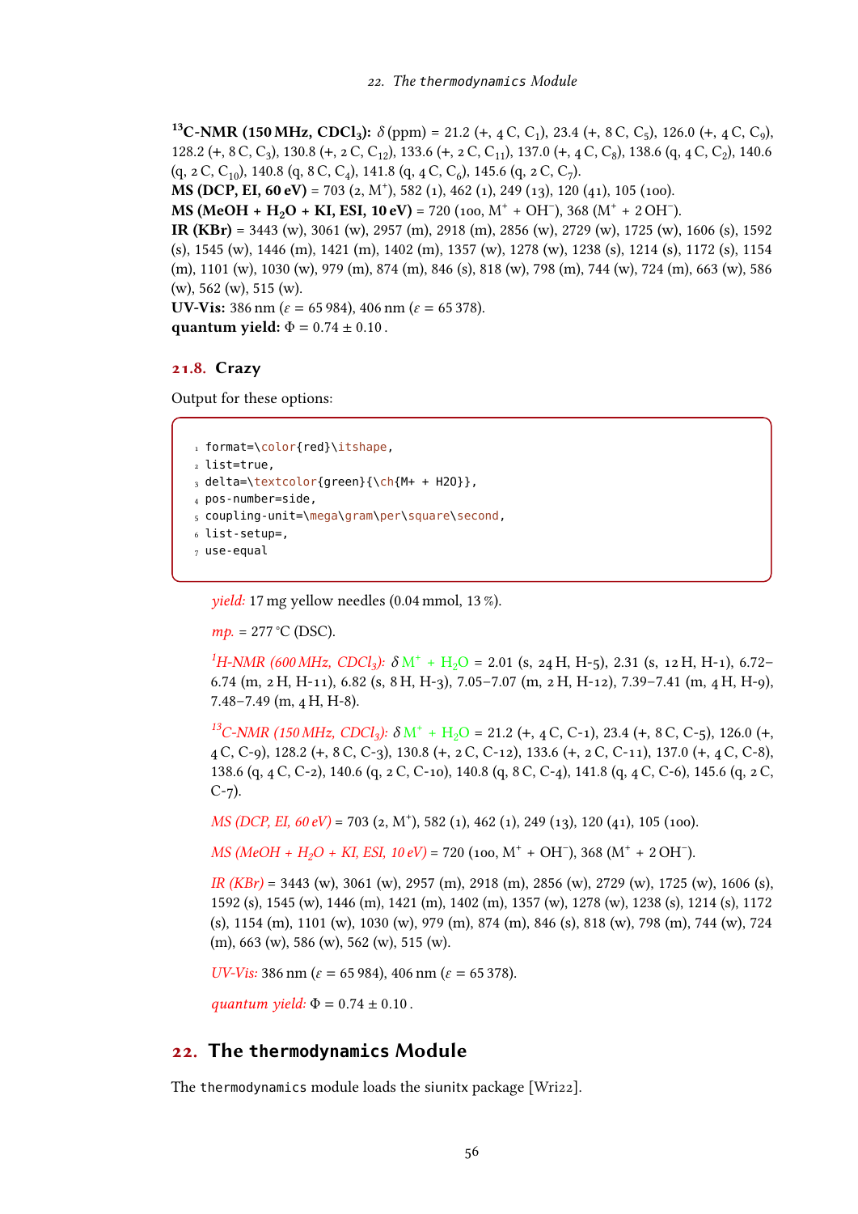**$^{13}$C-NMR (150 MHz, $CDCl_3$):** $\delta$ (ppm) = 21.2 (+, 4 C, $C_1$), 23.4 (+, 8 C, $C_5$), 126.0 (+, 4 C, $C_9$), 128.2 (+, 8 C, $C_3$), 130.8 (+, 2 C, $C_{12}$), 133.6 (+, 2 C, $C_{11}$), 137.0 (+, 4 C, $C_8$), 138.6 (q, 4 C, $C_2$), 140.6 (q, 2 C, $C_{10}$), 140.8 (q, 8 C, $C_4$), 141.8 (q, 4 C, $C_6$), 145.6 (q, 2 C, $C_7$).
**MS (DCP, EI, 60 eV)** = 703 (2, $M^+$), 582 (1), 462 (1), 249 (13), 120 (41), 105 (100).
**MS (MeOH + $H_2O$ + KI, ESI, 10 eV)** = 720 (100, $M^+ + OH^-$), 368 ($M^+ + 2\,OH^-$).
**IR (KBr)** = 3443 (w), 3061 (w), 2957 (m), 2918 (m), 2856 (w), 2729 (w), 1725 (w), 1606 (s), 1592 (s), 1545 (w), 1446 (m), 1421 (m), 1402 (m), 1357 (w), 1278 (w), 1238 (s), 1214 (s), 1172 (s), 1154 (m), 1101 (w), 1030 (w), 979 (m), 874 (m), 846 (s), 818 (w), 798 (m), 744 (w), 724 (m), 663 (w), 586 (w), 562 (w), 515 (w).
**UV-Vis:** 386 nm ($\varepsilon$ = 65 984), 406 nm ($\varepsilon$ = 65 378).
**quantum yield:** $\Phi = 0.74 \pm 0.10$.

## 21.8. Crazy

Output for these options:

```
format=\color{red}\itshape,
list=true,
delta=\textcolor{green}{\ch{M+ + H2O}},
pos-number=side,
coupling-unit=\mega\gram\per\square\second,
list-setup=,
use-equal
```

*yield:* 17 mg yellow needles (0.04 mmol, 13 %).

*mp.* = 277 °C (DSC).

*$^1$H-NMR (600 MHz, $CDCl_3$):* $\delta$ $M^+ + H_2O$ = 2.01 (s, 24 H, H-5), 2.31 (s, 12 H, H-1), 6.72–6.74 (m, 2 H, H-11), 6.82 (s, 8 H, H-3), 7.05–7.07 (m, 2 H, H-12), 7.39–7.41 (m, 4 H, H-9), 7.48–7.49 (m, 4 H, H-8).

*$^{13}$C-NMR (150 MHz, $CDCl_3$):* $\delta$ $M^+ + H_2O$ = 21.2 (+, 4 C, C-1), 23.4 (+, 8 C, C-5), 126.0 (+, 4 C, C-9), 128.2 (+, 8 C, C-3), 130.8 (+, 2 C, C-12), 133.6 (+, 2 C, C-11), 137.0 (+, 4 C, C-8), 138.6 (q, 4 C, C-2), 140.6 (q, 2 C, C-10), 140.8 (q, 8 C, C-4), 141.8 (q, 4 C, C-6), 145.6 (q, 2 C, C-7).

*MS (DCP, EI, 60 eV)* = 703 (2, $M^+$), 582 (1), 462 (1), 249 (13), 120 (41), 105 (100).

*MS (MeOH + $H_2O$ + KI, ESI, 10 eV)* = 720 (100, $M^+ + OH^-$), 368 ($M^+ + 2\,OH^-$).

*IR (KBr)* = 3443 (w), 3061 (w), 2957 (m), 2918 (m), 2856 (w), 2729 (w), 1725 (w), 1606 (s), 1592 (s), 1545 (w), 1446 (m), 1421 (m), 1402 (m), 1357 (w), 1278 (w), 1238 (s), 1214 (s), 1172 (s), 1154 (m), 1101 (w), 1030 (w), 979 (m), 874 (m), 846 (s), 818 (w), 798 (m), 744 (w), 724 (m), 663 (w), 586 (w), 562 (w), 515 (w).

*UV-Vis:* 386 nm ($\varepsilon$ = 65 984), 406 nm ($\varepsilon$ = 65 378).

*quantum yield:* $\Phi = 0.74 \pm 0.10$.

# 22. The thermodynamics Module

The thermodynamics module loads the siunitx package [Wri22].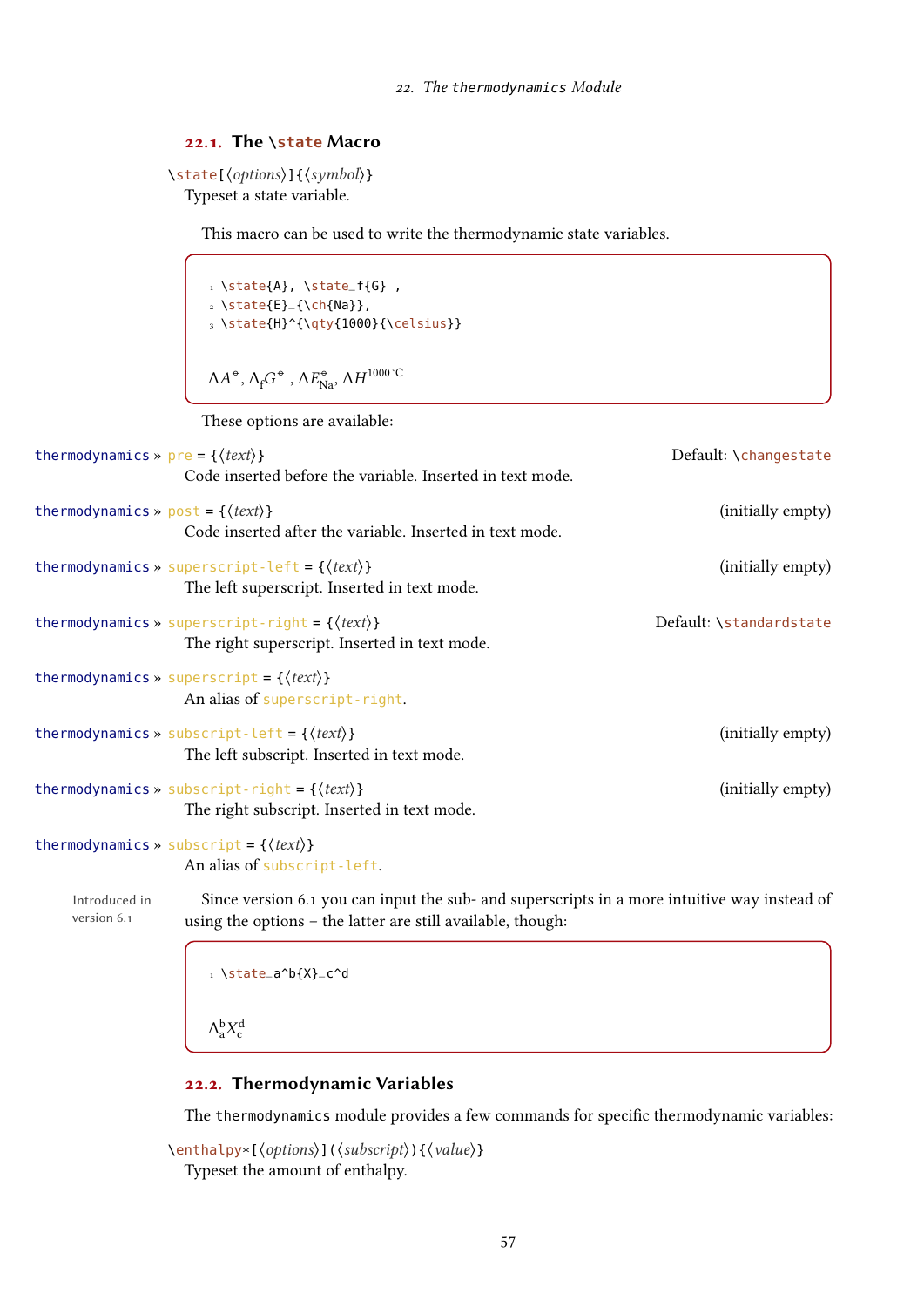## 22.1. The \state Macro

`\state[⟨options⟩]{⟨symbol⟩}`
Typeset a state variable.

This macro can be used to write the thermodynamic state variables.

```
\state{A}, \state_f{G} ,
\state{E}_{\ch{Na}},
\state{H}^{\qty{1000}{\celsius}}
```

$\Delta A^{\circ}$, $\Delta_{\mathrm{f}} G^{\circ}$ , $\Delta E^{\circ}_{\mathrm{Na}}$, $\Delta H^{1000\,^{\circ}\mathrm{C}}$

These options are available:

thermodynamics » pre = {⟨text⟩} — Default: \changestate
Code inserted before the variable. Inserted in text mode.

thermodynamics » post = {⟨text⟩} — (initially empty)
Code inserted after the variable. Inserted in text mode.

thermodynamics » superscript-left = {⟨text⟩} — (initially empty)
The left superscript. Inserted in text mode.

thermodynamics » superscript-right = {⟨text⟩} — Default: \standardstate
The right superscript. Inserted in text mode.

thermodynamics » superscript = {⟨text⟩}
An alias of superscript-right.

thermodynamics » subscript-left = {⟨text⟩} — (initially empty)
The left subscript. Inserted in text mode.

thermodynamics » subscript-right = {⟨text⟩} — (initially empty)
The right subscript. Inserted in text mode.

thermodynamics » subscript = {⟨text⟩}
An alias of subscript-left.

Introduced in version 6.1

Since version 6.1 you can input the sub- and superscripts in a more intuitive way instead of using the options – the latter are still available, though:

```
\state_a^b{X}_c^d
```

$\Delta^{\mathrm{b}}_{\mathrm{a}} X^{\mathrm{d}}_{\mathrm{c}}$

## 22.2. Thermodynamic Variables

The thermodynamics module provides a few commands for specific thermodynamic variables:

`\enthalpy*[⟨options⟩](⟨subscript⟩){⟨value⟩}`
Typeset the amount of enthalpy.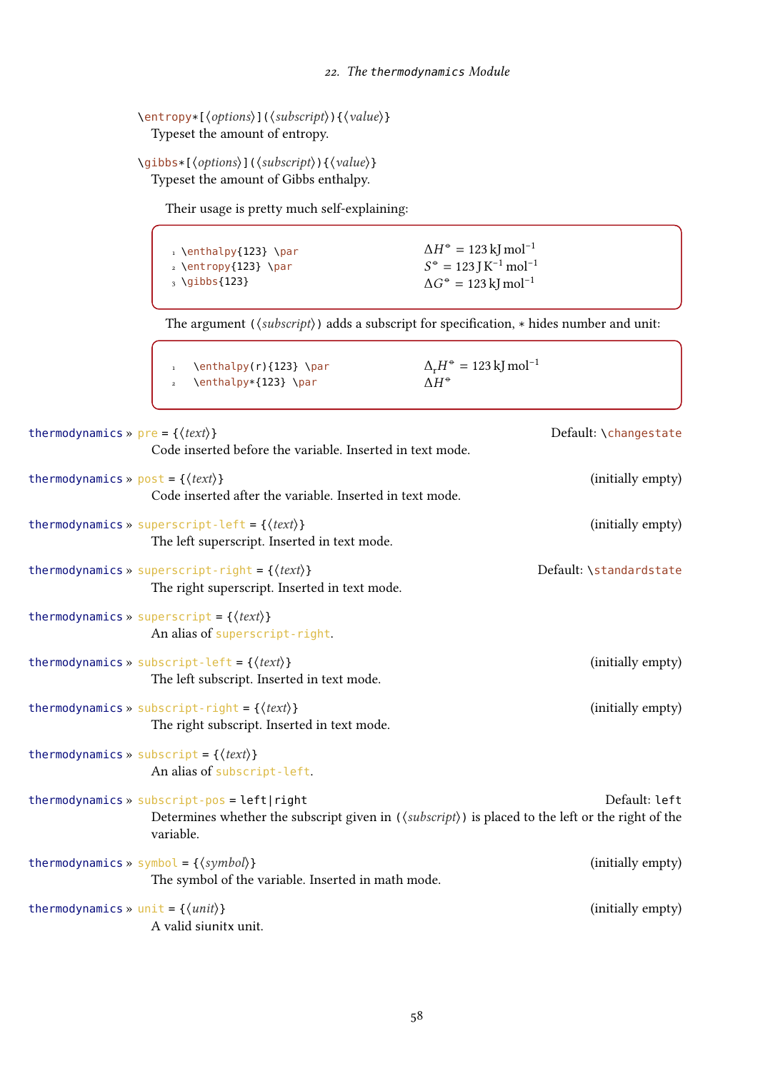`\entropy*[⟨options⟩](⟨subscript⟩){⟨value⟩}`
Typeset the amount of entropy.

`\gibbs*[⟨options⟩](⟨subscript⟩){⟨value⟩}`
Typeset the amount of Gibbs enthalpy.

Their usage is pretty much self-explaining:

```
1 \enthalpy{123} \par
2 \entropy{123} \par
3 \gibbs{123}
```

$\Delta H^{\circ} = 123\,\mathrm{kJ\,mol^{-1}}$
$S^{\circ} = 123\,\mathrm{J\,K^{-1}\,mol^{-1}}$
$\Delta G^{\circ} = 123\,\mathrm{kJ\,mol^{-1}}$

The argument `(⟨subscript⟩)` adds a subscript for specification, `*` hides number and unit:

```
1 \enthalpy(r){123} \par
2 \enthalpy*{123} \par
```

$\Delta_{\mathrm{r}}H^{\circ} = 123\,\mathrm{kJ\,mol^{-1}}$
$\Delta H^{\circ}$

`thermodynamics » pre = {⟨text⟩}` — Default: `\changestate`
Code inserted before the variable. Inserted in text mode.

`thermodynamics » post = {⟨text⟩}` — (initially empty)
Code inserted after the variable. Inserted in text mode.

`thermodynamics » superscript-left = {⟨text⟩}` — (initially empty)
The left superscript. Inserted in text mode.

`thermodynamics » superscript-right = {⟨text⟩}` — Default: `\standardstate`
The right superscript. Inserted in text mode.

`thermodynamics » superscript = {⟨text⟩}`
An alias of `superscript-right`.

`thermodynamics » subscript-left = {⟨text⟩}` — (initially empty)
The left subscript. Inserted in text mode.

`thermodynamics » subscript-right = {⟨text⟩}` — (initially empty)
The right subscript. Inserted in text mode.

`thermodynamics » subscript = {⟨text⟩}`
An alias of `subscript-left`.

`thermodynamics » subscript-pos = left|right` — Default: `left`
Determines whether the subscript given in `(⟨subscript⟩)` is placed to the left or the right of the variable.

`thermodynamics » symbol = {⟨symbol⟩}` — (initially empty)
The symbol of the variable. Inserted in math mode.

`thermodynamics » unit = {⟨unit⟩}` — (initially empty)
A valid siunitx unit.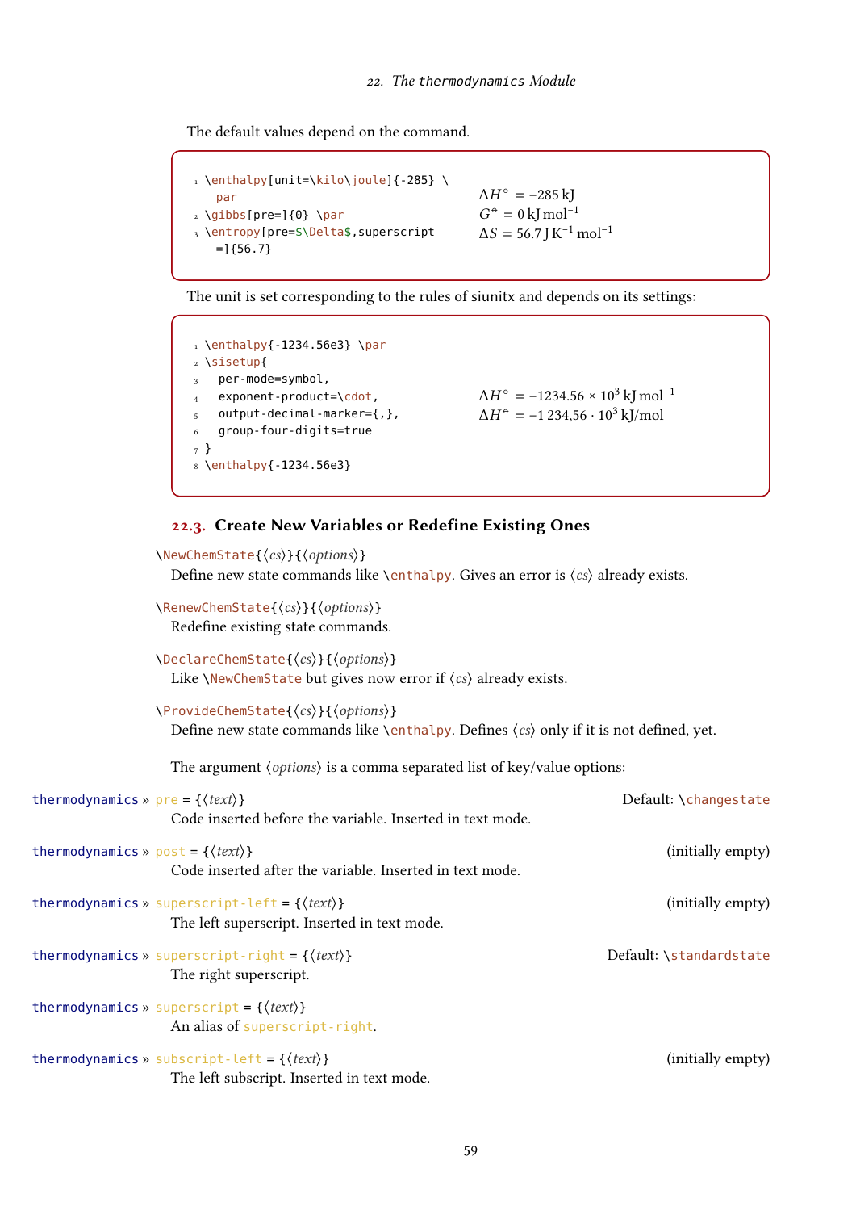The default values depend on the command.

```
\enthalpy[unit=\kilo\joule]{-285} \par
\gibbs[pre=]{0} \par
\entropy[pre=$\Delta$,superscript=]{56.7}
```

$\Delta H^{\circ} = -285\,\mathrm{kJ}$
$G^{\circ} = 0\,\mathrm{kJ\,mol^{-1}}$
$\Delta S = 56.7\,\mathrm{J\,K^{-1}\,mol^{-1}}$

The unit is set corresponding to the rules of siunitx and depends on its settings:

```
\enthalpy{-1234.56e3} \par
\sisetup{
  per-mode=symbol,
  exponent-product=\cdot,
  output-decimal-marker={,},
  group-four-digits=true
}
\enthalpy{-1234.56e3}
```

$\Delta H^{\circ} = -1234.56 \times 10^{3}\,\mathrm{kJ\,mol^{-1}}$
$\Delta H^{\circ} = -1\,234{,}56 \cdot 10^{3}\,\mathrm{kJ/mol}$

## 22.3. Create New Variables or Redefine Existing Ones

`\NewChemState{⟨cs⟩}{⟨options⟩}`
Define new state commands like `\enthalpy`. Gives an error is ⟨cs⟩ already exists.

`\RenewChemState{⟨cs⟩}{⟨options⟩}`
Redefine existing state commands.

`\DeclareChemState{⟨cs⟩}{⟨options⟩}`
Like `\NewChemState` but gives now error if ⟨cs⟩ already exists.

`\ProvideChemState{⟨cs⟩}{⟨options⟩}`
Define new state commands like `\enthalpy`. Defines ⟨cs⟩ only if it is not defined, yet.

The argument ⟨options⟩ is a comma separated list of key/value options:

`thermodynamics » pre = {⟨text⟩}` — Default: `\changestate`
Code inserted before the variable. Inserted in text mode.

`thermodynamics » post = {⟨text⟩}` — (initially empty)
Code inserted after the variable. Inserted in text mode.

`thermodynamics » superscript-left = {⟨text⟩}` — (initially empty)
The left superscript. Inserted in text mode.

`thermodynamics » superscript-right = {⟨text⟩}` — Default: `\standardstate`
The right superscript.

`thermodynamics » superscript = {⟨text⟩}`
An alias of `superscript-right`.

`thermodynamics » subscript-left = {⟨text⟩}` — (initially empty)
The left subscript. Inserted in text mode.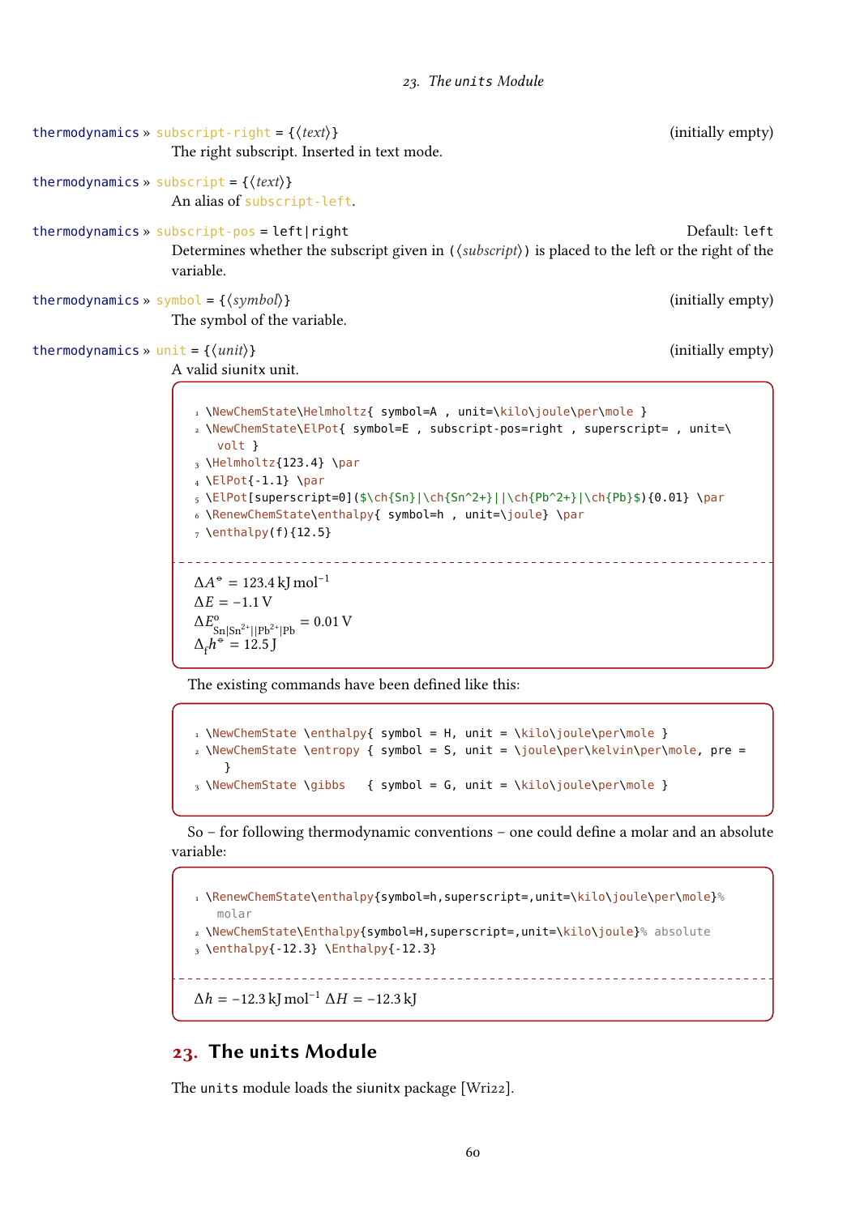thermodynamics » subscript-right = {⟨*text*⟩} (initially empty)

The right subscript. Inserted in text mode.

thermodynamics » subscript = {⟨*text*⟩}

An alias of subscript-left.

thermodynamics » subscript-pos = left|right Default: left

Determines whether the subscript given in (⟨*subscript*⟩) is placed to the left or the right of the variable.

thermodynamics » symbol = {⟨*symbol*⟩} (initially empty)

The symbol of the variable.

thermodynamics » unit = {⟨*unit*⟩} (initially empty)

A valid siunitx unit.

```
\NewChemState\Helmholtz{ symbol=A , unit=\kilo\joule\per\mole }
\NewChemState\ElPot{ symbol=E , subscript-pos=right , superscript= , unit=\volt }
\Helmholtz{123.4} \par
\ElPot{-1.1} \par
\ElPot[superscript=0]($\ch{Sn}|\ch{Sn^2+}||\ch{Pb^2+}|\ch{Pb}$){0.01} \par
\RenewChemState\enthalpy{ symbol=h , unit=\joule} \par
\enthalpy(f){12.5}
```

$\Delta A^{\circ} = 123.4\,\mathrm{kJ\,mol^{-1}}$
$\Delta E = -1.1\,\mathrm{V}$
$\Delta E^{\mathrm{o}}_{\mathrm{Sn|Sn^{2+}||Pb^{2+}|Pb}} = 0.01\,\mathrm{V}$
$\Delta_{\mathrm{f}} h^{\circ} = 12.5\,\mathrm{J}$

The existing commands have been defined like this:

```
\NewChemState \enthalpy{ symbol = H, unit = \kilo\joule\per\mole }
\NewChemState \entropy { symbol = S, unit = \joule\per\kelvin\per\mole, pre = }
\NewChemState \gibbs   { symbol = G, unit = \kilo\joule\per\mole }
```

So – for following thermodynamic conventions – one could define a molar and an absolute variable:

```
\RenewChemState\enthalpy{symbol=h,superscript=,unit=\kilo\joule\per\mole}% molar
\NewChemState\Enthalpy{symbol=H,superscript=,unit=\kilo\joule}% absolute
\enthalpy{-12.3} \Enthalpy{-12.3}
```

$\Delta h = -12.3\,\mathrm{kJ\,mol^{-1}}$ $\Delta H = -12.3\,\mathrm{kJ}$

## 23. The units Module

The units module loads the siunitx package [Wri22].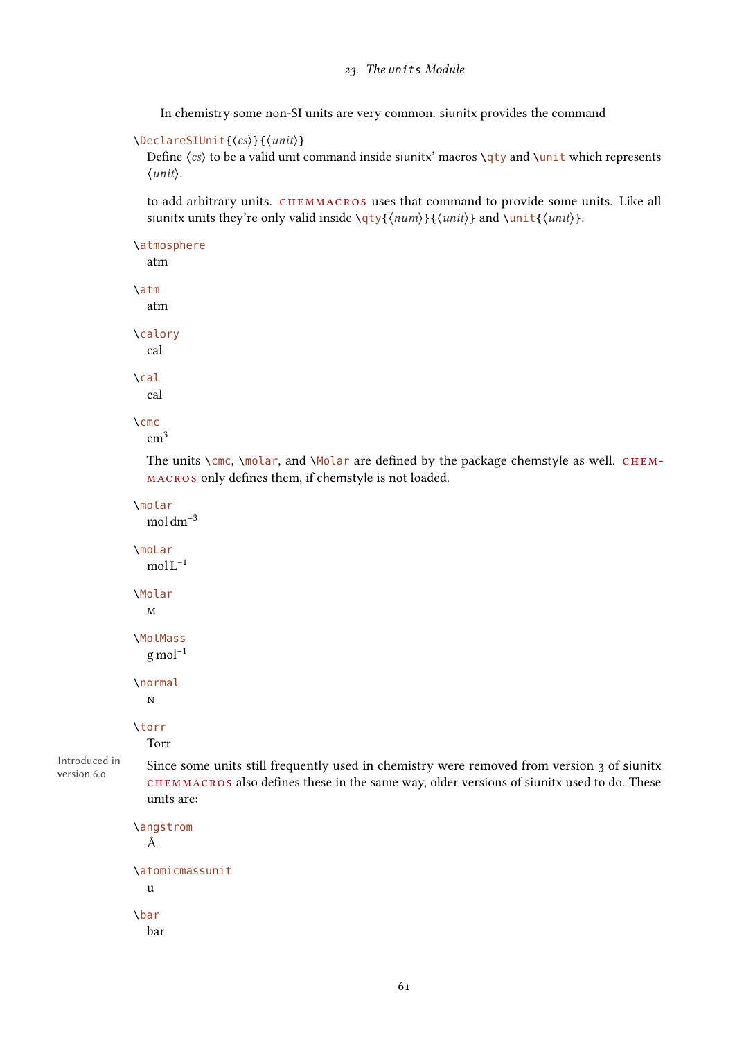In chemistry some non-SI units are very common. siunitx provides the command

`\DeclareSIUnit{⟨cs⟩}{⟨unit⟩}`
Define ⟨cs⟩ to be a valid unit command inside siunitx' macros `\qty` and `\unit` which represents ⟨unit⟩.

to add arbitrary units. CHEMMACROS uses that command to provide some units. Like all siunitx units they're only valid inside `\qty{⟨num⟩}{⟨unit⟩}` and `\unit{⟨unit⟩}`.

`\atmosphere`
atm

`\atm`
atm

`\calory`
cal

`\cal`
cal

`\cmc`
$\mathrm{cm^3}$

The units `\cmc`, `\molar`, and `\Molar` are defined by the package chemstyle as well. CHEMMACROS only defines them, if chemstyle is not loaded.

`\molar`
$\mathrm{mol\,dm^{-3}}$

`\moLar`
$\mathrm{mol\,L^{-1}}$

`\Molar`
M

`\MolMass`
$\mathrm{g\,mol^{-1}}$

`\normal`
N

`\torr`
Torr

*Introduced in version 6.0*

Since some units still frequently used in chemistry were removed from version 3 of siunitx CHEMMACROS also defines these in the same way, older versions of siunitx used to do. These units are:

`\angstrom`
Å

`\atomicmassunit`
u

`\bar`
bar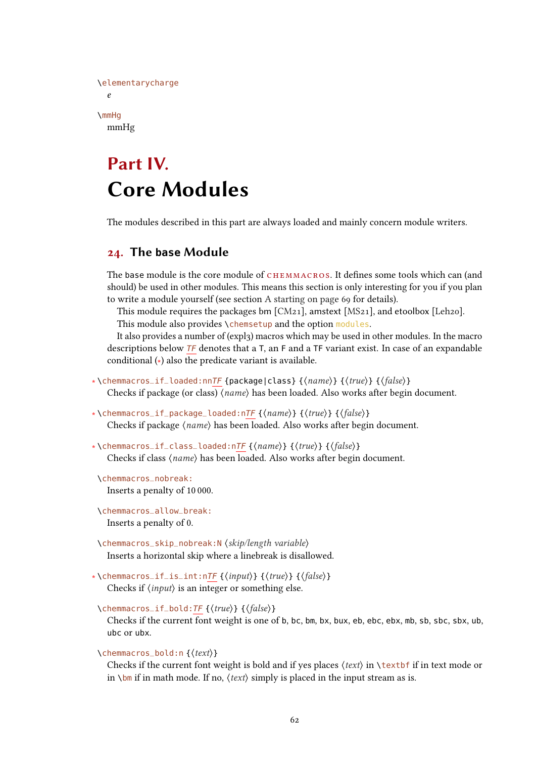\elementarycharge

*e*

\mmHg

mmHg

# Part IV. Core Modules

The modules described in this part are always loaded and mainly concern module writers.

## 24. The base Module

The base module is the core module of CHEMMACROS. It defines some tools which can (and should) be used in other modules. This means this section is only interesting for you if you plan to write a module yourself (see section A starting on page 69 for details).

This module requires the packages bm [CM21], amstext [MS21], and etoolbox [Leh20].

This module also provides \chemsetup and the option modules.

It also provides a number of (expl3) macros which may be used in other modules. In the macro descriptions below *TF* denotes that a T, an F and a TF variant exist. In case of an expandable conditional (*) also the predicate variant is available.

\* \chemmacros_if_loaded:nn*TF* {package|class} {⟨*name*⟩} {⟨*true*⟩} {⟨*false*⟩}

Checks if package (or class) ⟨*name*⟩ has been loaded. Also works after begin document.

\* \chemmacros_if_package_loaded:n*TF* {⟨*name*⟩} {⟨*true*⟩} {⟨*false*⟩}

Checks if package ⟨*name*⟩ has been loaded. Also works after begin document.

\* \chemmacros_if_class_loaded:n*TF* {⟨*name*⟩} {⟨*true*⟩} {⟨*false*⟩}

Checks if class ⟨*name*⟩ has been loaded. Also works after begin document.

\chemmacros_nobreak:

Inserts a penalty of 10 000.

\chemmacros_allow_break:

Inserts a penalty of 0.

\chemmacros_skip_nobreak:N ⟨*skip/length variable*⟩

Inserts a horizontal skip where a linebreak is disallowed.

\* \chemmacros_if_is_int:n*TF* {⟨*input*⟩} {⟨*true*⟩} {⟨*false*⟩}

Checks if ⟨*input*⟩ is an integer or something else.

\chemmacros_if_bold:*TF* {⟨*true*⟩} {⟨*false*⟩}

Checks if the current font weight is one of b, bc, bm, bx, bux, eb, ebc, ebx, mb, sb, sbc, sbx, ub, ubc or ubx.

\chemmacros_bold:n {⟨*text*⟩}

Checks if the current font weight is bold and if yes places ⟨*text*⟩ in \textbf if in text mode or in \bm if in math mode. If no, ⟨*text*⟩ simply is placed in the input stream as is.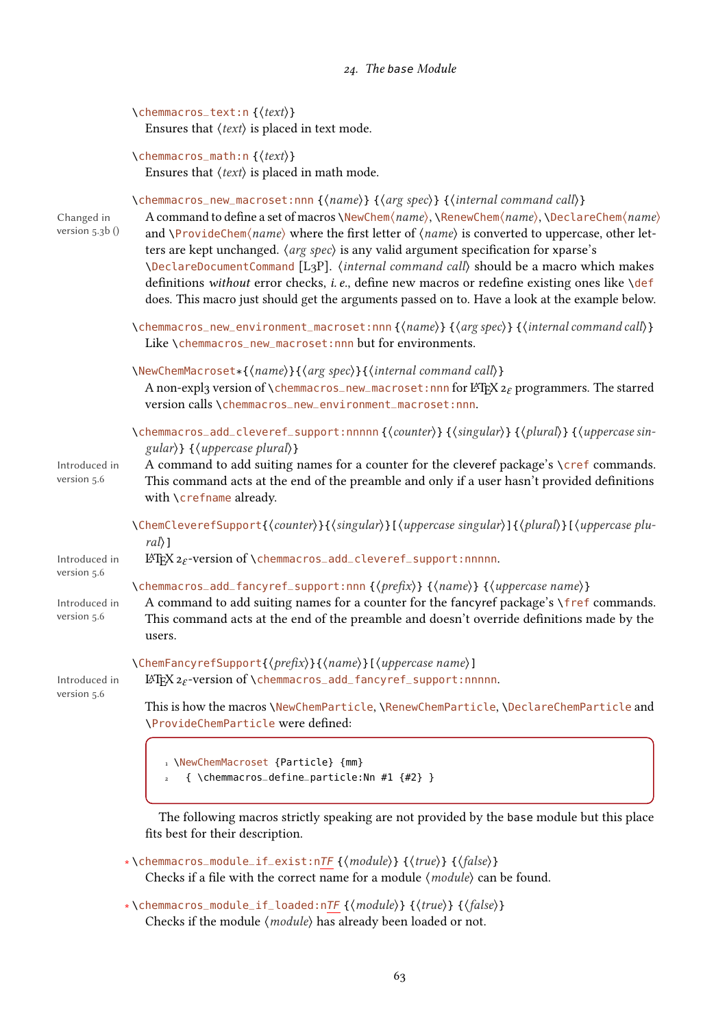`\chemmacros_text:n {⟨text⟩}`
Ensures that ⟨*text*⟩ is placed in text mode.

`\chemmacros_math:n {⟨text⟩}`
Ensures that ⟨*text*⟩ is placed in math mode.

`\chemmacros_new_macroset:nnn {⟨name⟩} {⟨arg spec⟩} {⟨internal command call⟩}`

Changed in version 5.3b ()

A command to define a set of macros `\NewChem⟨name⟩`, `\RenewChem⟨name⟩`, `\DeclareChem⟨name⟩` and `\ProvideChem⟨name⟩` where the first letter of ⟨*name*⟩ is converted to uppercase, other letters are kept unchanged. ⟨*arg spec*⟩ is any valid argument specification for xparse's `\DeclareDocumentCommand` [L3P]. ⟨*internal command call*⟩ should be a macro which makes definitions *without* error checks, *i. e.*, define new macros or redefine existing ones like `\def` does. This macro just should get the arguments passed on to. Have a look at the example below.

`\chemmacros_new_environment_macroset:nnn {⟨name⟩} {⟨arg spec⟩} {⟨internal command call⟩}`
Like `\chemmacros_new_macroset:nnn` but for environments.

`\NewChemMacroset*{⟨name⟩}{⟨arg spec⟩}{⟨internal command call⟩}`
A non-expl3 version of `\chemmacros_new_macroset:nnn` for LaTeX $2_\varepsilon$ programmers. The starred version calls `\chemmacros_new_environment_macroset:nnn`.

`\chemmacros_add_cleveref_support:nnnnn {⟨counter⟩} {⟨singular⟩} {⟨plural⟩} {⟨uppercase singular⟩} {⟨uppercase plural⟩}`

Introduced in version 5.6

A command to add suiting names for a counter for the cleveref package's `\cref` commands. This command acts at the end of the preamble and only if a user hasn't provided definitions with `\crefname` already.

`\ChemCleverefSupport{⟨counter⟩}{⟨singular⟩}[⟨uppercase singular⟩]{⟨plural⟩}[⟨uppercase plural⟩]`

Introduced in version 5.6

LaTeX $2_\varepsilon$-version of `\chemmacros_add_cleveref_support:nnnnn`.

`\chemmacros_add_fancyref_support:nnn {⟨prefix⟩} {⟨name⟩} {⟨uppercase name⟩}`

Introduced in version 5.6

A command to add suiting names for a counter for the fancyref package's `\fref` commands. This command acts at the end of the preamble and doesn't override definitions made by the users.

`\ChemFancyrefSupport{⟨prefix⟩}{⟨name⟩}[⟨uppercase name⟩]`

Introduced in version 5.6

LaTeX $2_\varepsilon$-version of `\chemmacros_add_fancyref_support:nnnnn`.

This is how the macros `\NewChemParticle`, `\RenewChemParticle`, `\DeclareChemParticle` and `\ProvideChemParticle` were defined:

```
\NewChemMacroset {Particle} {mm}
  { \chemmacros_define_particle:Nn #1 {#2} }
```

The following macros strictly speaking are not provided by the base module but this place fits best for their description.

* `\chemmacros_module_if_exist:nTF {⟨module⟩} {⟨true⟩} {⟨false⟩}`
Checks if a file with the correct name for a module ⟨*module*⟩ can be found.

* `\chemmacros_module_if_loaded:nTF {⟨module⟩} {⟨true⟩} {⟨false⟩}`
Checks if the module ⟨*module*⟩ has already been loaded or not.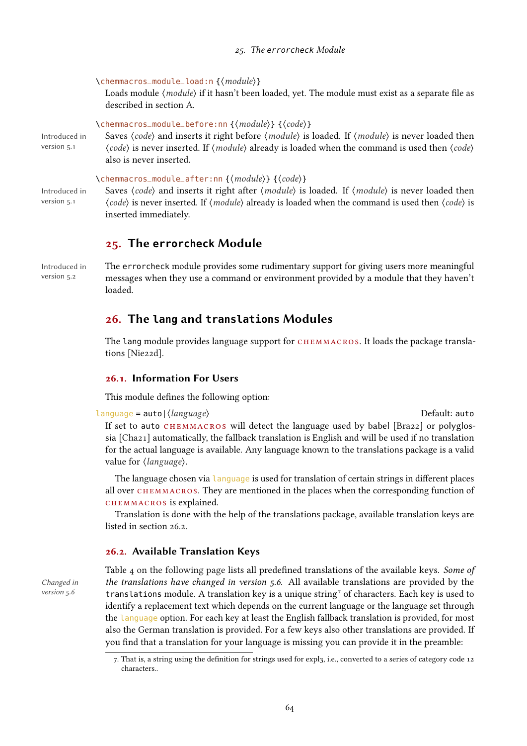`\chemmacros_module_load:n {⟨module⟩}`

Loads module ⟨*module*⟩ if it hasn't been loaded, yet. The module must exist as a separate file as described in section A.

`\chemmacros_module_before:nn {⟨module⟩} {⟨code⟩}`

Introduced in version 5.1

Saves ⟨*code*⟩ and inserts it right before ⟨*module*⟩ is loaded. If ⟨*module*⟩ is never loaded then ⟨*code*⟩ is never inserted. If ⟨*module*⟩ already is loaded when the command is used then ⟨*code*⟩ also is never inserted.

`\chemmacros_module_after:nn {⟨module⟩} {⟨code⟩}`

Introduced in version 5.1

Saves ⟨*code*⟩ and inserts it right after ⟨*module*⟩ is loaded. If ⟨*module*⟩ is never loaded then ⟨*code*⟩ is never inserted. If ⟨*module*⟩ already is loaded when the command is used then ⟨*code*⟩ is inserted immediately.

## 25. The `errorcheck` Module

Introduced in version 5.2

The `errorcheck` module provides some rudimentary support for giving users more meaningful messages when they use a command or environment provided by a module that they haven't loaded.

## 26. The `lang` and `translations` Modules

The `lang` module provides language support for CHEMMACROS. It loads the package translations [Nie22d].

### 26.1. Information For Users

This module defines the following option:

`language = auto|⟨language⟩` Default: `auto`

If set to `auto` CHEMMACROS will detect the language used by babel [Bra22] or polyglossia [Cha21] automatically, the fallback translation is English and will be used if no translation for the actual language is available. Any language known to the translations package is a valid value for ⟨*language*⟩.

The language chosen via `language` is used for translation of certain strings in different places all over CHEMMACROS. They are mentioned in the places when the corresponding function of CHEMMACROS is explained.

Translation is done with the help of the translations package, available translation keys are listed in section 26.2.

### 26.2. Available Translation Keys

*Changed in version 5.6*

Table 4 on the following page lists all predefined translations of the available keys. *Some of the translations have changed in version 5.6.* All available translations are provided by the `translations` module. A translation key is a unique string[7] of characters. Each key is used to identify a replacement text which depends on the current language or the language set through the `language` option. For each key at least the English fallback translation is provided, for most also the German translation is provided. For a few keys also other translations are provided. If you find that a translation for your language is missing you can provide it in the preamble:

7. That is, a string using the definition for strings used for expl3, i.e., converted to a series of category code 12 characters..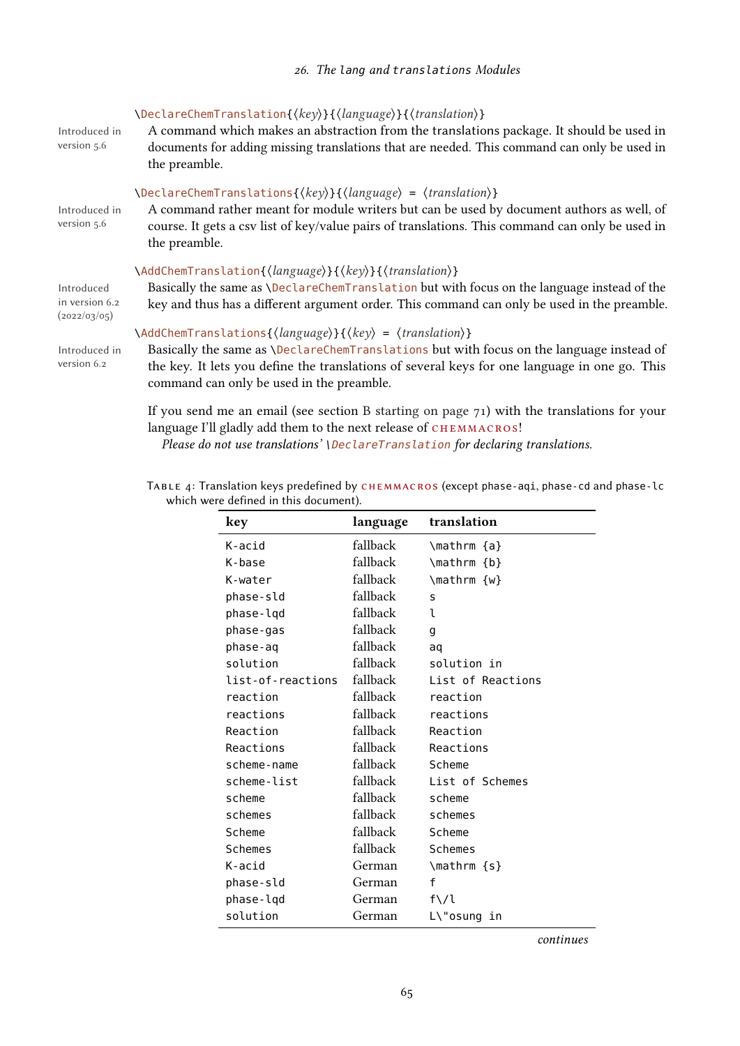`\DeclareChemTranslation{⟨key⟩}{⟨language⟩}{⟨translation⟩}`

Introduced in version 5.6

A command which makes an abstraction from the translations package. It should be used in documents for adding missing translations that are needed. This command can only be used in the preamble.

`\DeclareChemTranslations{⟨key⟩}{⟨language⟩ = ⟨translation⟩}`

Introduced in version 5.6

A command rather meant for module writers but can be used by document authors as well, of course. It gets a csv list of key/value pairs of translations. This command can only be used in the preamble.

`\AddChemTranslation{⟨language⟩}{⟨key⟩}{⟨translation⟩}`

Introduced in version 6.2 (2022/03/05)

Basically the same as `\DeclareChemTranslation` but with focus on the language instead of the key and thus has a different argument order. This command can only be used in the preamble.

`\AddChemTranslations{⟨language⟩}{⟨key⟩ = ⟨translation⟩}`

Introduced in version 6.2

Basically the same as `\DeclareChemTranslations` but with focus on the language instead of the key. It lets you define the translations of several keys for one language in one go. This command can only be used in the preamble.

If you send me an email (see section B starting on page 71) with the translations for your language I'll gladly add them to the next release of CHEMMACROS!

*Please do not use translations' `\DeclareTranslation` for declaring translations.*

Table 4: Translation keys predefined by CHEMMACROS (except phase-aqi, phase-cd and phase-lc which were defined in this document).

| key | language | translation |
|---|---|---|
| K-acid | fallback | \mathrm {a} |
| K-base | fallback | \mathrm {b} |
| K-water | fallback | \mathrm {w} |
| phase-sld | fallback | s |
| phase-lqd | fallback | l |
| phase-gas | fallback | g |
| phase-aq | fallback | aq |
| solution | fallback | solution in |
| list-of-reactions | fallback | List of Reactions |
| reaction | fallback | reaction |
| reactions | fallback | reactions |
| Reaction | fallback | Reaction |
| Reactions | fallback | Reactions |
| scheme-name | fallback | Scheme |
| scheme-list | fallback | List of Schemes |
| scheme | fallback | scheme |
| schemes | fallback | schemes |
| Scheme | fallback | Scheme |
| Schemes | fallback | Schemes |
| K-acid | German | \mathrm {s} |
| phase-sld | German | f |
| phase-lqd | German | f\/l |
| solution | German | L\"osung in |

*continues*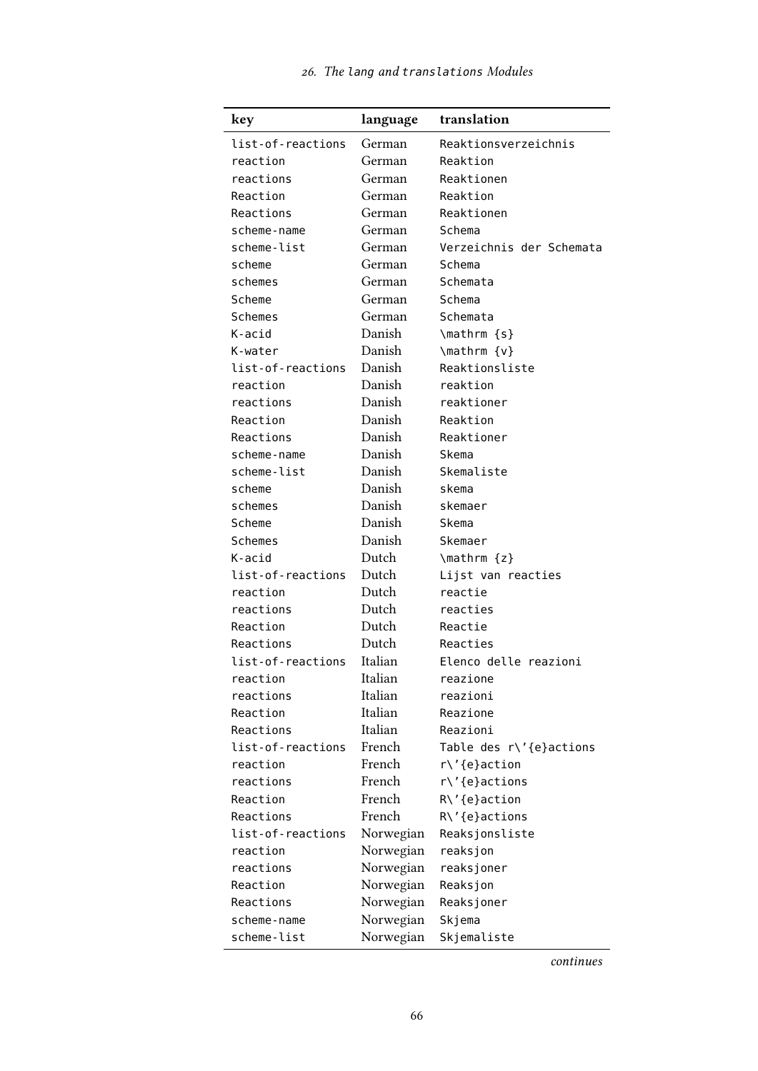| key | language | translation |
|---|---|---|
| list-of-reactions | German | Reaktionsverzeichnis |
| reaction | German | Reaktion |
| reactions | German | Reaktionen |
| Reaction | German | Reaktion |
| Reactions | German | Reaktionen |
| scheme-name | German | Schema |
| scheme-list | German | Verzeichnis der Schemata |
| scheme | German | Schema |
| schemes | German | Schemata |
| Scheme | German | Schema |
| Schemes | German | Schemata |
| K-acid | Danish | \mathrm {s} |
| K-water | Danish | \mathrm {v} |
| list-of-reactions | Danish | Reaktionsliste |
| reaction | Danish | reaktion |
| reactions | Danish | reaktioner |
| Reaction | Danish | Reaktion |
| Reactions | Danish | Reaktioner |
| scheme-name | Danish | Skema |
| scheme-list | Danish | Skemaliste |
| scheme | Danish | skema |
| schemes | Danish | skemaer |
| Scheme | Danish | Skema |
| Schemes | Danish | Skemaer |
| K-acid | Dutch | \mathrm {z} |
| list-of-reactions | Dutch | Lijst van reacties |
| reaction | Dutch | reactie |
| reactions | Dutch | reacties |
| Reaction | Dutch | Reactie |
| Reactions | Dutch | Reacties |
| list-of-reactions | Italian | Elenco delle reazioni |
| reaction | Italian | reazione |
| reactions | Italian | reazioni |
| Reaction | Italian | Reazione |
| Reactions | Italian | Reazioni |
| list-of-reactions | French | Table des r\'{e}actions |
| reaction | French | r\'{e}action |
| reactions | French | r\'{e}actions |
| Reaction | French | R\'{e}action |
| Reactions | French | R\'{e}actions |
| list-of-reactions | Norwegian | Reaksjonsliste |
| reaction | Norwegian | reaksjon |
| reactions | Norwegian | reaksjoner |
| Reaction | Norwegian | Reaksjon |
| Reactions | Norwegian | Reaksjoner |
| scheme-name | Norwegian | Skjema |
| scheme-list | Norwegian | Skjemaliste |

*continues*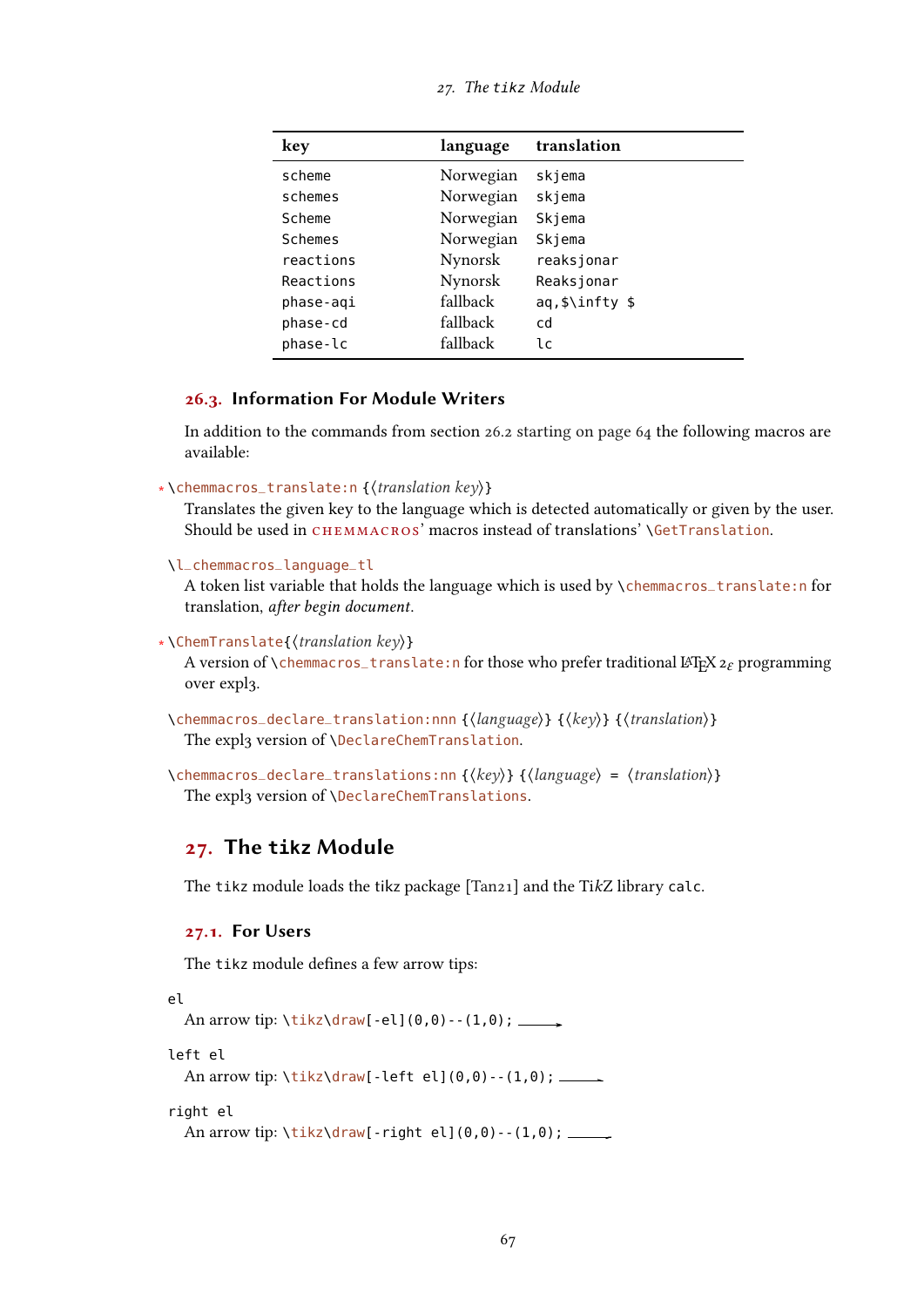| key | language | translation |
|---|---|---|
| `scheme` | Norwegian | `skjema` |
| `schemes` | Norwegian | `skjema` |
| `Scheme` | Norwegian | `Skjema` |
| `Schemes` | Norwegian | `Skjema` |
| `reactions` | Nynorsk | `reaksjonar` |
| `Reactions` | Nynorsk | `Reaksjonar` |
| `phase-aqi` | fallback | `aq,$\infty $` |
| `phase-cd` | fallback | `cd` |
| `phase-lc` | fallback | `lc` |

## 26.3. Information For Module Writers

In addition to the commands from section 26.2 starting on page 64 the following macros are available:

\* `\chemmacros_translate:n {⟨translation key⟩}`
Translates the given key to the language which is detected automatically or given by the user. Should be used in CHEMMACROS' macros instead of translations' `\GetTranslation`.

`\l_chemmacros_language_tl`
A token list variable that holds the language which is used by `\chemmacros_translate:n` for translation, *after begin document*.

\* `\ChemTranslate{⟨translation key⟩}`
A version of `\chemmacros_translate:n` for those who prefer traditional LaTeX $2_\varepsilon$ programming over expl3.

`\chemmacros_declare_translation:nnn {⟨language⟩} {⟨key⟩} {⟨translation⟩}`
The expl3 version of `\DeclareChemTranslation`.

`\chemmacros_declare_translations:nn {⟨key⟩} {⟨language⟩ = ⟨translation⟩}`
The expl3 version of `\DeclareChemTranslations`.

# 27. The tikz Module

The `tikz` module loads the tikz package [Tan21] and the TikZ library `calc`.

## 27.1. For Users

The `tikz` module defines a few arrow tips:

`el`
An arrow tip: `\tikz\draw[-el](0,0)--(1,0);`

`left el`
An arrow tip: `\tikz\draw[-left el](0,0)--(1,0);`

`right el`
An arrow tip: `\tikz\draw[-right el](0,0)--(1,0);`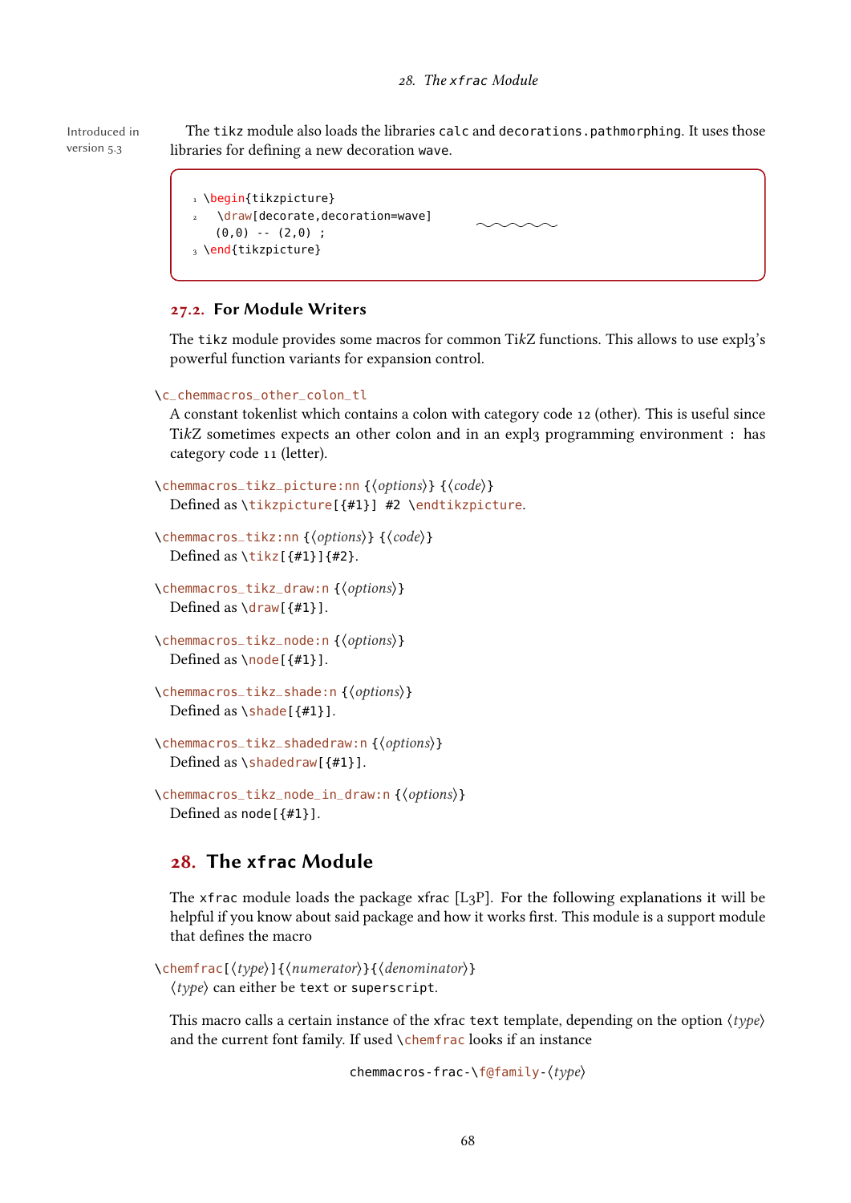Introduced in version 5.3

The tikz module also loads the libraries calc and decorations.pathmorphing. It uses those libraries for defining a new decoration wave.

```
\begin{tikzpicture}
  \draw[decorate,decoration=wave]
  (0,0) -- (2,0) ;
\end{tikzpicture}
```

## 27.2. For Module Writers

The tikz module provides some macros for common TikZ functions. This allows to use expl3's powerful function variants for expansion control.

`\c_chemmacros_other_colon_tl`
A constant tokenlist which contains a colon with category code 12 (other). This is useful since TikZ sometimes expects an other colon and in an expl3 programming environment `:` has category code 11 (letter).

`\chemmacros_tikz_picture:nn {⟨options⟩} {⟨code⟩}`
Defined as `\tikzpicture[{#1}] #2 \endtikzpicture`.

`\chemmacros_tikz:nn {⟨options⟩} {⟨code⟩}`
Defined as `\tikz[{#1}]{#2}`.

`\chemmacros_tikz_draw:n {⟨options⟩}`
Defined as `\draw[{#1}]`.

`\chemmacros_tikz_node:n {⟨options⟩}`
Defined as `\node[{#1}]`.

`\chemmacros_tikz_shade:n {⟨options⟩}`
Defined as `\shade[{#1}]`.

`\chemmacros_tikz_shadedraw:n {⟨options⟩}`
Defined as `\shadedraw[{#1}]`.

`\chemmacros_tikz_node_in_draw:n {⟨options⟩}`
Defined as `node[{#1}]`.

# 28. The xfrac Module

The xfrac module loads the package xfrac [L3P]. For the following explanations it will be helpful if you know about said package and how it works first. This module is a support module that defines the macro

`\chemfrac[⟨type⟩]{⟨numerator⟩}{⟨denominator⟩}`
⟨type⟩ can either be text or superscript.

This macro calls a certain instance of the xfrac text template, depending on the option ⟨type⟩ and the current font family. If used `\chemfrac` looks if an instance

`chemmacros-frac-\f@family-⟨type⟩`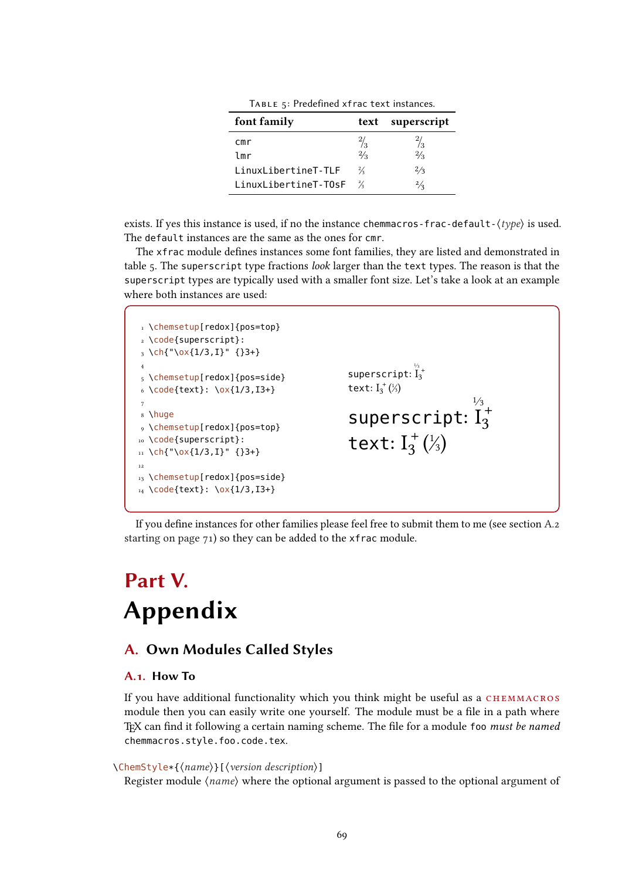Table 5: Predefined xfrac text instances.

| font family | text | superscript |
|---|---|---|
| cmr | 2/3 | 2/3 |
| lmr | 2/3 | 2/3 |
| LinuxLibertineT-TLF | 2/3 | 2/3 |
| LinuxLibertineT-TOsF | 2/3 | 2/3 |

exists. If yes this instance is used, if no the instance `chemmacros-frac-default-⟨type⟩` is used. The `default` instances are the same as the ones for `cmr`.

The `xfrac` module defines instances some font families, they are listed and demonstrated in table 5. The `superscript` type fractions *look* larger than the `text` types. The reason is that the `superscript` types are typically used with a smaller font size. Let's take a look at an example where both instances are used:

```
\chemsetup[redox]{pos=top}
\code{superscript}:
\ch{"\ox{1/3,I}" {}3+}

\chemsetup[redox]{pos=side}
\code{text}: \ox{1/3,I3+}

\huge
\chemsetup[redox]{pos=top}
\code{superscript}:
\ch{"\ox{1/3,I}" {}3+}

\chemsetup[redox]{pos=side}
\code{text}: \ox{1/3,I3+}
```

superscript: $\overset{1/3}{\mathrm{I}}{}_3^+$

text: $\mathrm{I}_3^+$ (1/3)

superscript: $\overset{1/3}{\mathrm{I}}{}_3^+$

text: $\mathrm{I}_3^+$ (1/3)

If you define instances for other families please feel free to submit them to me (see section A.2 starting on page 71) so they can be added to the `xfrac` module.

# Part V.

# Appendix

## A. Own Modules Called Styles

### A.1. How To

If you have additional functionality which you think might be useful as a CHEMMACROS module then you can easily write one yourself. The module must be a file in a path where TEX can find it following a certain naming scheme. The file for a module `foo` *must be named* `chemmacros.style.foo.code.tex`.

`\ChemStyle*{⟨name⟩}[⟨version description⟩]`

Register module ⟨name⟩ where the optional argument is passed to the optional argument of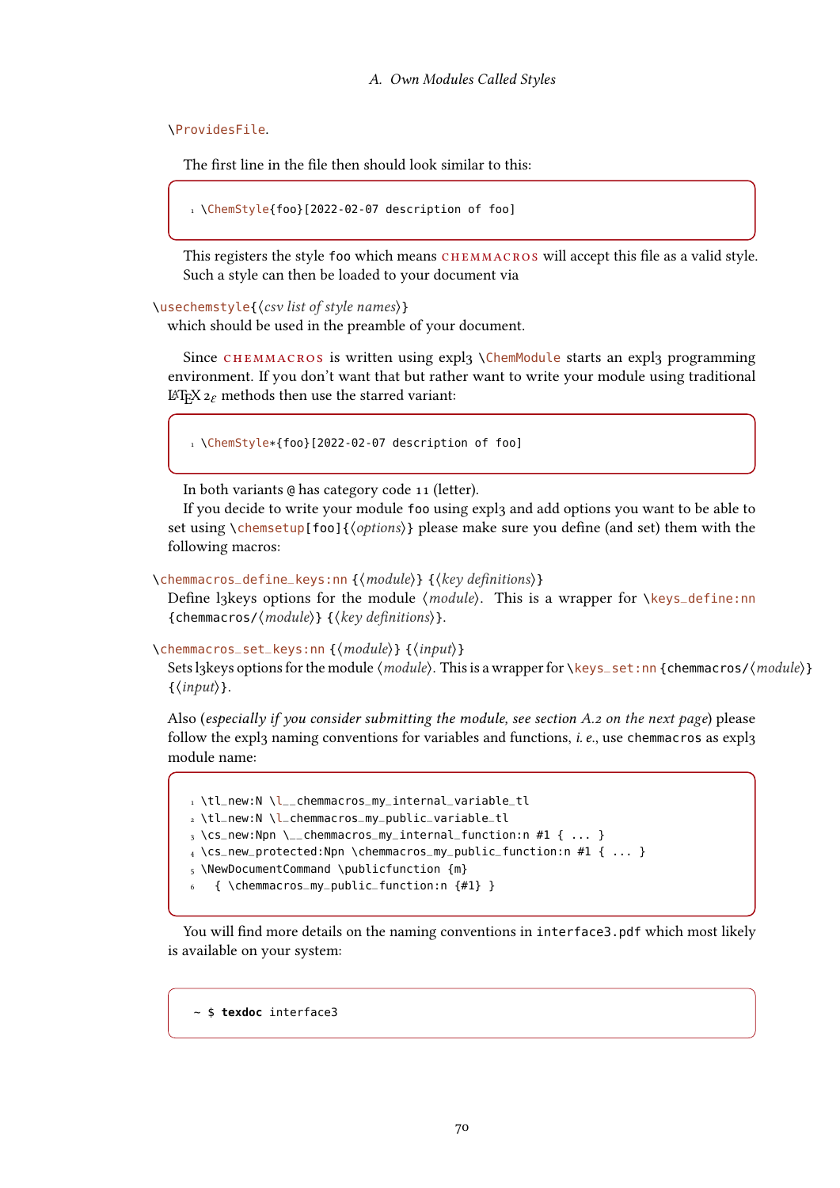\ProvidesFile.

The first line in the file then should look similar to this:

```
\ChemStyle{foo}[2022-02-07 description of foo]
```

This registers the style foo which means chemmacros will accept this file as a valid style. Such a style can then be loaded to your document via

\usechemstyle{⟨*csv list of style names*⟩}
which should be used in the preamble of your document.

Since chemmacros is written using expl3 \ChemModule starts an expl3 programming environment. If you don't want that but rather want to write your module using traditional LaTeX 2ε methods then use the starred variant:

```
\ChemStyle*{foo}[2022-02-07 description of foo]
```

In both variants @ has category code 11 (letter).

If you decide to write your module foo using expl3 and add options you want to be able to set using \chemsetup[foo]{⟨*options*⟩} please make sure you define (and set) them with the following macros:

\chemmacros_define_keys:nn {⟨*module*⟩} {⟨*key definitions*⟩}
Define l3keys options for the module ⟨*module*⟩. This is a wrapper for \keys_define:nn {chemmacros/⟨*module*⟩} {⟨*key definitions*⟩}.

\chemmacros_set_keys:nn {⟨*module*⟩} {⟨*input*⟩}
Sets l3keys options for the module ⟨*module*⟩. This is a wrapper for \keys_set:nn {chemmacros/⟨*module*⟩} {⟨*input*⟩}.

Also (*especially if you consider submitting the module, see section A.2 on the next page*) please follow the expl3 naming conventions for variables and functions, *i. e.*, use chemmacros as expl3 module name:

```
\tl_new:N \l__chemmacros_my_internal_variable_tl
\tl_new:N \l_chemmacros_my_public_variable_tl
\cs_new:Npn \__chemmacros_my_internal_function:n #1 { ... }
\cs_new_protected:Npn \chemmacros_my_public_function:n #1 { ... }
\NewDocumentCommand \publicfunction {m}
  { \chemmacros_my_public_function:n {#1} }
```

You will find more details on the naming conventions in interface3.pdf which most likely is available on your system:

```
~ $ texdoc interface3
```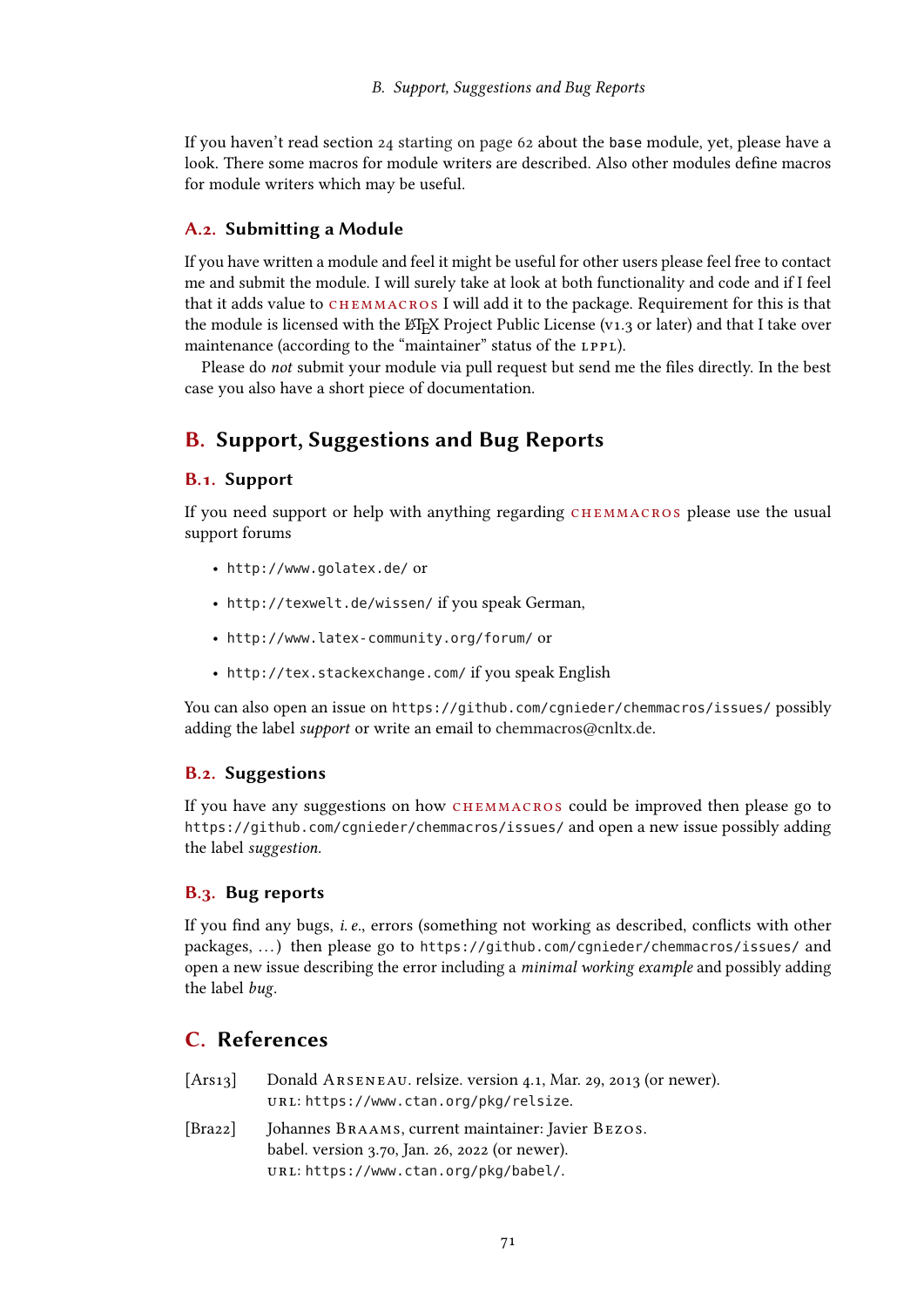If you haven't read section 24 starting on page 62 about the `base` module, yet, please have a look. There some macros for module writers are described. Also other modules define macros for module writers which may be useful.

### A.2. Submitting a Module

If you have written a module and feel it might be useful for other users please feel free to contact me and submit the module. I will surely take at look at both functionality and code and if I feel that it adds value to CHEMMACROS I will add it to the package. Requirement for this is that the module is licensed with the LaTeX Project Public License (v1.3 or later) and that I take over maintenance (according to the "maintainer" status of the LPPL).

Please do *not* submit your module via pull request but send me the files directly. In the best case you also have a short piece of documentation.

## B. Support, Suggestions and Bug Reports

### B.1. Support

If you need support or help with anything regarding CHEMMACROS please use the usual support forums

- `http://www.golatex.de/` or
- `http://texwelt.de/wissen/` if you speak German,
- `http://www.latex-community.org/forum/` or
- `http://tex.stackexchange.com/` if you speak English

You can also open an issue on `https://github.com/cgnieder/chemmacros/issues/` possibly adding the label *support* or write an email to chemmacros@cnltx.de.

### B.2. Suggestions

If you have any suggestions on how CHEMMACROS could be improved then please go to `https://github.com/cgnieder/chemmacros/issues/` and open a new issue possibly adding the label *suggestion*.

### B.3. Bug reports

If you find any bugs, *i. e.*, errors (something not working as described, conflicts with other packages, …) then please go to `https://github.com/cgnieder/chemmacros/issues/` and open a new issue describing the error including a *minimal working example* and possibly adding the label *bug*.

## C. References

[Ars13] Donald Arseneau. relsize. version 4.1, Mar. 29, 2013 (or newer). URL: `https://www.ctan.org/pkg/relsize`.

[Bra22] Johannes Braams, current maintainer: Javier Bezos. babel. version 3.70, Jan. 26, 2022 (or newer). URL: `https://www.ctan.org/pkg/babel/`.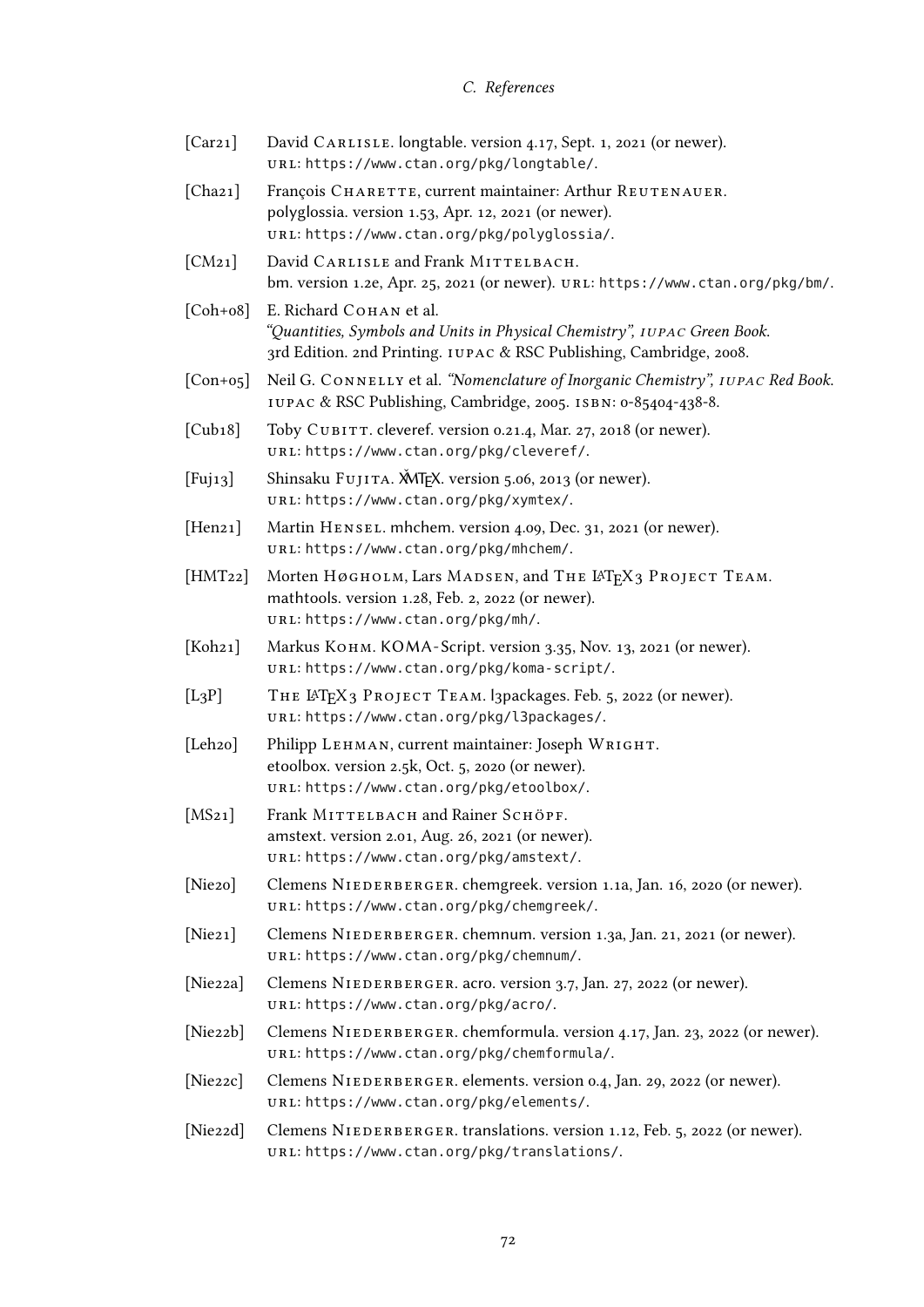- [Car21] David Carlisle. longtable. version 4.17, Sept. 1, 2021 (or newer). URL: https://www.ctan.org/pkg/longtable/.
- [Cha21] François Charette, current maintainer: Arthur Reutenauer. polyglossia. version 1.53, Apr. 12, 2021 (or newer). URL: https://www.ctan.org/pkg/polyglossia/.
- [CM21] David Carlisle and Frank Mittelbach. bm. version 1.2e, Apr. 25, 2021 (or newer). URL: https://www.ctan.org/pkg/bm/.
- [Coh+08] E. Richard Cohan et al. *"Quantities, Symbols and Units in Physical Chemistry", IUPAC Green Book.* 3rd Edition. 2nd Printing. IUPAC & RSC Publishing, Cambridge, 2008.
- [Con+05] Neil G. Connelly et al. *"Nomenclature of Inorganic Chemistry", IUPAC Red Book.* IUPAC & RSC Publishing, Cambridge, 2005. ISBN: 0-85404-438-8.
- [Cub18] Toby Cubitt. cleveref. version 0.21.4, Mar. 27, 2018 (or newer). URL: https://www.ctan.org/pkg/cleveref/.
- [Fuj13] Shinsaku Fujita. XΥMTEX. version 5.06, 2013 (or newer). URL: https://www.ctan.org/pkg/xymtex/.
- [Hen21] Martin Hensel. mhchem. version 4.09, Dec. 31, 2021 (or newer). URL: https://www.ctan.org/pkg/mhchem/.
- [HMT22] Morten Høgholm, Lars Madsen, and The LaTeX3 Project Team. mathtools. version 1.28, Feb. 2, 2022 (or newer). URL: https://www.ctan.org/pkg/mh/.
- [Koh21] Markus Kohm. KOMA-Script. version 3.35, Nov. 13, 2021 (or newer). URL: https://www.ctan.org/pkg/koma-script/.
- [L3P] The LaTeX3 Project Team. l3packages. Feb. 5, 2022 (or newer). URL: https://www.ctan.org/pkg/l3packages/.
- [Leh20] Philipp Lehman, current maintainer: Joseph Wright. etoolbox. version 2.5k, Oct. 5, 2020 (or newer). URL: https://www.ctan.org/pkg/etoolbox/.
- [MS21] Frank Mittelbach and Rainer Schöpf. amstext. version 2.01, Aug. 26, 2021 (or newer). URL: https://www.ctan.org/pkg/amstext/.
- [Nie20] Clemens Niederberger. chemgreek. version 1.1a, Jan. 16, 2020 (or newer). URL: https://www.ctan.org/pkg/chemgreek/.
- [Nie21] Clemens Niederberger. chemnum. version 1.3a, Jan. 21, 2021 (or newer). URL: https://www.ctan.org/pkg/chemnum/.
- [Nie22a] Clemens Niederberger. acro. version 3.7, Jan. 27, 2022 (or newer). URL: https://www.ctan.org/pkg/acro/.
- [Nie22b] Clemens Niederberger. chemformula. version 4.17, Jan. 23, 2022 (or newer). URL: https://www.ctan.org/pkg/chemformula/.
- [Nie22c] Clemens Niederberger. elements. version 0.4, Jan. 29, 2022 (or newer). URL: https://www.ctan.org/pkg/elements/.
- [Nie22d] Clemens Niederberger. translations. version 1.12, Feb. 5, 2022 (or newer). URL: https://www.ctan.org/pkg/translations/.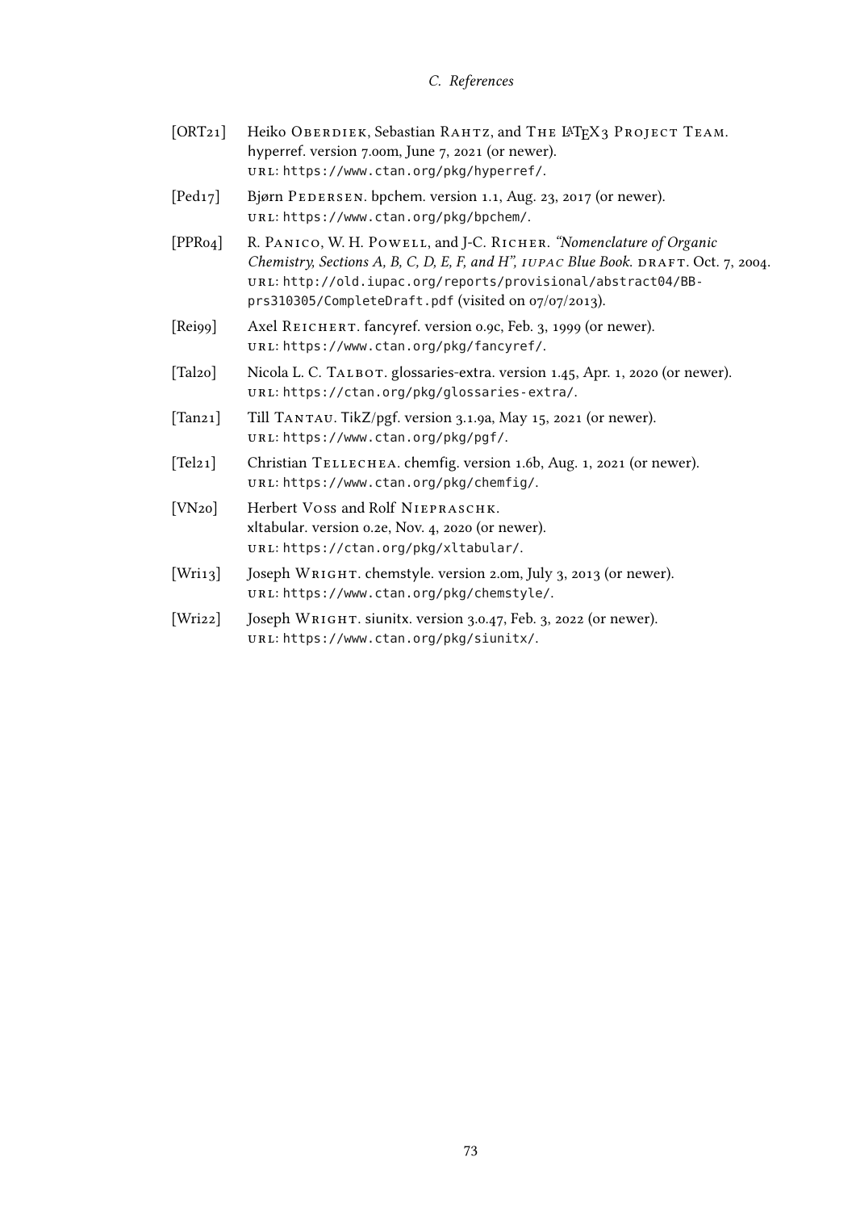- [ORT21] Heiko Oberdiek, Sebastian Rahtz, and The LaTeX3 Project Team. hyperref. version 7.00m, June 7, 2021 (or newer). url: https://www.ctan.org/pkg/hyperref/.
- [Ped17] Bjørn Pedersen. bpchem. version 1.1, Aug. 23, 2017 (or newer). url: https://www.ctan.org/pkg/bpchem/.
- [PPR04] R. Panico, W. H. Powell, and J-C. Richer. *"Nomenclature of Organic Chemistry, Sections A, B, C, D, E, F, and H", iupac Blue Book.* draft. Oct. 7, 2004. url: http://old.iupac.org/reports/provisional/abstract04/BB-prs310305/CompleteDraft.pdf (visited on 07/07/2013).
- [Rei99] Axel Reichert. fancyref. version 0.9c, Feb. 3, 1999 (or newer). url: https://www.ctan.org/pkg/fancyref/.
- [Tal20] Nicola L. C. Talbot. glossaries-extra. version 1.45, Apr. 1, 2020 (or newer). url: https://ctan.org/pkg/glossaries-extra/.
- [Tan21] Till Tantau. TikZ/pgf. version 3.1.9a, May 15, 2021 (or newer). url: https://www.ctan.org/pkg/pgf/.
- [Tel21] Christian Tellechea. chemfig. version 1.6b, Aug. 1, 2021 (or newer). url: https://www.ctan.org/pkg/chemfig/.
- [VN20] Herbert Voss and Rolf Niepraschk. xltabular. version 0.2e, Nov. 4, 2020 (or newer). url: https://ctan.org/pkg/xltabular/.
- [Wri13] Joseph Wright. chemstyle. version 2.0m, July 3, 2013 (or newer). url: https://www.ctan.org/pkg/chemstyle/.
- [Wri22] Joseph Wright. siunitx. version 3.0.47, Feb. 3, 2022 (or newer). url: https://www.ctan.org/pkg/siunitx/.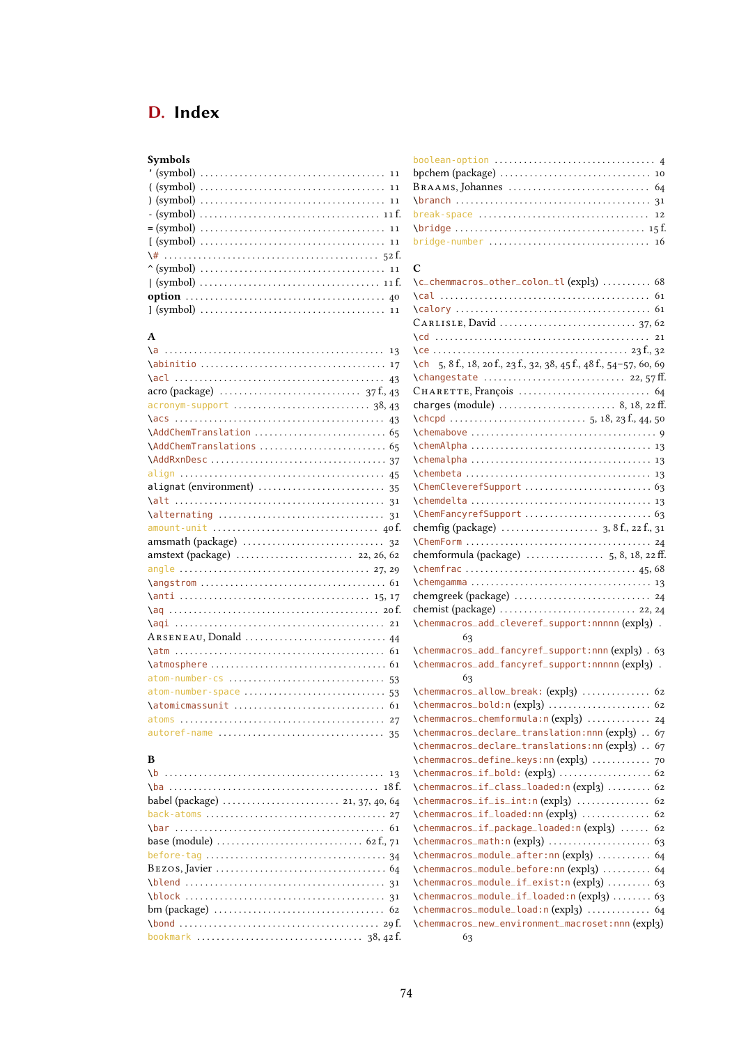# D. Index

**Symbols**

' (symbol) . . . . . . . . . . 11
( (symbol) . . . . . . . . . . 11
) (symbol) . . . . . . . . . . 11
- (symbol) . . . . . . . . . . 11 f.
= (symbol) . . . . . . . . . . 11
[ (symbol) . . . . . . . . . . 11
\# . . . . . . . . . . 52 f.
^ (symbol) . . . . . . . . . . 11
| (symbol) . . . . . . . . . . 11 f.
**option** . . . . . . . . . . 40
] (symbol) . . . . . . . . . . 11

**A**

\a . . . . . . . . . . 13
\abinitio . . . . . . . . . . 17
\acl . . . . . . . . . . 43
acro (package) . . . . . . . . . . 37 f., 43
acronym-support . . . . . . . . . . 38, 43
\acs . . . . . . . . . . 43
\AddChemTranslation . . . . . . . . . . 65
\AddChemTranslations . . . . . . . . . . 65
\AddRxnDesc . . . . . . . . . . 37
align . . . . . . . . . . 45
alignat (environment) . . . . . . . . . . 35
\alt . . . . . . . . . . 31
\alternating . . . . . . . . . . 31
amount-unit . . . . . . . . . . 40 f.
amsmath (package) . . . . . . . . . . 32
amstext (package) . . . . . . . . . . 22, 26, 62
angle . . . . . . . . . . 27, 29
\angstrom . . . . . . . . . . 61
\anti . . . . . . . . . . 15, 17
\aq . . . . . . . . . . 20 f.
\aqi . . . . . . . . . . 21
Arseneau, Donald . . . . . . . . . . 44
\atm . . . . . . . . . . 61
\atmosphere . . . . . . . . . . 61
atom-number-cs . . . . . . . . . . 53
atom-number-space . . . . . . . . . . 53
\atomicmassunit . . . . . . . . . . 61
atoms . . . . . . . . . . 27
autoref-name . . . . . . . . . . 35

**B**

\b . . . . . . . . . . 13
\ba . . . . . . . . . . 18 f.
babel (package) . . . . . . . . . . 21, 37, 40, 64
back-atoms . . . . . . . . . . 27
\bar . . . . . . . . . . 61
base (module) . . . . . . . . . . 62 f., 71
before-tag . . . . . . . . . . 34
Bezos, Javier . . . . . . . . . . 64
\blend . . . . . . . . . . 31
\block . . . . . . . . . . 31
bm (package) . . . . . . . . . . 62
\bond . . . . . . . . . . 29 f.
bookmark . . . . . . . . . . 38, 42 f.
boolean-option . . . . . . . . . . 4
bpchem (package) . . . . . . . . . . 10
Braams, Johannes . . . . . . . . . . 64
\branch . . . . . . . . . . 31
break-space . . . . . . . . . . 12
\bridge . . . . . . . . . . 15 f.
bridge-number . . . . . . . . . . 16

**C**

\c_chemmacros_other_colon_tl (expl3) . . . . . . . . . . 68
\cal . . . . . . . . . . 61
\calory . . . . . . . . . . 61
Carlisle, David . . . . . . . . . . 37, 62
\cd . . . . . . . . . . 21
\ce . . . . . . . . . . 23 f., 32
\ch 5, 8 f., 18, 20 f., 23 f., 32, 38, 45 f., 48 f., 54–57, 60, 69
\changestate . . . . . . . . . . 22, 57 ff.
Charette, François . . . . . . . . . . 64
charges (module) . . . . . . . . . . 8, 18, 22 ff.
\chcpd . . . . . . . . . . 5, 18, 23 f., 44, 50
\chemabove . . . . . . . . . . 9
\chemAlpha . . . . . . . . . . 13
\chemalpha . . . . . . . . . . 13
\chembeta . . . . . . . . . . 13
\ChemCleverefSupport . . . . . . . . . . 63
\chemdelta . . . . . . . . . . 13
\ChemFancyrefSupport . . . . . . . . . . 63
chemfig (package) . . . . . . . . . . 3, 8 f., 22 f., 31
\ChemForm . . . . . . . . . . 24
chemformula (package) . . . . . . . . . . 5, 8, 18, 22 ff.
\chemfrac . . . . . . . . . . 45, 68
\chemgamma . . . . . . . . . . 13
chemgreek (package) . . . . . . . . . . 24
chemist (package) . . . . . . . . . . 22, 24
\chemmacros_add_cleveref_support:nnnnn (expl3) . . . 63
\chemmacros_add_fancyref_support:nnn (expl3) . . 63
\chemmacros_add_fancyref_support:nnnnn (expl3) . . . 63
\chemmacros_allow_break: (expl3) . . . . . . . . . . 62
\chemmacros_bold:n (expl3) . . . . . . . . . . 62
\chemmacros_chemformula:n (expl3) . . . . . . . . . . 24
\chemmacros_declare_translation:nnn (expl3) . . 67
\chemmacros_declare_translations:nn (expl3) . . 67
\chemmacros_define_keys:nn (expl3) . . . . . . . . . . 70
\chemmacros_if_bold: (expl3) . . . . . . . . . . 62
\chemmacros_if_class_loaded:n (expl3) . . . . . . . . . . 62
\chemmacros_if_is_int:n (expl3) . . . . . . . . . . 62
\chemmacros_if_loaded:nn (expl3) . . . . . . . . . . 62
\chemmacros_if_package_loaded:n (expl3) . . . . . . 62
\chemmacros_math:n (expl3) . . . . . . . . . . 63
\chemmacros_module_after:nn (expl3) . . . . . . . . . . 64
\chemmacros_module_before:nn (expl3) . . . . . . . . . . 64
\chemmacros_module_if_exist:n (expl3) . . . . . . . . . . 63
\chemmacros_module_if_loaded:n (expl3) . . . . . . . . . . 63
\chemmacros_module_load:n (expl3) . . . . . . . . . . 64
\chemmacros_new_environment_macroset:nnn (expl3) 63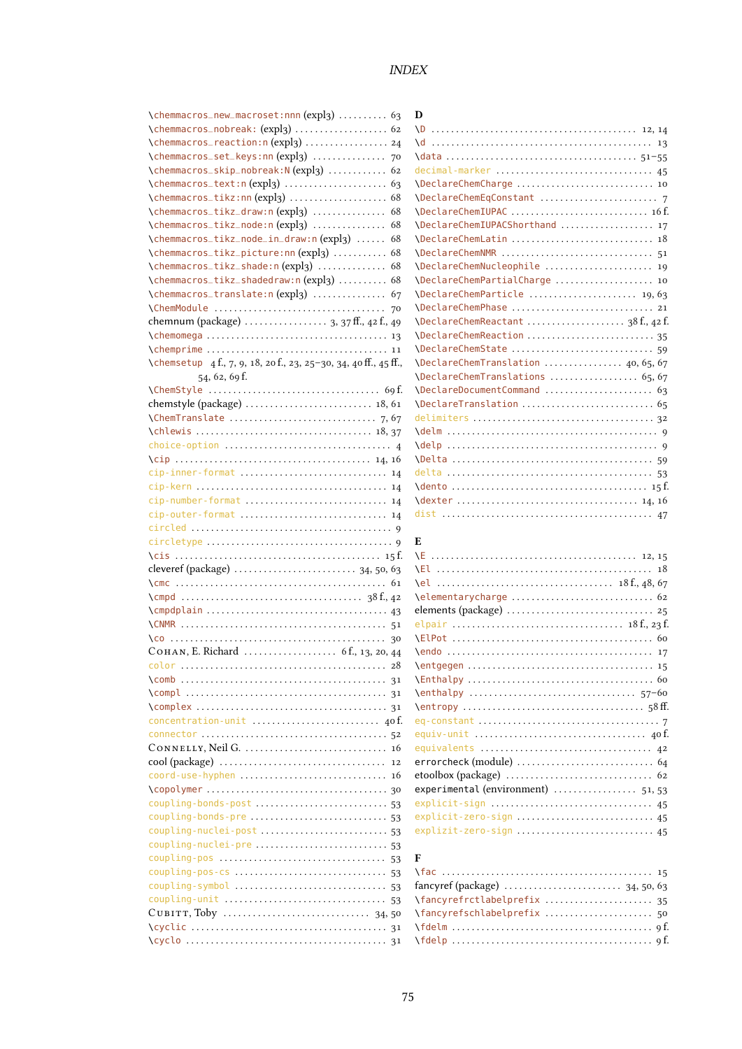\chemmacros_new_macroset:nnn (expl3) .......... 63
\chemmacros_nobreak: (expl3) .................. 62
\chemmacros_reaction:n (expl3) ................ 24
\chemmacros_set_keys:nn (expl3) ............... 70
\chemmacros_skip_nobreak:N (expl3) ............ 62
\chemmacros_text:n (expl3) .................... 63
\chemmacros_tikz:nn (expl3) ................... 68
\chemmacros_tikz_draw:n (expl3) ............... 68
\chemmacros_tikz_node:n (expl3) ............... 68
\chemmacros_tikz_node_in_draw:n (expl3) ...... 68
\chemmacros_tikz_picture:nn (expl3) ........... 68
\chemmacros_tikz_shade:n (expl3) .............. 68
\chemmacros_tikz_shadedraw:n (expl3) .......... 68
\chemmacros_translate:n (expl3) ............... 67
\ChemModule ................................... 70
chemnum (package) ................. 3, 37 ff., 42 f., 49
\chemomega .................................... 13
\chemprime .................................... 11
\chemsetup 4 f., 7, 9, 18, 20 f., 23, 25–30, 34, 40 ff., 45 ff., 54, 62, 69 f.
\ChemStyle .................................... 69 f.
chemstyle (package) ........................... 18, 61
\ChemTranslate ................................ 7, 67
\chlewis ...................................... 18, 37
choice-option ................................. 4
\cip .......................................... 14, 16
cip-inner-format .............................. 14
cip-kern ...................................... 14
cip-number-format ............................. 14
cip-outer-format .............................. 14
circled ....................................... 9
circletype .................................... 9
\cis .......................................... 15 f.
cleveref (package) ............................ 34, 50, 63
\cmc .......................................... 61
\cmpd ......................................... 38 f., 42
\cmpdplain .................................... 43
\CNMR ......................................... 51
\co ........................................... 30
Cohan, E. Richard .............................. 6 f., 13, 20, 44
color ......................................... 28
\comb ......................................... 31
\compl ........................................ 31
\complex ...................................... 31
concentration-unit ............................ 40 f.
connector ..................................... 52
Connelly, Neil G. ............................. 16
cool (package) ................................ 12
coord-use-hyphen .............................. 16
\copolymer .................................... 30
coupling-bonds-post ........................... 53
coupling-bonds-pre ............................ 53
coupling-nuclei-post .......................... 53
coupling-nuclei-pre ........................... 53
coupling-pos .................................. 53
coupling-pos-cs ............................... 53
coupling-symbol ............................... 53
coupling-unit ................................. 53
Cubitt, Toby .................................. 34, 50
\cyclic ....................................... 31
\cyclo ........................................ 31

**D**

\D ............................................ 12, 14
\d ............................................ 13
\data ......................................... 51–55
decimal-marker ................................ 45
\DeclareChemCharge ............................ 10
\DeclareChemEqConstant ........................ 7
\DeclareChemIUPAC ............................. 16 f.
\DeclareChemIUPACShorthand .................... 17
\DeclareChemLatin ............................. 18
\DeclareChemNMR ............................... 51
\DeclareChemNucleophile ....................... 19
\DeclareChemPartialCharge ..................... 10
\DeclareChemParticle .......................... 19, 63
\DeclareChemPhase ............................. 21
\DeclareChemReactant .......................... 38 f., 42 f.
\DeclareChemReaction .......................... 35
\DeclareChemState ............................. 59
\DeclareChemTranslation ....................... 40, 65, 67
\DeclareChemTranslations ...................... 65, 67
\DeclareDocumentCommand ....................... 63
\DeclareTranslation ........................... 65
delimiters .................................... 32
\delm ......................................... 9
\delp ......................................... 9
\Delta ........................................ 59
delta ......................................... 53
\dento ........................................ 15 f.
\dexter ....................................... 14, 16
dist .......................................... 47

**E**

\E ............................................ 12, 15
\El ........................................... 18
\el ........................................... 18 f., 48, 67
\elementarycharge ............................. 62
elements (package) ............................ 25
elpair ........................................ 18 f., 23 f.
\ElPot ........................................ 60
\endo ......................................... 17
\entgegen ..................................... 15
\Enthalpy ..................................... 60
\enthalpy ..................................... 57–60
\entropy ...................................... 58 ff.
eq-constant ................................... 7
equiv-unit .................................... 40 f.
equivalents ................................... 42
errorcheck (module) ........................... 64
etoolbox (package) ............................ 62
experimental (environment) .................... 51, 53
explicit-sign ................................. 45
explicit-zero-sign ............................ 45
explizit-zero-sign ............................ 45

**F**

\fac .......................................... 15
fancyref (package) ............................ 34, 50, 63
\fancyrefrctlabelprefix ....................... 35
\fancyrefschlabelprefix ....................... 50
\fdelm ........................................ 9 f.
\fdelp ........................................ 9 f.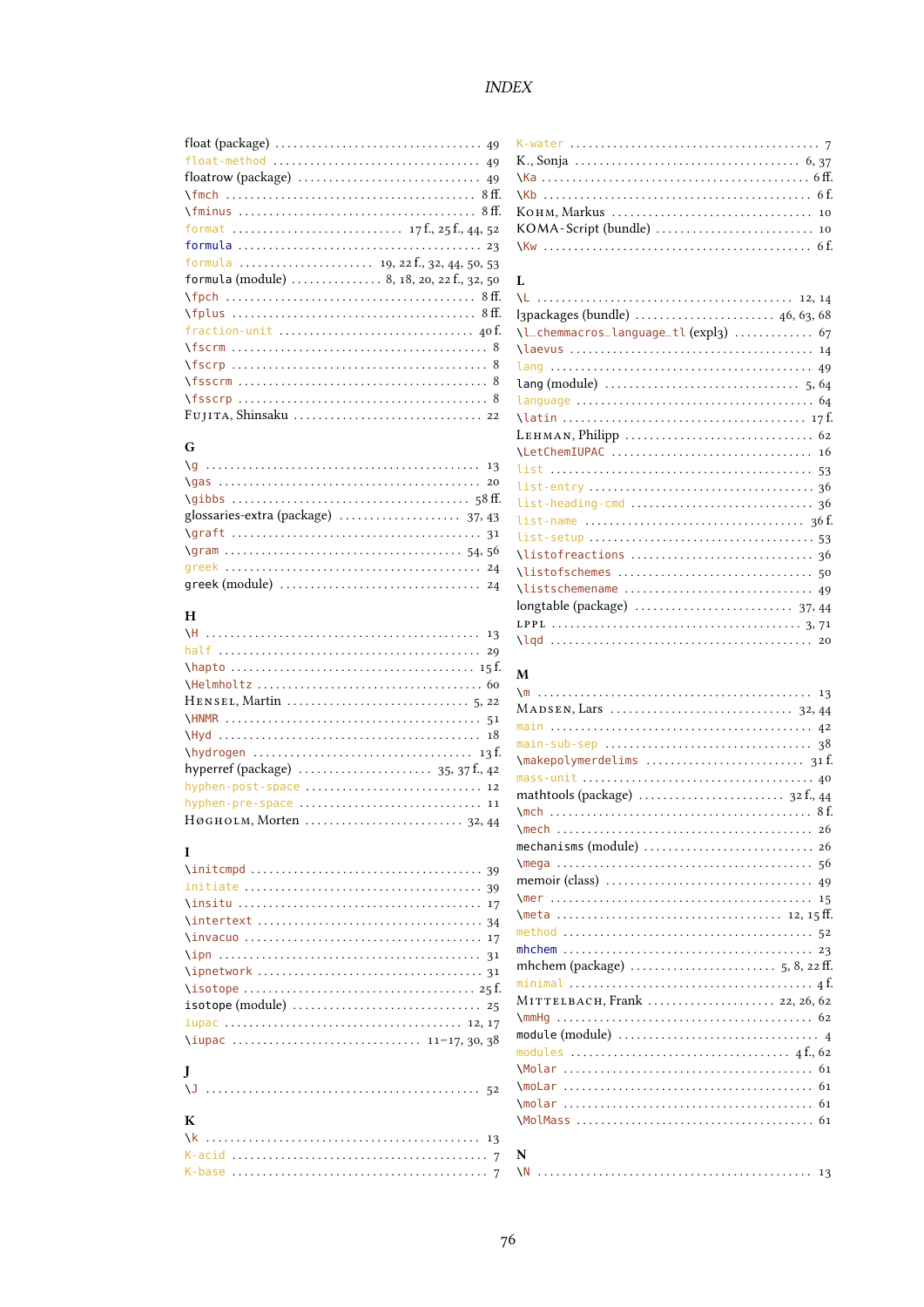float (package) . . . 49
float-method . . . 49
floatrow (package) . . . 49
\fmch . . . 8 ff.
\fminus . . . 8 ff.
format . . . 17 f., 25 f., 44, 52
formula . . . 23
formula . . . 19, 22 f., 32, 44, 50, 53
formula (module) . . . 8, 18, 20, 22 f., 32, 50
\fpch . . . 8 ff.
\fplus . . . 8 ff.
fraction-unit . . . 40 f.
\fscrm . . . 8
\fscrp . . . 8
\fsscrm . . . 8
\fsscrp . . . 8
Fujita, Shinsaku . . . 22

**G**

\g . . . 13
\gas . . . 20
\gibbs . . . 58 ff.
glossaries-extra (package) . . . 37, 43
\graft . . . 31
\gram . . . 54, 56
greek . . . 24
greek (module) . . . 24

**H**

\H . . . 13
half . . . 29
\hapto . . . 15 f.
\Helmholtz . . . 60
Hensel, Martin . . . 5, 22
\HNMR . . . 51
\Hyd . . . 18
\hydrogen . . . 13 f.
hyperref (package) . . . 35, 37 f., 42
hyphen-post-space . . . 12
hyphen-pre-space . . . 11
Høgholm, Morten . . . 32, 44

**I**

\initcmpd . . . 39
initiate . . . 39
\insitu . . . 17
\intertext . . . 34
\invacuo . . . 17
\ipn . . . 31
\ipnetwork . . . 31
\isotope . . . 25 f.
isotope (module) . . . 25
iupac . . . 12, 17
\iupac . . . 11–17, 30, 38

**J**

\J . . . 52

**K**

\k . . . 13
K-acid . . . 7
K-base . . . 7
K-water . . . 7
K., Sonja . . . 6, 37
\Ka . . . 6 ff.
\Kb . . . 6 f.
Kohm, Markus . . . 10
KOMA-Script (bundle) . . . 10
\Kw . . . 6 f.

**L**

\L . . . 12, 14
l3packages (bundle) . . . 46, 63, 68
\l_chemmacros_language_tl (expl3) . . . 67
\laevus . . . 14
lang . . . 49
lang (module) . . . 5, 64
language . . . 64
\latin . . . 17 f.
Lehman, Philipp . . . 62
\LetChemIUPAC . . . 16
list . . . 53
list-entry . . . 36
list-heading-cmd . . . 36
list-name . . . 36 f.
list-setup . . . 53
\listofreactions . . . 36
\listofschemes . . . 50
\listschemename . . . 49
longtable (package) . . . 37, 44
lppl . . . 3, 71
\lqd . . . 20

**M**

\m . . . 13
Madsen, Lars . . . 32, 44
main . . . 42
main-sub-sep . . . 38
\makepolymerdelims . . . 31 f.
mass-unit . . . 40
mathtools (package) . . . 32 f., 44
\mch . . . 8 f.
\mech . . . 26
mechanisms (module) . . . 26
\mega . . . 56
memoir (class) . . . 49
\mer . . . 15
\meta . . . 12, 15 ff.
method . . . 52
mhchem . . . 23
mhchem (package) . . . 5, 8, 22 ff.
minimal . . . 4 f.
Mittelbach, Frank . . . 22, 26, 62
\mmHg . . . 62
module (module) . . . 4
modules . . . 4 f., 62
\Molar . . . 61
\moLar . . . 61
\molar . . . 61
\MolMass . . . 61

**N**

\N . . . 13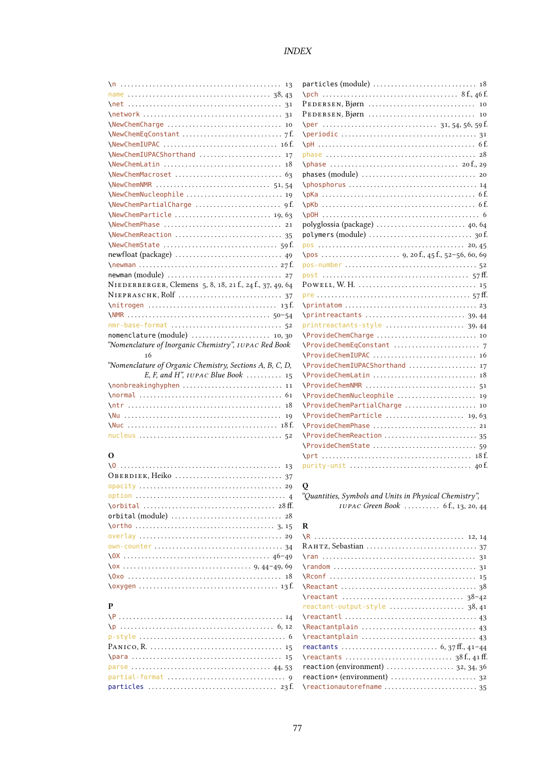\n ........................................ 13
name ........................................ 38, 43
\net ........................................ 31
\network ........................................ 31
\NewChemCharge ........................................ 10
\NewChemEqConstant ........................................ 7 f.
\NewChemIUPAC ........................................ 16 f.
\NewChemIUPACShorthand ........................................ 17
\NewChemLatin ........................................ 18
\NewChemMacroset ........................................ 63
\NewChemNMR ........................................ 51, 54
\NewChemNucleophile ........................................ 19
\NewChemPartialCharge ........................................ 9 f.
\NewChemParticle ........................................ 19, 63
\NewChemPhase ........................................ 21
\NewChemReaction ........................................ 35
\NewChemState ........................................ 59 f.
newfloat (package) ........................................ 49
\newman ........................................ 27 f.
newman (module) ........................................ 27
Niederberger, Clemens 5, 8, 18, 21 f., 24 f., 37, 49, 64
Niepraschk, Rolf ........................................ 37
\nitrogen ........................................ 13 f.
\NMR ........................................ 50–54
nmr-base-format ........................................ 52
nomenclature (module) ........................................ 10, 30
*"Nomenclature of Inorganic Chemistry", IUPAC Red Book* 16
*"Nomenclature of Organic Chemistry, Sections A, B, C, D, E, F, and H", IUPAC Blue Book* ........................................ 15
\nonbreakinghyphen ........................................ 11
\normal ........................................ 61
\ntr ........................................ 18
\Nu ........................................ 19
\Nuc ........................................ 18 f.
nucleus ........................................ 52

**O**

\O ........................................ 13
Oberdiek, Heiko ........................................ 37
opacity ........................................ 29
option ........................................ 4
\orbital ........................................ 28 ff.
orbital (module) ........................................ 28
\ortho ........................................ 3, 15
overlay ........................................ 29
own-counter ........................................ 34
\OX ........................................ 46–49
\ox ........................................ 9, 44–49, 69
\Oxo ........................................ 18
\oxygen ........................................ 13 f.

**P**

\P ........................................ 14
\p ........................................ 6, 12
p-style ........................................ 6
Panico, R. ........................................ 15
\para ........................................ 15
parse ........................................ 44, 53
partial-format ........................................ 9
particles ........................................ 23 f.
particles (module) ........................................ 18
\pch ........................................ 8 f., 46 f.
Pedersen, Bjørn ........................................ 10
Pedersen, Bjørn ........................................ 10
\per ........................................ 31, 54, 56, 59 f.
\periodic ........................................ 31
\pH ........................................ 6 f.
phase ........................................ 28
\phase ........................................ 20 f., 29
phases (module) ........................................ 20
\phosphorus ........................................ 14
\pKa ........................................ 6 f.
\pKb ........................................ 6 f.
\pOH ........................................ 6
polyglossia (package) ........................................ 40, 64
polymers (module) ........................................ 30 f.
pos ........................................ 20, 45
\pos ........................................ 9, 20 f., 45 f., 52–56, 60, 69
pos-number ........................................ 52
post ........................................ 57 ff.
Powell, W. H. ........................................ 15
pre ........................................ 57 ff.
\printatom ........................................ 23
\printreactants ........................................ 39, 44
printreactants-style ........................................ 39, 44
\ProvideChemCharge ........................................ 10
\ProvideChemEqConstant ........................................ 7
\ProvideChemIUPAC ........................................ 16
\ProvideChemIUPACShorthand ........................................ 17
\ProvideChemLatin ........................................ 18
\ProvideChemNMR ........................................ 51
\ProvideChemNucleophile ........................................ 19
\ProvideChemPartialCharge ........................................ 10
\ProvideChemParticle ........................................ 19, 63
\ProvideChemPhase ........................................ 21
\ProvideChemReaction ........................................ 35
\ProvideChemState ........................................ 59
\prt ........................................ 18 f.
purity-unit ........................................ 40 f.

**Q**

*"Quantities, Symbols and Units in Physical Chemistry", IUPAC Green Book* ........................................ 6 f., 13, 20, 44

**R**

\R ........................................ 12, 14
Rahtz, Sebastian ........................................ 37
\ran ........................................ 31
\random ........................................ 31
\Rconf ........................................ 15
\Reactant ........................................ 38
\reactant ........................................ 38–42
reactant-output-style ........................................ 38, 41
\reactantl ........................................ 43
\Reactantplain ........................................ 43
\reactantplain ........................................ 43
reactants ........................................ 6, 37 ff., 41–44
\reactants ........................................ 38 f., 41 ff.
reaction (environment) ........................................ 32, 34, 36
reaction* (environment) ........................................ 32
\reactionautorefname ........................................ 35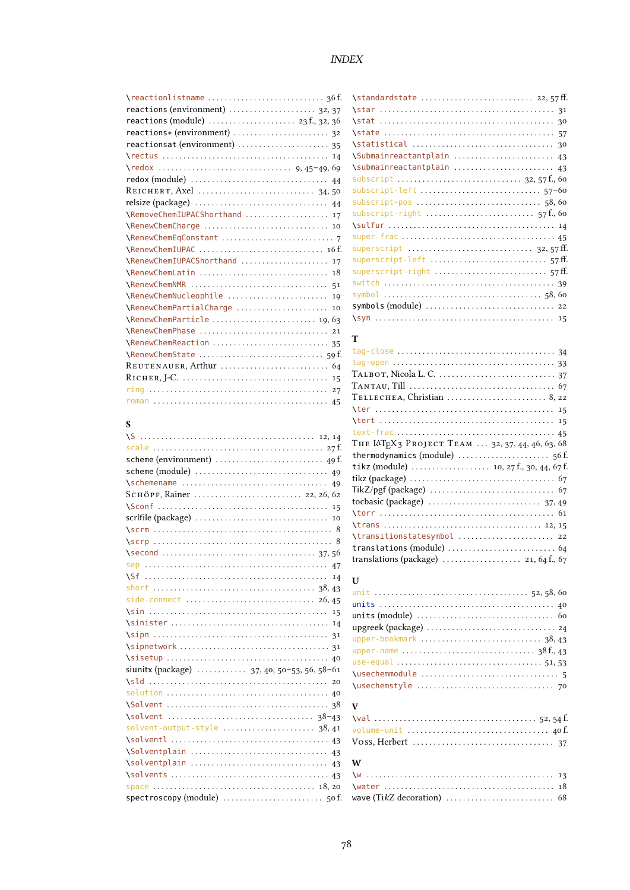\reactionlistname . . . . . 36 f.
reactions (environment) . . . . . 32, 37
reactions (module) . . . . . 23 f., 32, 36
reactions* (environment) . . . . . 32
reactionsat (environment) . . . . . 35
\rectus . . . . . 14
\redox . . . . . 9, 45–49, 69
redox (module) . . . . . 44
Reichert, Axel . . . . . 34, 50
relsize (package) . . . . . 44
\RemoveChemIUPACShorthand . . . . . 17
\RenewChemCharge . . . . . 10
\RenewChemEqConstant . . . . . 7
\RenewChemIUPAC . . . . . 16 f.
\RenewChemIUPACShorthand . . . . . 17
\RenewChemLatin . . . . . 18
\RenewChemNMR . . . . . 51
\RenewChemNucleophile . . . . . 19
\RenewChemPartialCharge . . . . . 10
\RenewChemParticle . . . . . 19, 63
\RenewChemPhase . . . . . 21
\RenewChemReaction . . . . . 35
\RenewChemState . . . . . 59 f.
Reutenauer, Arthur . . . . . 64
Richer, J-C. . . . . . 15
ring . . . . . 27
roman . . . . . 45

**S**

\S . . . . . 12, 14
scale . . . . . 27 f.
scheme (environment) . . . . . 49 f.
scheme (module) . . . . . 49
\schemename . . . . . 49
Schöpf, Rainer . . . . . 22, 26, 62
\Sconf . . . . . 15
scrlfile (package) . . . . . 10
\scrm . . . . . 8
\scrp . . . . . 8
\second . . . . . 37, 56
sep . . . . . 47
\Sf . . . . . 14
short . . . . . 38, 43
side-connect . . . . . 26, 45
\sin . . . . . 15
\sinister . . . . . 14
\sipn . . . . . 31
\sipnetwork . . . . . 31
\sisetup . . . . . 40
siunitx (package) . . . . . 37, 40, 50–53, 56, 58–61
\sld . . . . . 20
solution . . . . . 40
\Solvent . . . . . 38
\solvent . . . . . 38–43
solvent-output-style . . . . . 38, 41
\solventl . . . . . 43
\Solventplain . . . . . 43
\solventplain . . . . . 43
\solvents . . . . . 43
space . . . . . 18, 20
spectroscopy (module) . . . . . 50 f.
\standardstate . . . . . 22, 57 ff.
\star . . . . . 31
\stat . . . . . 30
\state . . . . . 57
\statistical . . . . . 30
\Submainreactantplain . . . . . 43
\submainreactantplain . . . . . 43
subscript . . . . . 32, 57 f., 60
subscript-left . . . . . 57–60
subscript-pos . . . . . 58, 60
subscript-right . . . . . 57 f., 60
\sulfur . . . . . 14
super-frac . . . . . 45
superscript . . . . . 32, 57 ff.
superscript-left . . . . . 57 ff.
superscript-right . . . . . 57 ff.
switch . . . . . 39
symbol . . . . . 58, 60
symbols (module) . . . . . 22
\syn . . . . . 15

**T**

tag-close . . . . . 34
tag-open . . . . . 33
Talbot, Nicola L. C. . . . . . 37
Tantau, Till . . . . . 67
Tellechea, Christian . . . . . 8, 22
\ter . . . . . 15
\tert . . . . . 15
text-frac . . . . . 45
The LaTeX3 Project Team . . . 32, 37, 44, 46, 63, 68
thermodynamics (module) . . . . . 56 f.
tikz (module) . . . . . 10, 27 f., 30, 44, 67 f.
tikz (package) . . . . . 67
TikZ/pgf (package) . . . . . 67
tocbasic (package) . . . . . 37, 49
\torr . . . . . 61
\trans . . . . . 12, 15
\transitionstatesymbol . . . . . 22
translations (module) . . . . . 64
translations (package) . . . . . 21, 64 f., 67

**U**

unit . . . . . 52, 58, 60
units . . . . . 40
units (module) . . . . . 60
upgreek (package) . . . . . 24
upper-bookmark . . . . . 38, 43
upper-name . . . . . 38 f., 43
use-equal . . . . . 51, 53
\usechemmodule . . . . . 5
\usechemstyle . . . . . 70

**V**

\val . . . . . 52, 54 f.
volume-unit . . . . . 40 f.
Voss, Herbert . . . . . 37

**W**

\w . . . . . 13
\water . . . . . 18
wave (TikZ decoration) . . . . . 68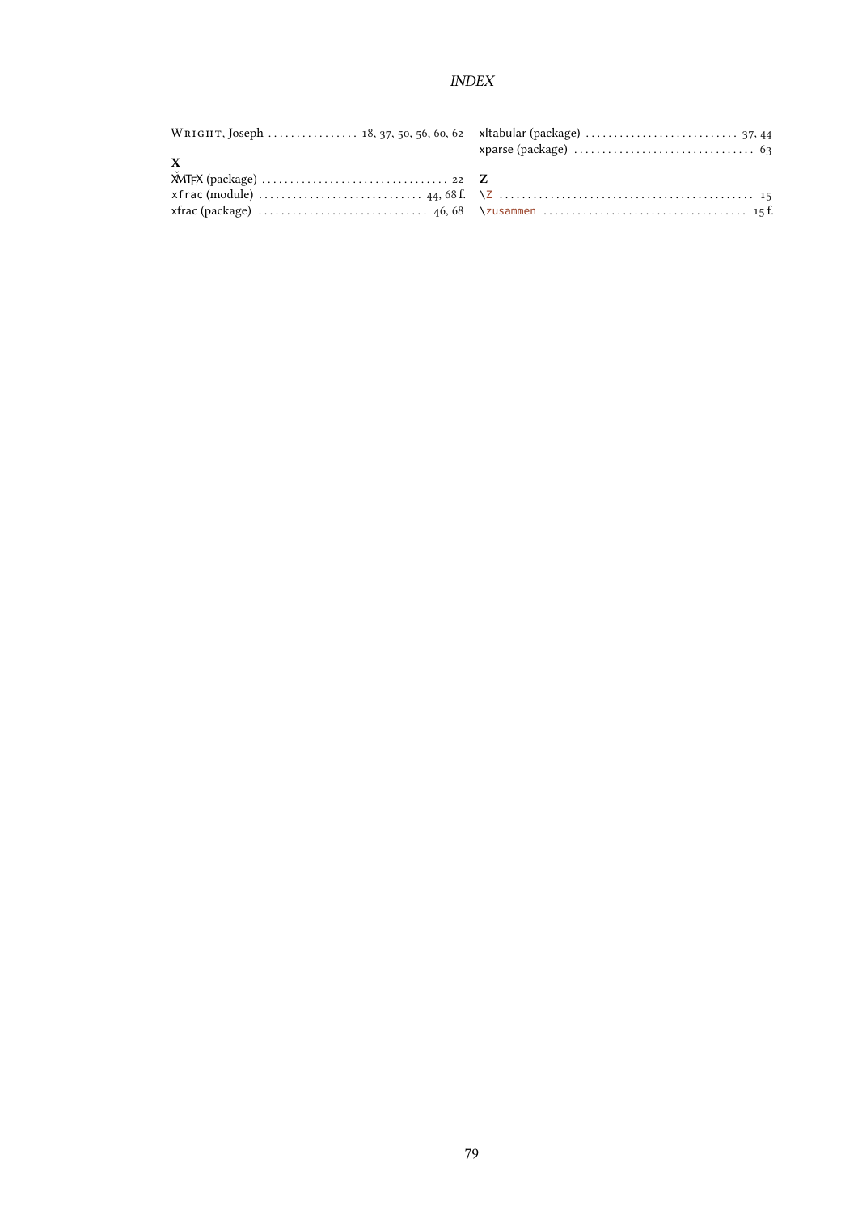Wright, Joseph . . . . . . . . . . . . . . . . 18, 37, 50, 56, 60, 62

**X**

XƎLaTeX (package) . . . . . . . . . . . . . . . . . . . . . . . . . . . . . . . . 22
`xfrac` (module) . . . . . . . . . . . . . . . . . . . . . . . . . . . . 44, 68 f.
xfrac (package) . . . . . . . . . . . . . . . . . . . . . . . . . . . . . . 46, 68
xltabular (package) . . . . . . . . . . . . . . . . . . . . . . . . . . . 37, 44
xparse (package) . . . . . . . . . . . . . . . . . . . . . . . . . . . . . . . 63

**Z**

`\Z` . . . . . . . . . . . . . . . . . . . . . . . . . . . . . . . . . . . . . . . . . . . 15
`\zusammen` . . . . . . . . . . . . . . . . . . . . . . . . . . . . . . . . . . 15 f.